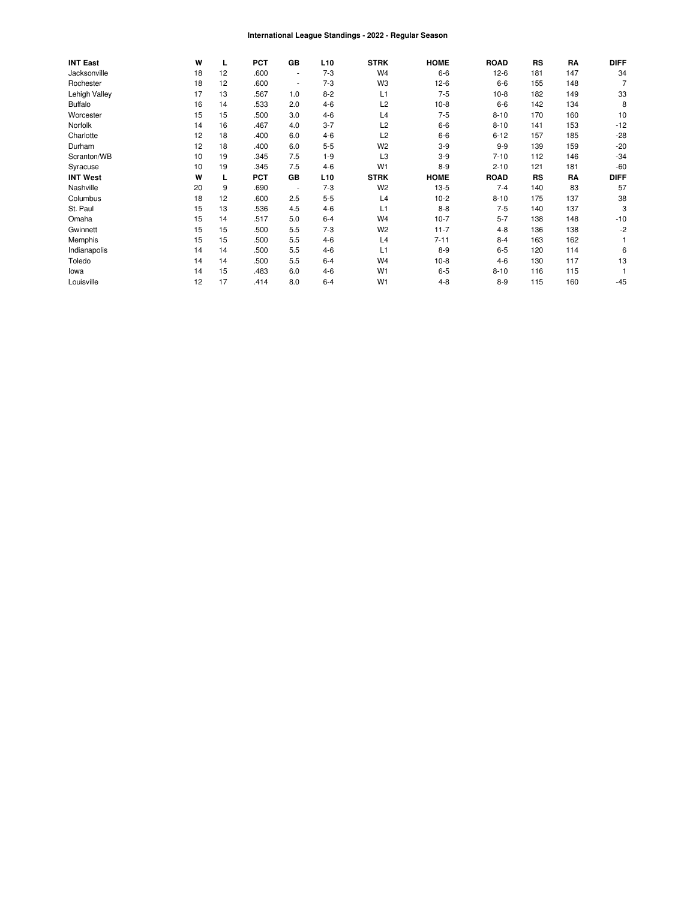# International League Standings - 2022 - Regular Season

| INT East | W | L | PCT | GB | L10 | STRK | HOME | ROAD | RS | RA | DIFF |
|---|---|---|---|---|---|---|---|---|---|---|---|
| Jacksonville | 18 | 12 | .600 | - | 7-3 | W4 | 6-6 | 12-6 | 181 | 147 | 34 |
| Rochester | 18 | 12 | .600 | - | 7-3 | W3 | 12-6 | 6-6 | 155 | 148 | 7 |
| Lehigh Valley | 17 | 13 | .567 | 1.0 | 8-2 | L1 | 7-5 | 10-8 | 182 | 149 | 33 |
| Buffalo | 16 | 14 | .533 | 2.0 | 4-6 | L2 | 10-8 | 6-6 | 142 | 134 | 8 |
| Worcester | 15 | 15 | .500 | 3.0 | 4-6 | L4 | 7-5 | 8-10 | 170 | 160 | 10 |
| Norfolk | 14 | 16 | .467 | 4.0 | 3-7 | L2 | 6-6 | 8-10 | 141 | 153 | -12 |
| Charlotte | 12 | 18 | .400 | 6.0 | 4-6 | L2 | 6-6 | 6-12 | 157 | 185 | -28 |
| Durham | 12 | 18 | .400 | 6.0 | 5-5 | W2 | 3-9 | 9-9 | 139 | 159 | -20 |
| Scranton/WB | 10 | 19 | .345 | 7.5 | 1-9 | L3 | 3-9 | 7-10 | 112 | 146 | -34 |
| Syracuse | 10 | 19 | .345 | 7.5 | 4-6 | W1 | 8-9 | 2-10 | 121 | 181 | -60 |
| **INT West** | **W** | **L** | **PCT** | **GB** | **L10** | **STRK** | **HOME** | **ROAD** | **RS** | **RA** | **DIFF** |
| Nashville | 20 | 9 | .690 | - | 7-3 | W2 | 13-5 | 7-4 | 140 | 83 | 57 |
| Columbus | 18 | 12 | .600 | 2.5 | 5-5 | L4 | 10-2 | 8-10 | 175 | 137 | 38 |
| St. Paul | 15 | 13 | .536 | 4.5 | 4-6 | L1 | 8-8 | 7-5 | 140 | 137 | 3 |
| Omaha | 15 | 14 | .517 | 5.0 | 6-4 | W4 | 10-7 | 5-7 | 138 | 148 | -10 |
| Gwinnett | 15 | 15 | .500 | 5.5 | 7-3 | W2 | 11-7 | 4-8 | 136 | 138 | -2 |
| Memphis | 15 | 15 | .500 | 5.5 | 4-6 | L4 | 7-11 | 8-4 | 163 | 162 | 1 |
| Indianapolis | 14 | 14 | .500 | 5.5 | 4-6 | L1 | 8-9 | 6-5 | 120 | 114 | 6 |
| Toledo | 14 | 14 | .500 | 5.5 | 6-4 | W4 | 10-8 | 4-6 | 130 | 117 | 13 |
| Iowa | 14 | 15 | .483 | 6.0 | 4-6 | W1 | 6-5 | 8-10 | 116 | 115 | 1 |
| Louisville | 12 | 17 | .414 | 8.0 | 6-4 | W1 | 4-8 | 8-9 | 115 | 160 | -45 |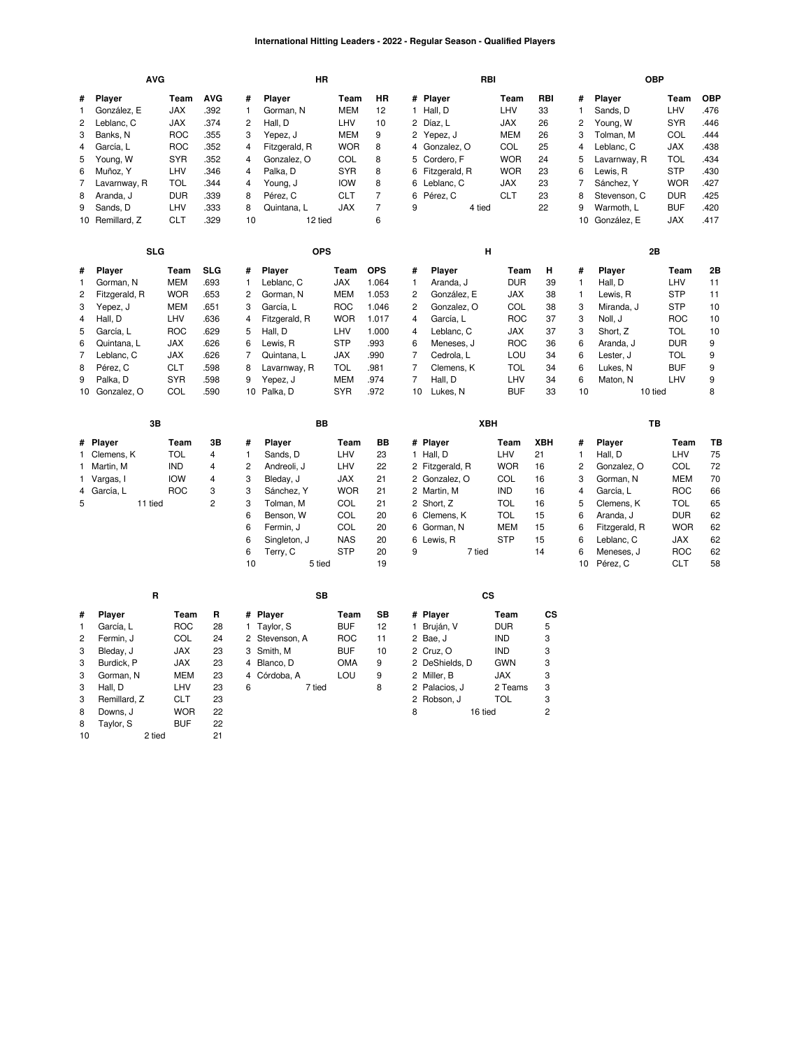# International Hitting Leaders - 2022 - Regular Season - Qualified Players

### AVG

| # | Player | Team | AVG |
|---|---|---|---|
| 1 | González, E | JAX | .392 |
| 2 | Leblanc, C | JAX | .374 |
| 3 | Banks, N | ROC | .355 |
| 4 | García, L | ROC | .352 |
| 5 | Young, W | SYR | .352 |
| 6 | Muñoz, Y | LHV | .346 |
| 7 | Lavarnway, R | TOL | .344 |
| 8 | Aranda, J | DUR | .339 |
| 9 | Sands, D | LHV | .333 |
| 10 | Remillard, Z | CLT | .329 |

### HR

| # | Player | Team | HR |
|---|---|---|---|
| 1 | Gorman, N | MEM | 12 |
| 2 | Hall, D | LHV | 10 |
| 3 | Yepez, J | MEM | 9 |
| 4 | Fitzgerald, R | WOR | 8 |
| 4 | Gonzalez, O | COL | 8 |
| 4 | Palka, D | SYR | 8 |
| 4 | Young, J | IOW | 8 |
| 8 | Pérez, C | CLT | 7 |
| 8 | Quintana, L | JAX | 7 |
| 10 | 12 tied | | 6 |

### RBI

| # | Player | Team | RBI |
|---|---|---|---|
| 1 | Hall, D | LHV | 33 |
| 2 | Díaz, L | JAX | 26 |
| 2 | Yepez, J | MEM | 26 |
| 4 | Gonzalez, O | COL | 25 |
| 5 | Cordero, F | WOR | 24 |
| 6 | Fitzgerald, R | WOR | 23 |
| 6 | Leblanc, C | JAX | 23 |
| 6 | Pérez, C | CLT | 23 |
| 9 | 4 tied | | 22 |

### OBP

| # | Player | Team | OBP |
|---|---|---|---|
| 1 | Sands, D | LHV | .476 |
| 2 | Young, W | SYR | .446 |
| 3 | Tolman, M | COL | .444 |
| 4 | Leblanc, C | JAX | .438 |
| 5 | Lavarnway, R | TOL | .434 |
| 6 | Lewis, R | STP | .430 |
| 7 | Sánchez, Y | WOR | .427 |
| 8 | Stevenson, C | DUR | .425 |
| 9 | Warmoth, L | BUF | .420 |
| 10 | González, E | JAX | .417 |

### SLG

| # | Player | Team | SLG |
|---|---|---|---|
| 1 | Gorman, N | MEM | .693 |
| 2 | Fitzgerald, R | WOR | .653 |
| 3 | Yepez, J | MEM | .651 |
| 4 | Hall, D | LHV | .636 |
| 5 | García, L | ROC | .629 |
| 6 | Quintana, L | JAX | .626 |
| 7 | Leblanc, C | JAX | .626 |
| 8 | Pérez, C | CLT | .598 |
| 9 | Palka, D | SYR | .598 |
| 10 | Gonzalez, O | COL | .590 |

### OPS

| # | Player | Team | OPS |
|---|---|---|---|
| 1 | Leblanc, C | JAX | 1.064 |
| 2 | Gorman, N | MEM | 1.053 |
| 3 | García, L | ROC | 1.046 |
| 4 | Fitzgerald, R | WOR | 1.017 |
| 5 | Hall, D | LHV | 1.000 |
| 6 | Lewis, R | STP | .993 |
| 7 | Quintana, L | JAX | .990 |
| 8 | Lavarnway, R | TOL | .981 |
| 9 | Yepez, J | MEM | .974 |
| 10 | Palka, D | SYR | .972 |

### H

| # | Player | Team | H |
|---|---|---|---|
| 1 | Aranda, J | DUR | 39 |
| 2 | González, E | JAX | 38 |
| 2 | Gonzalez, O | COL | 38 |
| 4 | García, L | ROC | 37 |
| 4 | Leblanc, C | JAX | 37 |
| 6 | Meneses, J | ROC | 36 |
| 7 | Cedrola, L | LOU | 34 |
| 7 | Clemens, K | TOL | 34 |
| 7 | Hall, D | LHV | 34 |
| 10 | Lukes, N | BUF | 33 |

### 2B

| # | Player | Team | 2B |
|---|---|---|---|
| 1 | Hall, D | LHV | 11 |
| 1 | Lewis, R | STP | 11 |
| 3 | Miranda, J | STP | 10 |
| 3 | Noll, J | ROC | 10 |
| 3 | Short, Z | TOL | 10 |
| 6 | Aranda, J | DUR | 9 |
| 6 | Lester, J | TOL | 9 |
| 6 | Lukes, N | BUF | 9 |
| 6 | Maton, N | LHV | 9 |
| 10 | 10 tied | | 8 |

### 3B

| # | Player | Team | 3B |
|---|---|---|---|
| 1 | Clemens, K | TOL | 4 |
| 1 | Martin, M | IND | 4 |
| 1 | Vargas, I | IOW | 4 |
| 4 | García, L | ROC | 3 |
| 5 | 11 tied | | 2 |

### BB

| # | Player | Team | BB |
|---|---|---|---|
| 1 | Sands, D | LHV | 23 |
| 2 | Andreoli, J | LHV | 22 |
| 3 | Bleday, J | JAX | 21 |
| 3 | Sánchez, Y | WOR | 21 |
| 3 | Tolman, M | COL | 21 |
| 6 | Benson, W | COL | 20 |
| 6 | Fermin, J | COL | 20 |
| 6 | Singleton, J | NAS | 20 |
| 6 | Terry, C | STP | 20 |
| 10 | 5 tied | | 19 |

### XBH

| # | Player | Team | XBH |
|---|---|---|---|
| 1 | Hall, D | LHV | 21 |
| 2 | Fitzgerald, R | WOR | 16 |
| 2 | Gonzalez, O | COL | 16 |
| 2 | Martin, M | IND | 16 |
| 2 | Short, Z | TOL | 16 |
| 6 | Clemens, K | TOL | 15 |
| 6 | Gorman, N | MEM | 15 |
| 6 | Lewis, R | STP | 15 |
| 9 | 7 tied | | 14 |

### TB

| # | Player | Team | TB |
|---|---|---|---|
| 1 | Hall, D | LHV | 75 |
| 2 | Gonzalez, O | COL | 72 |
| 3 | Gorman, N | MEM | 70 |
| 4 | García, L | ROC | 66 |
| 5 | Clemens, K | TOL | 65 |
| 6 | Aranda, J | DUR | 62 |
| 6 | Fitzgerald, R | WOR | 62 |
| 6 | Leblanc, C | JAX | 62 |
| 6 | Meneses, J | ROC | 62 |
| 10 | Pérez, C | CLT | 58 |

### R

| # | Player | Team | R |
|---|---|---|---|
| 1 | García, L | ROC | 28 |
| 2 | Fermin, J | COL | 24 |
| 3 | Bleday, J | JAX | 23 |
| 3 | Burdick, P | JAX | 23 |
| 3 | Gorman, N | MEM | 23 |
| 3 | Hall, D | LHV | 23 |
| 3 | Remillard, Z | CLT | 23 |
| 8 | Downs, J | WOR | 22 |
| 8 | Taylor, S | BUF | 22 |
| 10 | 2 tied | | 21 |

### SB

| # | Player | Team | SB |
|---|---|---|---|
| 1 | Taylor, S | BUF | 12 |
| 2 | Stevenson, A | ROC | 11 |
| 3 | Smith, M | BUF | 10 |
| 4 | Blanco, D | OMA | 9 |
| 4 | Córdoba, A | LOU | 9 |
| 6 | 7 tied | | 8 |

### CS

| # | Player | Team | CS |
|---|---|---|---|
| 1 | Bruján, V | DUR | 5 |
| 2 | Bae, J | IND | 3 |
| 2 | Cruz, O | IND | 3 |
| 2 | DeShields, D | GWN | 3 |
| 2 | Miller, B | JAX | 3 |
| 2 | Palacios, J | 2 Teams | 3 |
| 2 | Robson, J | TOL | 3 |
| 8 | 16 tied | | 2 |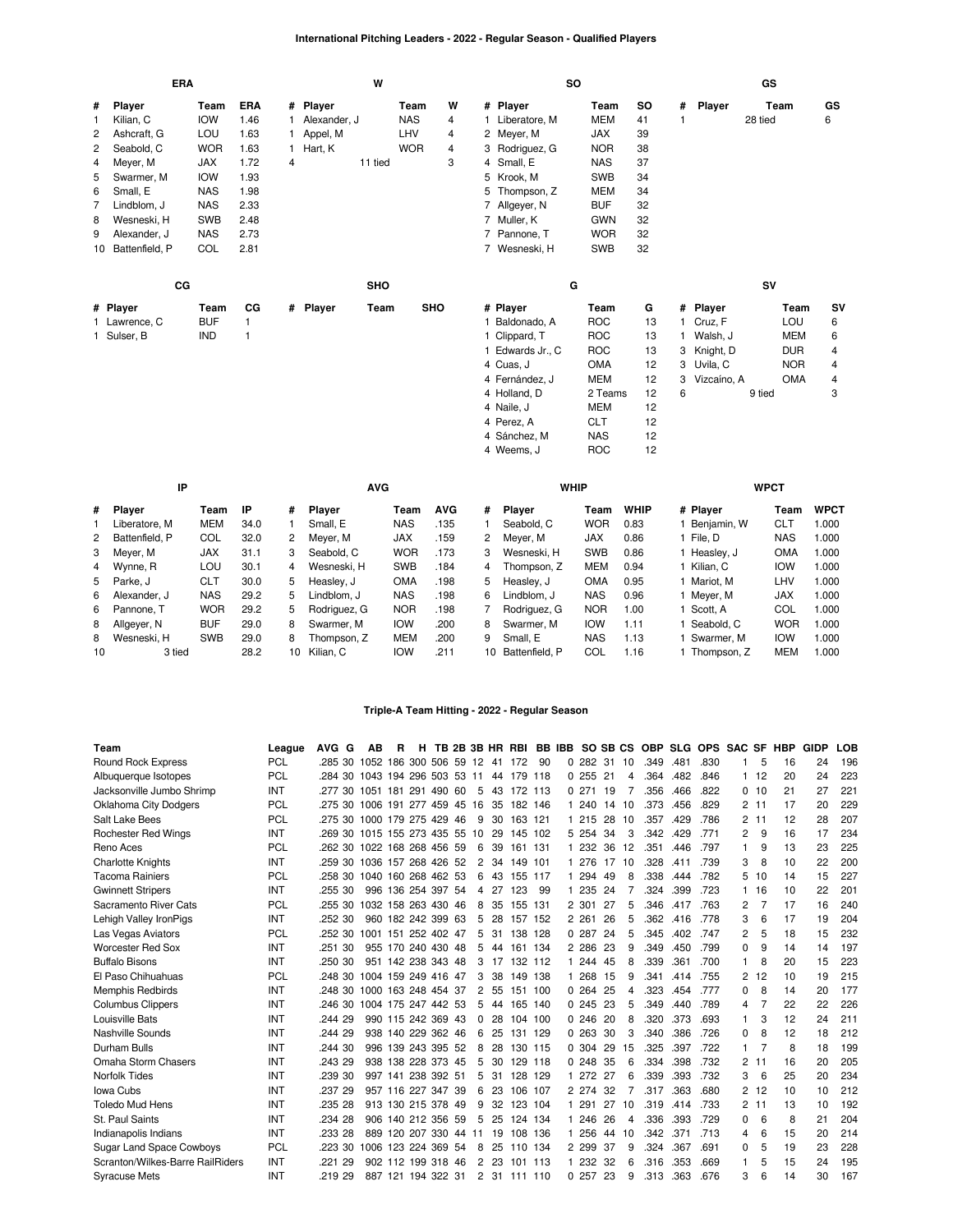# International Pitching Leaders - 2022 - Regular Season - Qualified Players

### ERA

| # | Player | Team | ERA |
|---|---|---|---|
| 1 | Kilian, C | IOW | 1.46 |
| 2 | Ashcraft, G | LOU | 1.63 |
| 2 | Seabold, C | WOR | 1.63 |
| 4 | Meyer, M | JAX | 1.72 |
| 5 | Swarmer, M | IOW | 1.93 |
| 6 | Small, E | NAS | 1.98 |
| 7 | Lindblom, J | NAS | 2.33 |
| 8 | Wesneski, H | SWB | 2.48 |
| 9 | Alexander, J | NAS | 2.73 |
| 10 | Battenfield, P | COL | 2.81 |

### W

| # | Player | Team | W |
|---|---|---|---|
| 1 | Alexander, J | NAS | 4 |
| 1 | Appel, M | LHV | 4 |
| 1 | Hart, K | WOR | 4 |
| 4 | 11 tied | | 3 |

### SO

| # | Player | Team | SO |
|---|---|---|---|
| 1 | Liberatore, M | MEM | 41 |
| 2 | Meyer, M | JAX | 39 |
| 3 | Rodriguez, G | NOR | 38 |
| 4 | Small, E | NAS | 37 |
| 5 | Krook, M | SWB | 34 |
| 5 | Thompson, Z | MEM | 34 |
| 7 | Allgeyer, N | BUF | 32 |
| 7 | Muller, K | GWN | 32 |
| 7 | Pannone, T | WOR | 32 |
| 7 | Wesneski, H | SWB | 32 |

### GS

| # | Player | Team | GS |
|---|---|---|---|
| 1 | 28 tied | | 6 |

### CG

| # | Player | Team | CG |
|---|---|---|---|
| 1 | Lawrence, C | BUF | 1 |
| 1 | Sulser, B | IND | 1 |

### SHO

| # | Player | Team | SHO |
|---|---|---|---|

### G

| # | Player | Team | G |
|---|---|---|---|
| 1 | Baldonado, A | ROC | 13 |
| 1 | Clippard, T | ROC | 13 |
| 1 | Edwards Jr., C | ROC | 13 |
| 4 | Cuas, J | OMA | 12 |
| 4 | Fernández, J | MEM | 12 |
| 4 | Holland, D | 2 Teams | 12 |
| 4 | Naile, J | MEM | 12 |
| 4 | Perez, A | CLT | 12 |
| 4 | Sánchez, M | NAS | 12 |
| 4 | Weems, J | ROC | 12 |

### SV

| # | Player | Team | SV |
|---|---|---|---|
| 1 | Cruz, F | LOU | 6 |
| 1 | Walsh, J | MEM | 6 |
| 3 | Knight, D | DUR | 4 |
| 3 | Uvila, C | NOR | 4 |
| 3 | Vizcaíno, A | OMA | 4 |
| 6 | 9 tied | | 3 |

### IP

| # | Player | Team | IP |
|---|---|---|---|
| 1 | Liberatore, M | MEM | 34.0 |
| 2 | Battenfield, P | COL | 32.0 |
| 3 | Meyer, M | JAX | 31.1 |
| 4 | Wynne, R | LOU | 30.1 |
| 5 | Parke, J | CLT | 30.0 |
| 6 | Alexander, J | NAS | 29.2 |
| 6 | Pannone, T | WOR | 29.2 |
| 8 | Allgeyer, N | BUF | 29.0 |
| 8 | Wesneski, H | SWB | 29.0 |
| 10 | 3 tied | | 28.2 |

### AVG

| # | Player | Team | AVG |
|---|---|---|---|
| 1 | Small, E | NAS | .135 |
| 2 | Meyer, M | JAX | .159 |
| 3 | Seabold, C | WOR | .173 |
| 4 | Wesneski, H | SWB | .184 |
| 5 | Heasley, J | OMA | .198 |
| 5 | Lindblom, J | NAS | .198 |
| 5 | Rodriguez, G | NOR | .198 |
| 8 | Swarmer, M | IOW | .200 |
| 8 | Thompson, Z | MEM | .200 |
| 10 | Kilian, C | IOW | .211 |

### WHIP

| # | Player | Team | WHIP |
|---|---|---|---|
| 1 | Seabold, C | WOR | 0.83 |
| 2 | Meyer, M | JAX | 0.86 |
| 3 | Wesneski, H | SWB | 0.86 |
| 4 | Thompson, Z | MEM | 0.94 |
| 5 | Heasley, J | OMA | 0.95 |
| 6 | Lindblom, J | NAS | 0.96 |
| 7 | Rodriguez, G | NOR | 1.00 |
| 8 | Swarmer, M | IOW | 1.11 |
| 9 | Small, E | NAS | 1.13 |
| 10 | Battenfield, P | COL | 1.16 |

### WPCT

| # | Player | Team | WPCT |
|---|---|---|---|
| 1 | Benjamin, W | CLT | 1.000 |
| 1 | File, D | NAS | 1.000 |
| 1 | Heasley, J | OMA | 1.000 |
| 1 | Kilian, C | IOW | 1.000 |
| 1 | Mariot, M | LHV | 1.000 |
| 1 | Meyer, M | JAX | 1.000 |
| 1 | Scott, A | COL | 1.000 |
| 1 | Seabold, C | WOR | 1.000 |
| 1 | Swarmer, M | IOW | 1.000 |
| 1 | Thompson, Z | MEM | 1.000 |

# Triple-A Team Hitting - 2022 - Regular Season

| Team | League | AVG | G | AB | R | H | TB | 2B | 3B | HR | RBI | BB | IBB | SO | SB | CS | OBP | SLG | OPS | SAC | SF | HBP | GIDP | LOB |
|---|---|---|---|---|---|---|---|---|---|---|---|---|---|---|---|---|---|---|---|---|---|---|---|---|
| Round Rock Express | PCL | .285 | 30 | 1052 | 186 | 300 | 506 | 59 | 12 | 41 | 172 | 90 | 0 | 282 | 31 | 10 | .349 | .481 | .830 | 1 | 5 | 16 | 24 | 196 |
| Albuquerque Isotopes | PCL | .284 | 30 | 1043 | 194 | 296 | 503 | 53 | 11 | 44 | 179 | 118 | 0 | 255 | 21 | 4 | .364 | .482 | .846 | 1 | 12 | 20 | 24 | 223 |
| Jacksonville Jumbo Shrimp | INT | .277 | 30 | 1051 | 181 | 291 | 490 | 60 | 5 | 43 | 172 | 113 | 0 | 271 | 19 | 7 | .356 | .466 | .822 | 0 | 10 | 21 | 27 | 221 |
| Oklahoma City Dodgers | PCL | .275 | 30 | 1006 | 191 | 277 | 459 | 45 | 16 | 35 | 182 | 146 | 1 | 240 | 14 | 10 | .373 | .456 | .829 | 2 | 11 | 17 | 20 | 229 |
| Salt Lake Bees | PCL | .275 | 30 | 1000 | 179 | 275 | 429 | 46 | 9 | 30 | 163 | 121 | 1 | 215 | 28 | 10 | .357 | .429 | .786 | 2 | 11 | 12 | 28 | 207 |
| Rochester Red Wings | INT | .269 | 30 | 1015 | 155 | 273 | 435 | 55 | 10 | 29 | 145 | 102 | 5 | 254 | 34 | 3 | .342 | .429 | .771 | 2 | 9 | 16 | 17 | 234 |
| Reno Aces | PCL | .262 | 30 | 1022 | 168 | 268 | 456 | 59 | 6 | 39 | 161 | 131 | 1 | 232 | 36 | 12 | .351 | .446 | .797 | 1 | 9 | 13 | 23 | 225 |
| Charlotte Knights | INT | .259 | 30 | 1036 | 157 | 268 | 426 | 52 | 2 | 34 | 149 | 101 | 1 | 276 | 17 | 10 | .328 | .411 | .739 | 3 | 8 | 10 | 22 | 200 |
| Tacoma Rainiers | PCL | .258 | 30 | 1040 | 160 | 268 | 462 | 53 | 6 | 43 | 155 | 117 | 1 | 294 | 49 | 8 | .338 | .444 | .782 | 5 | 10 | 14 | 15 | 227 |
| Gwinnett Stripers | INT | .255 | 30 | 996 | 136 | 254 | 397 | 54 | 4 | 27 | 123 | 99 | 1 | 235 | 24 | 7 | .324 | .399 | .723 | 1 | 16 | 10 | 22 | 201 |
| Sacramento River Cats | PCL | .255 | 30 | 1032 | 158 | 263 | 430 | 46 | 8 | 35 | 155 | 131 | 2 | 301 | 27 | 5 | .346 | .417 | .763 | 2 | 7 | 17 | 16 | 240 |
| Lehigh Valley IronPigs | INT | .252 | 30 | 960 | 182 | 242 | 399 | 63 | 5 | 28 | 157 | 152 | 2 | 261 | 26 | 5 | .362 | .416 | .778 | 3 | 6 | 17 | 19 | 204 |
| Las Vegas Aviators | PCL | .252 | 30 | 1001 | 151 | 252 | 402 | 47 | 5 | 31 | 138 | 128 | 0 | 287 | 24 | 5 | .345 | .402 | .747 | 2 | 5 | 18 | 15 | 232 |
| Worcester Red Sox | INT | .251 | 30 | 955 | 170 | 240 | 430 | 48 | 5 | 44 | 161 | 134 | 2 | 286 | 23 | 9 | .349 | .450 | .799 | 0 | 9 | 14 | 14 | 197 |
| Buffalo Bisons | INT | .250 | 30 | 951 | 142 | 238 | 343 | 48 | 3 | 17 | 132 | 112 | 1 | 244 | 45 | 8 | .339 | .361 | .700 | 1 | 8 | 20 | 15 | 223 |
| El Paso Chihuahuas | PCL | .248 | 30 | 1004 | 159 | 249 | 416 | 47 | 3 | 38 | 149 | 138 | 1 | 268 | 15 | 9 | .341 | .414 | .755 | 2 | 12 | 10 | 19 | 215 |
| Memphis Redbirds | INT | .248 | 30 | 1000 | 163 | 248 | 454 | 37 | 2 | 55 | 151 | 100 | 0 | 264 | 25 | 4 | .323 | .454 | .777 | 0 | 8 | 14 | 20 | 177 |
| Columbus Clippers | INT | .246 | 30 | 1004 | 175 | 247 | 442 | 53 | 5 | 44 | 165 | 140 | 0 | 245 | 23 | 5 | .349 | .440 | .789 | 4 | 7 | 22 | 22 | 226 |
| Louisville Bats | INT | .244 | 29 | 990 | 115 | 242 | 369 | 43 | 0 | 28 | 104 | 100 | 0 | 246 | 20 | 8 | .320 | .373 | .693 | 1 | 3 | 12 | 24 | 211 |
| Nashville Sounds | INT | .244 | 29 | 938 | 140 | 229 | 362 | 46 | 6 | 25 | 131 | 129 | 0 | 263 | 30 | 3 | .340 | .386 | .726 | 0 | 8 | 12 | 18 | 212 |
| Durham Bulls | INT | .244 | 30 | 996 | 139 | 243 | 395 | 52 | 8 | 28 | 130 | 115 | 0 | 304 | 29 | 15 | .325 | .397 | .722 | 1 | 7 | 8 | 18 | 199 |
| Omaha Storm Chasers | INT | .243 | 29 | 938 | 138 | 228 | 373 | 45 | 5 | 30 | 129 | 118 | 0 | 248 | 35 | 6 | .334 | .398 | .732 | 2 | 11 | 16 | 20 | 205 |
| Norfolk Tides | INT | .239 | 30 | 997 | 141 | 238 | 392 | 51 | 5 | 31 | 128 | 129 | 1 | 272 | 27 | 6 | .339 | .393 | .732 | 3 | 6 | 25 | 20 | 234 |
| Iowa Cubs | INT | .237 | 29 | 957 | 116 | 227 | 347 | 39 | 6 | 23 | 106 | 107 | 2 | 274 | 32 | 7 | .317 | .363 | .680 | 2 | 12 | 10 | 10 | 212 |
| Toledo Mud Hens | INT | .235 | 28 | 913 | 130 | 215 | 378 | 49 | 9 | 32 | 123 | 104 | 1 | 291 | 27 | 10 | .319 | .414 | .733 | 2 | 11 | 13 | 10 | 192 |
| St. Paul Saints | INT | .234 | 28 | 906 | 140 | 212 | 356 | 59 | 5 | 25 | 124 | 134 | 1 | 246 | 26 | 4 | .336 | .393 | .729 | 0 | 6 | 8 | 21 | 204 |
| Indianapolis Indians | INT | .233 | 28 | 889 | 120 | 207 | 330 | 44 | 11 | 19 | 108 | 136 | 1 | 256 | 44 | 10 | .342 | .371 | .713 | 4 | 6 | 15 | 20 | 214 |
| Sugar Land Space Cowboys | PCL | .223 | 30 | 1006 | 123 | 224 | 369 | 54 | 8 | 25 | 110 | 134 | 2 | 299 | 37 | 9 | .324 | .367 | .691 | 0 | 5 | 19 | 23 | 228 |
| Scranton/Wilkes-Barre RailRiders | INT | .221 | 29 | 902 | 112 | 199 | 318 | 46 | 2 | 23 | 101 | 113 | 1 | 232 | 32 | 6 | .316 | .353 | .669 | 1 | 5 | 15 | 24 | 195 |
| Syracuse Mets | INT | .219 | 29 | 887 | 121 | 194 | 322 | 31 | 2 | 31 | 111 | 110 | 0 | 257 | 23 | 9 | .313 | .363 | .676 | 3 | 6 | 14 | 30 | 167 |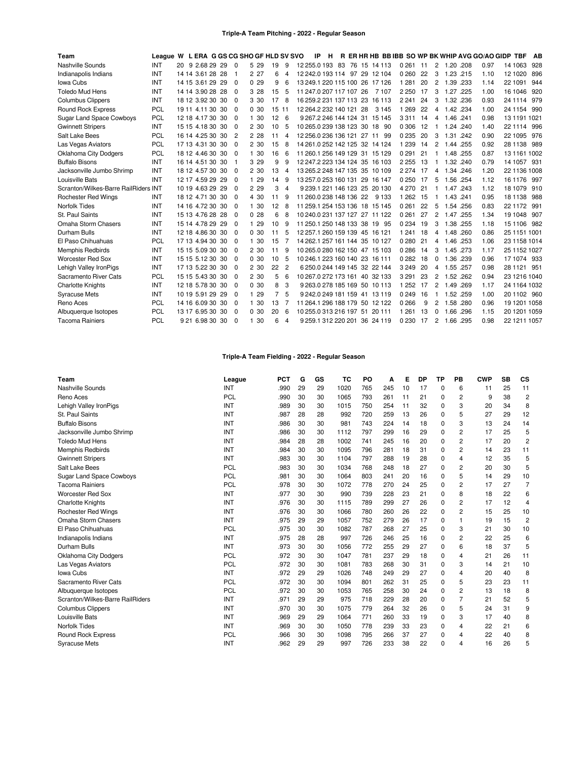### Triple-A Team Pitching - 2022 - Regular Season

| Team | League | W | L | ERA | G | GS | CG | SHO | GF | HLD | SV | SVO | IP | H | R | ER | HR | HB | BB | IBB | SO | WP | BK | WHIP | AVG | GO/AO | GIDP | TBF | AB |
|---|---|---|---|---|---|---|---|---|---|---|---|---|---|---|---|---|---|---|---|---|---|---|---|---|---|---|---|---|---|
| Nashville Sounds | INT | 20 | 9 | 2.68 | 29 | 29 | 0 | 5 | 29 | 19 | 9 | 12 | 255.0 | 193 | 83 | 76 | 15 | 14 | 113 | 0 | 261 | 11 | 2 | 1.20 | .208 | 0.97 | 14 | 1063 | 928 |
| Indianapolis Indians | INT | 14 | 14 | 3.61 | 28 | 28 | 1 | 2 | 27 | 6 | 4 | 12 | 242.0 | 193 | 114 | 97 | 29 | 12 | 104 | 0 | 260 | 22 | 3 | 1.23 | .215 | 1.10 | 12 | 1020 | 896 |
| Iowa Cubs | INT | 14 | 15 | 3.61 | 29 | 29 | 0 | 0 | 29 | 9 | 6 | 13 | 249.1 | 220 | 115 | 100 | 26 | 17 | 126 | 1 | 281 | 20 | 2 | 1.39 | .233 | 1.14 | 22 | 1091 | 944 |
| Toledo Mud Hens | INT | 14 | 14 | 3.90 | 28 | 28 | 0 | 3 | 28 | 15 | 5 | 11 | 247.0 | 207 | 117 | 107 | 26 | 7 | 107 | 2 | 250 | 17 | 3 | 1.27 | .225 | 1.00 | 16 | 1046 | 920 |
| Columbus Clippers | INT | 18 | 12 | 3.92 | 30 | 30 | 0 | 3 | 30 | 17 | 8 | 16 | 259.2 | 231 | 137 | 113 | 23 | 16 | 113 | 2 | 241 | 24 | 3 | 1.32 | .236 | 0.93 | 24 | 1114 | 979 |
| Round Rock Express | PCL | 19 | 11 | 4.11 | 30 | 30 | 0 | 0 | 30 | 15 | 11 | 12 | 264.2 | 232 | 140 | 121 | 28 | 3 | 145 | 1 | 269 | 22 | 4 | 1.42 | .234 | 1.00 | 24 | 1154 | 990 |
| Sugar Land Space Cowboys | PCL | 12 | 18 | 4.17 | 30 | 30 | 0 | 1 | 30 | 12 | 6 | 9 | 267.2 | 246 | 144 | 124 | 31 | 15 | 145 | 3 | 311 | 14 | 4 | 1.46 | .241 | 0.98 | 13 | 1191 | 1021 |
| Gwinnett Stripers | INT | 15 | 15 | 4.18 | 30 | 30 | 0 | 2 | 30 | 10 | 5 | 10 | 265.0 | 239 | 138 | 123 | 30 | 18 | 90 | 0 | 306 | 12 | 1 | 1.24 | .240 | 1.40 | 22 | 1114 | 996 |
| Salt Lake Bees | PCL | 16 | 14 | 4.25 | 30 | 30 | 2 | 2 | 28 | 11 | 4 | 12 | 256.0 | 236 | 136 | 121 | 27 | 11 | 99 | 0 | 235 | 20 | 3 | 1.31 | .242 | 0.90 | 22 | 1095 | 976 |
| Las Vegas Aviators | PCL | 17 | 13 | 4.31 | 30 | 30 | 0 | 2 | 30 | 15 | 8 | 14 | 261.0 | 252 | 142 | 125 | 32 | 14 | 124 | 1 | 239 | 14 | 2 | 1.44 | .255 | 0.92 | 28 | 1138 | 989 |
| Oklahoma City Dodgers | PCL | 18 | 12 | 4.46 | 30 | 30 | 0 | 1 | 30 | 16 | 6 | 11 | 260.1 | 256 | 149 | 129 | 31 | 15 | 129 | 0 | 291 | 21 | 1 | 1.48 | .255 | 0.87 | 13 | 1161 | 1002 |
| Buffalo Bisons | INT | 16 | 14 | 4.51 | 30 | 30 | 1 | 3 | 29 | 9 | 9 | 12 | 247.2 | 223 | 134 | 124 | 35 | 16 | 103 | 2 | 255 | 13 | 1 | 1.32 | .240 | 0.79 | 14 | 1057 | 931 |
| Jacksonville Jumbo Shrimp | INT | 18 | 12 | 4.57 | 30 | 30 | 0 | 2 | 30 | 13 | 4 | 13 | 265.2 | 248 | 147 | 135 | 35 | 10 | 109 | 2 | 274 | 17 | 4 | 1.34 | .246 | 1.20 | 22 | 1136 | 1008 |
| Louisville Bats | INT | 12 | 17 | 4.59 | 29 | 29 | 0 | 1 | 29 | 14 | 9 | 13 | 257.0 | 253 | 160 | 131 | 29 | 16 | 147 | 0 | 250 | 17 | 5 | 1.56 | .254 | 1.12 | 16 | 1176 | 997 |
| Scranton/Wilkes-Barre RailRiders | INT | 10 | 19 | 4.63 | 29 | 29 | 0 | 2 | 29 | 3 | 4 | 9 | 239.1 | 221 | 146 | 123 | 25 | 20 | 130 | 4 | 270 | 21 | 1 | 1.47 | .243 | 1.12 | 18 | 1079 | 910 |
| Rochester Red Wings | INT | 18 | 12 | 4.71 | 30 | 30 | 0 | 4 | 30 | 11 | 9 | 11 | 260.0 | 238 | 148 | 136 | 22 | 9 | 133 | 1 | 262 | 15 | 1 | 1.43 | .241 | 0.95 | 18 | 1138 | 988 |
| Norfolk Tides | INT | 14 | 16 | 4.72 | 30 | 30 | 0 | 1 | 30 | 12 | 8 | 11 | 259.1 | 254 | 153 | 136 | 18 | 15 | 145 | 0 | 261 | 22 | 5 | 1.54 | .256 | 0.83 | 22 | 1172 | 991 |
| St. Paul Saints | INT | 15 | 13 | 4.76 | 28 | 28 | 0 | 0 | 28 | 6 | 8 | 10 | 240.0 | 231 | 137 | 127 | 27 | 11 | 122 | 0 | 261 | 27 | 2 | 1.47 | .255 | 1.34 | 19 | 1048 | 907 |
| Omaha Storm Chasers | INT | 15 | 14 | 4.78 | 29 | 29 | 0 | 1 | 29 | 10 | 9 | 11 | 250.1 | 250 | 148 | 133 | 38 | 19 | 95 | 0 | 234 | 19 | 3 | 1.38 | .255 | 1.18 | 15 | 1106 | 982 |
| Durham Bulls | INT | 12 | 18 | 4.86 | 30 | 30 | 0 | 0 | 30 | 11 | 5 | 12 | 257.1 | 260 | 159 | 139 | 45 | 16 | 121 | 1 | 241 | 18 | 4 | 1.48 | .260 | 0.86 | 25 | 1151 | 1001 |
| El Paso Chihuahuas | PCL | 17 | 13 | 4.94 | 30 | 30 | 0 | 1 | 30 | 15 | 7 | 14 | 262.1 | 257 | 161 | 144 | 35 | 10 | 127 | 0 | 280 | 21 | 4 | 1.46 | .253 | 1.06 | 23 | 1158 | 1014 |
| Memphis Redbirds | INT | 15 | 15 | 5.09 | 30 | 30 | 0 | 2 | 30 | 11 | 9 | 10 | 265.0 | 280 | 162 | 150 | 47 | 15 | 103 | 0 | 286 | 14 | 3 | 1.45 | .273 | 1.17 | 25 | 1152 | 1027 |
| Worcester Red Sox | INT | 15 | 15 | 5.12 | 30 | 30 | 0 | 0 | 30 | 10 | 5 | 10 | 246.1 | 223 | 160 | 140 | 23 | 16 | 151 | 0 | 282 | 18 | 0 | 1.36 | .239 | 0.96 | 17 | 1074 | 933 |
| Lehigh Valley IronPigs | INT | 17 | 13 | 5.22 | 30 | 30 | 0 | 2 | 30 | 22 | 2 | 6 | 250.0 | 244 | 149 | 145 | 32 | 22 | 144 | 3 | 249 | 20 | 4 | 1.55 | .257 | 0.98 | 28 | 1121 | 951 |
| Sacramento River Cats | PCL | 15 | 15 | 5.43 | 30 | 30 | 0 | 2 | 30 | 5 | 6 | 10 | 267.0 | 272 | 173 | 161 | 40 | 32 | 133 | 3 | 291 | 23 | 2 | 1.52 | .262 | 0.94 | 23 | 1216 | 1040 |
| Charlotte Knights | INT | 12 | 18 | 5.78 | 30 | 30 | 0 | 0 | 30 | 8 | 3 | 9 | 263.0 | 278 | 185 | 169 | 50 | 10 | 113 | 1 | 252 | 17 | 2 | 1.49 | .269 | 1.17 | 24 | 1164 | 1032 |
| Syracuse Mets | INT | 10 | 19 | 5.91 | 29 | 29 | 0 | 1 | 29 | 7 | 5 | 9 | 242.0 | 249 | 181 | 159 | 41 | 13 | 119 | 0 | 249 | 16 | 1 | 1.52 | .259 | 1.00 | 20 | 1102 | 960 |
| Reno Aces | PCL | 14 | 16 | 6.09 | 30 | 30 | 0 | 1 | 30 | 13 | 7 | 11 | 264.1 | 296 | 188 | 179 | 50 | 12 | 122 | 0 | 266 | 9 | 2 | 1.58 | .280 | 0.96 | 19 | 1201 | 1058 |
| Albuquerque Isotopes | PCL | 13 | 17 | 6.95 | 30 | 30 | 0 | 0 | 30 | 20 | 6 | 10 | 255.0 | 313 | 216 | 197 | 51 | 20 | 111 | 1 | 261 | 13 | 0 | 1.66 | .296 | 1.15 | 20 | 1201 | 1059 |
| Tacoma Rainiers | PCL | 9 | 21 | 6.98 | 30 | 30 | 0 | 1 | 30 | 6 | 4 | 9 | 259.1 | 312 | 220 | 201 | 36 | 24 | 119 | 0 | 230 | 17 | 2 | 1.66 | .295 | 0.98 | 22 | 1211 | 1057 |

### Triple-A Team Fielding - 2022 - Regular Season

| Team | League | PCT | G | GS | TC | PO | A | E | DP | TP | PB | CWP | SB | CS |
|---|---|---|---|---|---|---|---|---|---|---|---|---|---|---|
| Nashville Sounds | INT | .990 | 29 | 29 | 1020 | 765 | 245 | 10 | 17 | 0 | 6 | 11 | 25 | 11 |
| Reno Aces | PCL | .990 | 30 | 30 | 1065 | 793 | 261 | 11 | 21 | 0 | 2 | 9 | 38 | 2 |
| Lehigh Valley IronPigs | INT | .989 | 30 | 30 | 1015 | 750 | 254 | 11 | 32 | 0 | 3 | 20 | 34 | 8 |
| St. Paul Saints | INT | .987 | 28 | 28 | 992 | 720 | 259 | 13 | 26 | 0 | 5 | 27 | 29 | 12 |
| Buffalo Bisons | INT | .986 | 30 | 30 | 981 | 743 | 224 | 14 | 18 | 0 | 3 | 13 | 24 | 14 |
| Jacksonville Jumbo Shrimp | INT | .986 | 30 | 30 | 1112 | 797 | 299 | 16 | 29 | 0 | 2 | 17 | 25 | 5 |
| Toledo Mud Hens | INT | .984 | 28 | 28 | 1002 | 741 | 245 | 16 | 20 | 0 | 2 | 17 | 20 | 2 |
| Memphis Redbirds | INT | .984 | 30 | 30 | 1095 | 796 | 281 | 18 | 31 | 0 | 2 | 14 | 23 | 11 |
| Gwinnett Stripers | INT | .983 | 30 | 30 | 1104 | 797 | 288 | 19 | 28 | 0 | 4 | 12 | 35 | 5 |
| Salt Lake Bees | PCL | .983 | 30 | 30 | 1034 | 768 | 248 | 18 | 27 | 0 | 2 | 20 | 30 | 5 |
| Sugar Land Space Cowboys | PCL | .981 | 30 | 30 | 1064 | 803 | 241 | 20 | 16 | 0 | 5 | 14 | 29 | 10 |
| Tacoma Rainiers | PCL | .978 | 30 | 30 | 1072 | 778 | 270 | 24 | 25 | 0 | 2 | 17 | 27 | 7 |
| Worcester Red Sox | INT | .977 | 30 | 30 | 990 | 739 | 228 | 23 | 21 | 0 | 8 | 18 | 22 | 6 |
| Charlotte Knights | INT | .976 | 30 | 30 | 1115 | 789 | 299 | 27 | 26 | 0 | 2 | 17 | 12 | 4 |
| Rochester Red Wings | INT | .976 | 30 | 30 | 1066 | 780 | 260 | 26 | 22 | 0 | 2 | 15 | 25 | 10 |
| Omaha Storm Chasers | INT | .975 | 29 | 29 | 1057 | 752 | 279 | 26 | 17 | 0 | 1 | 19 | 15 | 2 |
| El Paso Chihuahuas | PCL | .975 | 30 | 30 | 1082 | 787 | 268 | 27 | 25 | 0 | 3 | 21 | 30 | 10 |
| Indianapolis Indians | INT | .975 | 28 | 28 | 997 | 726 | 246 | 25 | 16 | 0 | 2 | 22 | 25 | 6 |
| Durham Bulls | INT | .973 | 30 | 30 | 1056 | 772 | 255 | 29 | 27 | 0 | 6 | 18 | 37 | 5 |
| Oklahoma City Dodgers | PCL | .972 | 30 | 30 | 1047 | 781 | 237 | 29 | 18 | 0 | 4 | 21 | 26 | 11 |
| Las Vegas Aviators | PCL | .972 | 30 | 30 | 1081 | 783 | 268 | 30 | 31 | 0 | 3 | 14 | 21 | 10 |
| Iowa Cubs | INT | .972 | 29 | 29 | 1026 | 748 | 249 | 29 | 27 | 0 | 4 | 20 | 40 | 8 |
| Sacramento River Cats | PCL | .972 | 30 | 30 | 1094 | 801 | 262 | 31 | 25 | 0 | 5 | 23 | 23 | 11 |
| Albuquerque Isotopes | PCL | .972 | 30 | 30 | 1053 | 765 | 258 | 30 | 24 | 0 | 2 | 13 | 18 | 8 |
| Scranton/Wilkes-Barre RailRiders | INT | .971 | 29 | 29 | 975 | 718 | 229 | 28 | 20 | 0 | 7 | 21 | 52 | 5 |
| Columbus Clippers | INT | .970 | 30 | 30 | 1075 | 779 | 264 | 32 | 26 | 0 | 5 | 24 | 31 | 9 |
| Louisville Bats | INT | .969 | 29 | 29 | 1064 | 771 | 260 | 33 | 19 | 0 | 3 | 17 | 40 | 8 |
| Norfolk Tides | INT | .969 | 30 | 30 | 1050 | 778 | 239 | 33 | 23 | 0 | 4 | 22 | 21 | 6 |
| Round Rock Express | PCL | .966 | 30 | 30 | 1098 | 795 | 266 | 37 | 27 | 0 | 4 | 22 | 40 | 8 |
| Syracuse Mets | INT | .962 | 29 | 29 | 997 | 726 | 233 | 38 | 22 | 0 | 4 | 16 | 26 | 5 |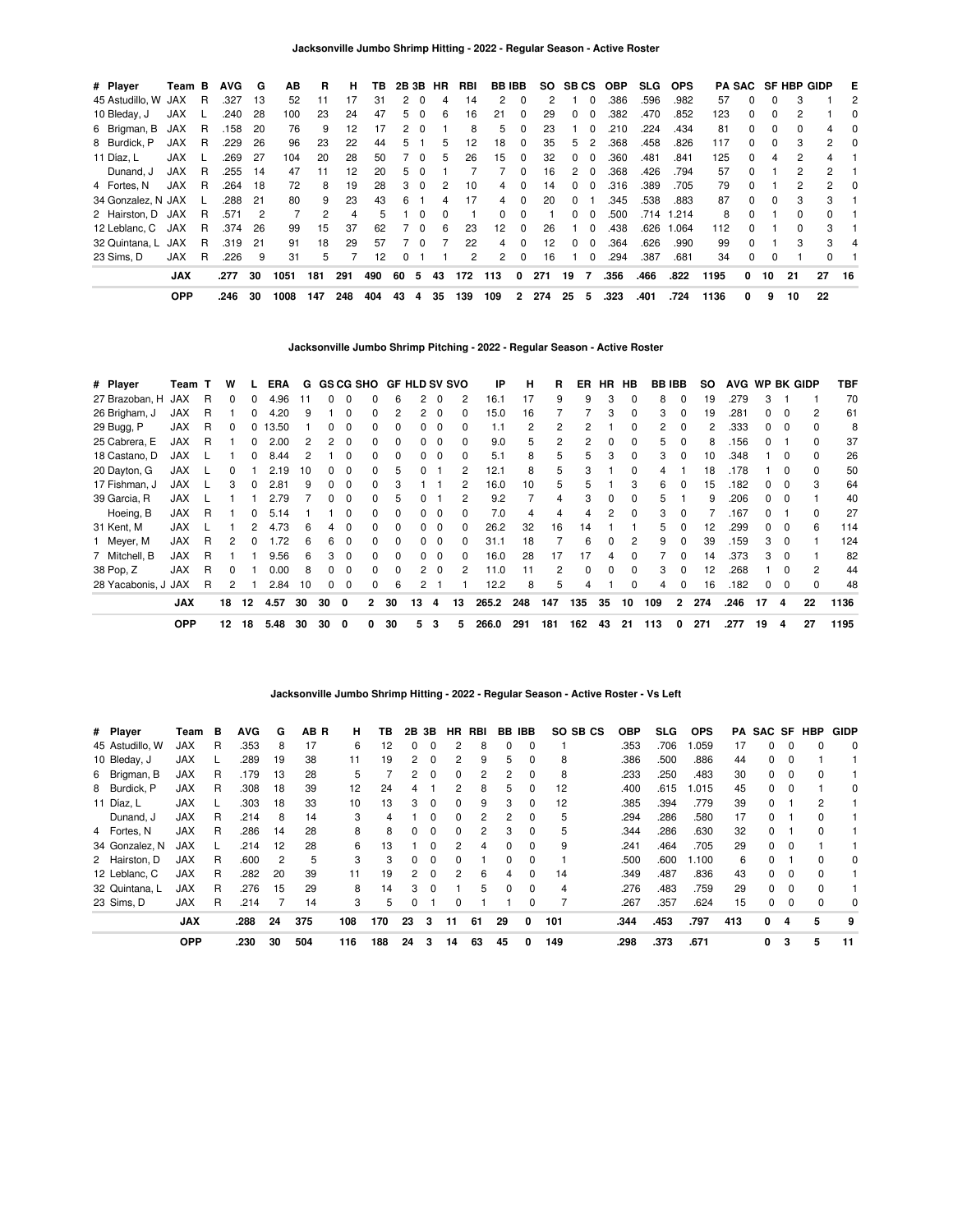### Jacksonville Jumbo Shrimp Hitting - 2022 - Regular Season - Active Roster

| # | Player | Team | B | AVG | G | AB | R | H | TB | 2B | 3B | HR | RBI | BB | IBB | SO | SB | CS | OBP | SLG | OPS | PA | SAC | SF | HBP | GIDP | E |
|---|---|---|---|---|---|---|---|---|---|---|---|---|---|---|---|---|---|---|---|---|---|---|---|---|---|---|---|
| 45 | Astudillo, W | JAX | R | .327 | 13 | 52 | 11 | 17 | 31 | 2 | 0 | 4 | 14 | 2 | 0 | 2 | 1 | 0 | .386 | .596 | .982 | 57 | 0 | 0 | 3 | 1 | 2 |
| 10 | Bleday, J | JAX | L | .240 | 28 | 100 | 23 | 24 | 47 | 5 | 0 | 6 | 16 | 21 | 0 | 29 | 0 | 0 | .382 | .470 | .852 | 123 | 0 | 0 | 2 | 1 | 0 |
| 6 | Brigman, B | JAX | R | .158 | 20 | 76 | 9 | 12 | 17 | 2 | 0 | 1 | 8 | 5 | 0 | 23 | 1 | 0 | .210 | .224 | .434 | 81 | 0 | 0 | 0 | 4 | 0 |
| 8 | Burdick, P | JAX | R | .229 | 26 | 96 | 23 | 22 | 44 | 5 | 1 | 5 | 12 | 18 | 0 | 35 | 5 | 2 | .368 | .458 | .826 | 117 | 0 | 0 | 3 | 2 | 0 |
| 11 | Díaz, L | JAX | L | .269 | 27 | 104 | 20 | 28 | 50 | 7 | 0 | 5 | 26 | 15 | 0 | 32 | 0 | 0 | .360 | .481 | .841 | 125 | 0 | 4 | 2 | 4 | 1 |
| | Dunand, J | JAX | R | .255 | 14 | 47 | 11 | 12 | 20 | 5 | 0 | 1 | 7 | 7 | 0 | 16 | 2 | 0 | .368 | .426 | .794 | 57 | 0 | 1 | 2 | 2 | 1 |
| 4 | Fortes, N | JAX | R | .264 | 18 | 72 | 8 | 19 | 28 | 3 | 0 | 2 | 10 | 4 | 0 | 14 | 0 | 0 | .316 | .389 | .705 | 79 | 0 | 1 | 2 | 2 | 0 |
| 34 | Gonzalez, N | JAX | L | .288 | 21 | 80 | 9 | 23 | 43 | 6 | 1 | 4 | 17 | 4 | 0 | 20 | 0 | 1 | .345 | .538 | .883 | 87 | 0 | 0 | 3 | 3 | 1 |
| 2 | Hairston, D | JAX | R | .571 | 2 | 7 | 2 | 4 | 5 | 1 | 0 | 0 | 1 | 0 | 0 | 1 | 0 | 0 | .500 | .714 | 1.214 | 8 | 0 | 1 | 0 | 0 | 1 |
| 12 | Leblanc, C | JAX | R | .374 | 26 | 99 | 15 | 37 | 62 | 7 | 0 | 6 | 23 | 12 | 0 | 26 | 1 | 0 | .438 | .626 | 1.064 | 112 | 0 | 1 | 0 | 3 | 1 |
| 32 | Quintana, L | JAX | R | .319 | 21 | 91 | 18 | 29 | 57 | 7 | 0 | 7 | 22 | 4 | 0 | 12 | 0 | 0 | .364 | .626 | .990 | 99 | 0 | 1 | 3 | 3 | 4 |
| 23 | Sims, D | JAX | R | .226 | 9 | 31 | 5 | 7 | 12 | 0 | 1 | 1 | 2 | 2 | 0 | 16 | 1 | 0 | .294 | .387 | .681 | 34 | 0 | 0 | 1 | 0 | 1 |
| | **JAX** | | | **.277** | **30** | **1051** | **181** | **291** | **490** | **60** | **5** | **43** | **172** | **113** | **0** | **271** | **19** | **7** | **.356** | **.466** | **.822** | **1195** | **0** | **10** | **21** | **27** | **16** |
| | **OPP** | | | **.246** | **30** | **1008** | **147** | **248** | **404** | **43** | **4** | **35** | **139** | **109** | **2** | **274** | **25** | **5** | **.323** | **.401** | **.724** | **1136** | **0** | **9** | **10** | **22** | |

### Jacksonville Jumbo Shrimp Pitching - 2022 - Regular Season - Active Roster

| # | Player | Team | T | W | L | ERA | G | GS | CG | SHO | GF | HLD | SV | SVO | IP | H | R | ER | HR | HB | BB | IBB | SO | AVG | WP | BK | GIDP | TBF |
|---|---|---|---|---|---|---|---|---|---|---|---|---|---|---|---|---|---|---|---|---|---|---|---|---|---|---|---|---|
| 27 | Brazoban, H | JAX | R | 0 | 0 | 4.96 | 11 | 0 | 0 | 0 | 6 | 2 | 0 | 2 | 16.1 | 17 | 9 | 9 | 3 | 0 | 8 | 0 | 19 | .279 | 3 | 1 | 1 | 70 |
| 26 | Brigham, J | JAX | R | 1 | 0 | 4.20 | 9 | 1 | 0 | 0 | 2 | 2 | 0 | 0 | 15.0 | 16 | 7 | 7 | 3 | 0 | 3 | 0 | 19 | .281 | 0 | 0 | 2 | 61 |
| 29 | Bugg, P | JAX | R | 0 | 0 | 13.50 | 1 | 0 | 0 | 0 | 0 | 0 | 0 | 0 | 1.1 | 2 | 2 | 2 | 1 | 0 | 2 | 0 | 2 | .333 | 0 | 0 | 0 | 8 |
| 25 | Cabrera, E | JAX | R | 1 | 0 | 2.00 | 2 | 2 | 0 | 0 | 0 | 0 | 0 | 0 | 9.0 | 5 | 2 | 2 | 0 | 0 | 5 | 0 | 8 | .156 | 0 | 1 | 0 | 37 |
| 18 | Castano, D | JAX | L | 1 | 0 | 8.44 | 2 | 1 | 0 | 0 | 0 | 0 | 0 | 0 | 5.1 | 8 | 5 | 5 | 3 | 0 | 3 | 0 | 10 | .348 | 1 | 0 | 0 | 26 |
| 20 | Dayton, G | JAX | L | 0 | 1 | 2.19 | 10 | 0 | 0 | 0 | 5 | 0 | 1 | 2 | 12.1 | 8 | 5 | 3 | 1 | 0 | 4 | 1 | 18 | .178 | 1 | 0 | 0 | 50 |
| 17 | Fishman, J | JAX | L | 3 | 0 | 2.81 | 9 | 0 | 0 | 0 | 3 | 1 | 1 | 2 | 16.0 | 10 | 5 | 5 | 1 | 3 | 6 | 0 | 15 | .182 | 0 | 0 | 3 | 64 |
| 39 | Garcia, R | JAX | L | 1 | 1 | 2.79 | 7 | 0 | 0 | 0 | 5 | 0 | 1 | 2 | 9.2 | 7 | 4 | 3 | 0 | 0 | 5 | 1 | 9 | .206 | 0 | 0 | 1 | 40 |
| | Hoeing, B | JAX | R | 1 | 0 | 5.14 | 1 | 1 | 0 | 0 | 0 | 0 | 0 | 0 | 7.0 | 4 | 4 | 4 | 2 | 0 | 3 | 0 | 7 | .167 | 0 | 1 | 0 | 27 |
| 31 | Kent, M | JAX | L | 1 | 2 | 4.73 | 6 | 4 | 0 | 0 | 0 | 0 | 0 | 0 | 26.2 | 32 | 16 | 14 | 1 | 1 | 5 | 0 | 12 | .299 | 0 | 0 | 6 | 114 |
| 1 | Meyer, M | JAX | R | 2 | 0 | 1.72 | 6 | 6 | 0 | 0 | 0 | 0 | 0 | 0 | 31.1 | 18 | 7 | 6 | 0 | 2 | 9 | 0 | 39 | .159 | 3 | 0 | 1 | 124 |
| 7 | Mitchell, B | JAX | R | 1 | 1 | 9.56 | 6 | 3 | 0 | 0 | 0 | 0 | 0 | 0 | 16.0 | 28 | 17 | 17 | 4 | 0 | 7 | 0 | 14 | .373 | 3 | 0 | 1 | 82 |
| 38 | Pop, Z | JAX | R | 0 | 1 | 0.00 | 8 | 0 | 0 | 0 | 0 | 2 | 0 | 2 | 11.0 | 11 | 2 | 0 | 0 | 0 | 3 | 0 | 12 | .268 | 1 | 0 | 2 | 44 |
| 28 | Yacabonis, J | JAX | R | 2 | 1 | 2.84 | 10 | 0 | 0 | 0 | 6 | 2 | 1 | 1 | 12.2 | 8 | 5 | 4 | 1 | 0 | 4 | 0 | 16 | .182 | 0 | 0 | 0 | 48 |
| | **JAX** | | | **18** | **12** | **4.57** | **30** | **30** | **0** | **2** | **30** | **13** | **4** | **13** | **265.2** | **248** | **147** | **135** | **35** | **10** | **109** | **2** | **274** | **.246** | **17** | **4** | **22** | **1136** |
| | **OPP** | | | **12** | **18** | **5.48** | **30** | **30** | **0** | **0** | **30** | **5** | **3** | **5** | **266.0** | **291** | **181** | **162** | **43** | **21** | **113** | **0** | **271** | **.277** | **19** | **4** | **27** | **1195** |

### Jacksonville Jumbo Shrimp Hitting - 2022 - Regular Season - Active Roster - Vs Left

| # | Player | Team | B | AVG | G | AB | R | H | TB | 2B | 3B | HR | RBI | BB | IBB | SO | SB | CS | OBP | SLG | OPS | PA | SAC | SF | HBP | GIDP |
|---|---|---|---|---|---|---|---|---|---|---|---|---|---|---|---|---|---|---|---|---|---|---|---|---|---|---|
| 45 | Astudillo, W | JAX | R | .353 | 8 | 17 | | 6 | 12 | 0 | 0 | 2 | 8 | 0 | 0 | 1 | | | .353 | .706 | 1.059 | 17 | 0 | 0 | 0 | 0 |
| 10 | Bleday, J | JAX | L | .289 | 19 | 38 | | 11 | 19 | 2 | 0 | 2 | 9 | 5 | 0 | 8 | | | .386 | .500 | .886 | 44 | 0 | 0 | 1 | 1 |
| 6 | Brigman, B | JAX | R | .179 | 13 | 28 | | 5 | 7 | 2 | 0 | 0 | 2 | 2 | 0 | 8 | | | .233 | .250 | .483 | 30 | 0 | 0 | 0 | 1 |
| 8 | Burdick, P | JAX | R | .308 | 18 | 39 | | 12 | 24 | 4 | 1 | 2 | 8 | 5 | 0 | 12 | | | .400 | .615 | 1.015 | 45 | 0 | 0 | 1 | 0 |
| 11 | Díaz, L | JAX | L | .303 | 18 | 33 | | 10 | 13 | 3 | 0 | 0 | 9 | 3 | 0 | 12 | | | .385 | .394 | .779 | 39 | 0 | 1 | 2 | 1 |
| | Dunand, J | JAX | R | .214 | 8 | 14 | | 3 | 4 | 1 | 0 | 0 | 2 | 2 | 0 | 5 | | | .294 | .286 | .580 | 17 | 0 | 1 | 0 | 1 |
| 4 | Fortes, N | JAX | R | .286 | 14 | 28 | | 8 | 8 | 0 | 0 | 0 | 2 | 3 | 0 | 5 | | | .344 | .286 | .630 | 32 | 0 | 1 | 0 | 1 |
| 34 | Gonzalez, N | JAX | L | .214 | 12 | 28 | | 6 | 13 | 1 | 0 | 2 | 4 | 0 | 0 | 9 | | | .241 | .464 | .705 | 29 | 0 | 0 | 1 | 1 |
| 2 | Hairston, D | JAX | R | .600 | 2 | 5 | | 3 | 3 | 0 | 0 | 0 | 1 | 0 | 0 | 1 | | | .500 | .600 | 1.100 | 6 | 0 | 1 | 0 | 0 |
| 12 | Leblanc, C | JAX | R | .282 | 20 | 39 | | 11 | 19 | 2 | 0 | 2 | 6 | 4 | 0 | 14 | | | .349 | .487 | .836 | 43 | 0 | 0 | 0 | 1 |
| 32 | Quintana, L | JAX | R | .276 | 15 | 29 | | 8 | 14 | 3 | 0 | 1 | 5 | 0 | 0 | 4 | | | .276 | .483 | .759 | 29 | 0 | 0 | 0 | 1 |
| 23 | Sims, D | JAX | R | .214 | 7 | 14 | | 3 | 5 | 0 | 1 | 0 | 1 | 1 | 0 | 7 | | | .267 | .357 | .624 | 15 | 0 | 0 | 0 | 0 |
| | **JAX** | | | **.288** | **24** | **375** | | **108** | **170** | **23** | **3** | **11** | **61** | **29** | **0** | **101** | | | **.344** | **.453** | **.797** | **413** | **0** | **4** | **5** | **9** |
| | **OPP** | | | **.230** | **30** | **504** | | **116** | **188** | **24** | **3** | **14** | **63** | **45** | **0** | **149** | | | **.298** | **.373** | **.671** | | **0** | **3** | **5** | **11** |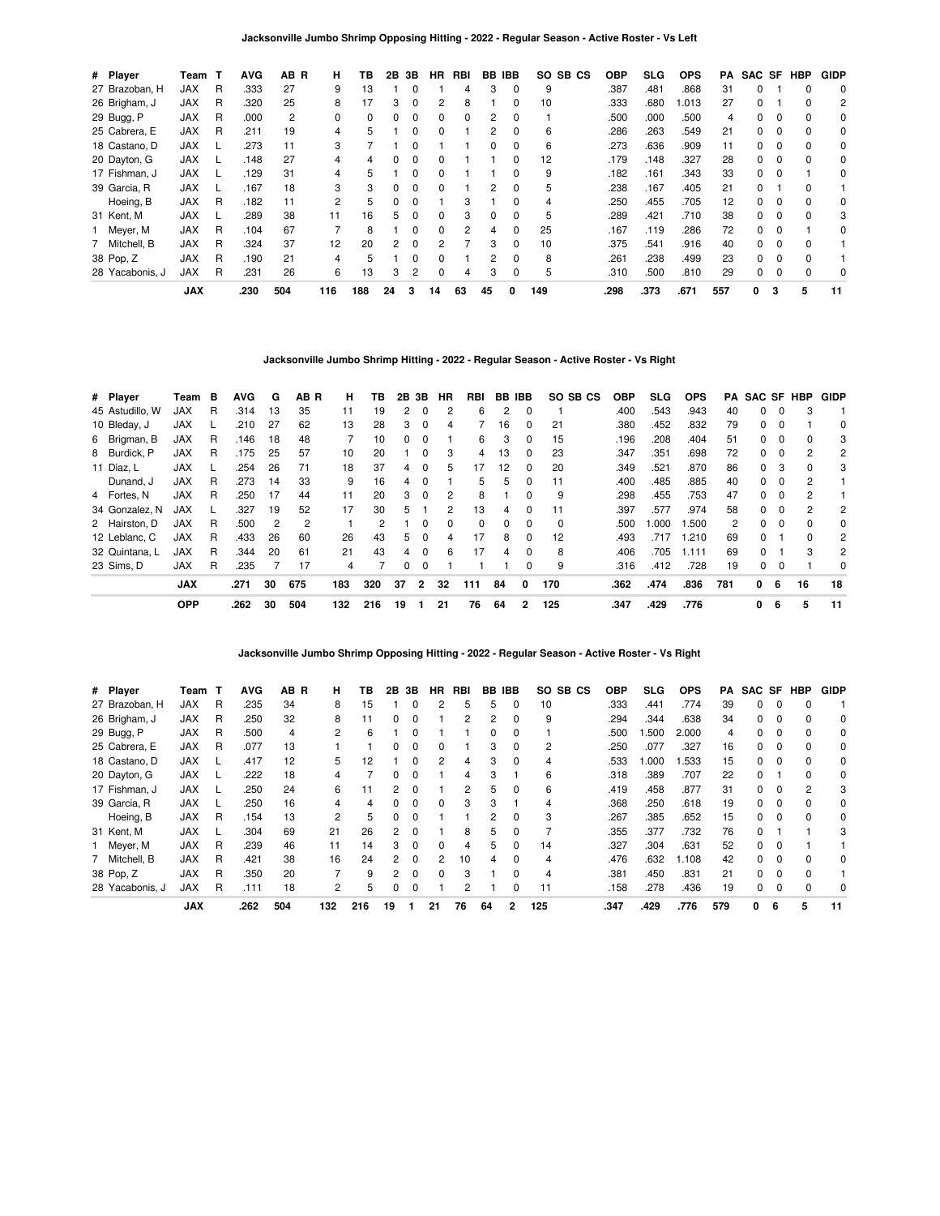### Jacksonville Jumbo Shrimp Opposing Hitting - 2022 - Regular Season - Active Roster - Vs Left

| # | Player | Team | T | AVG | AB | R | H | TB | 2B | 3B | HR | RBI | BB | IBB | SO | SB | CS | OBP | SLG | OPS | PA | SAC | SF | HBP | GIDP |
|---|---|---|---|---|---|---|---|---|---|---|---|---|---|---|---|---|---|---|---|---|---|---|---|---|---|
| 27 | Brazoban, H | JAX | R | .333 | 27 | | 9 | 13 | 1 | 0 | 1 | 4 | 3 | 0 | 9 | | | .387 | .481 | .868 | 31 | 0 | 1 | 0 | 0 |
| 26 | Brigham, J | JAX | R | .320 | 25 | | 8 | 17 | 3 | 0 | 2 | 8 | 1 | 0 | 10 | | | .333 | .680 | 1.013 | 27 | 0 | 1 | 0 | 2 |
| 29 | Bugg, P | JAX | R | .000 | 2 | | 0 | 0 | 0 | 0 | 0 | 0 | 2 | 0 | 1 | | | .500 | .000 | .500 | 4 | 0 | 0 | 0 | 0 |
| 25 | Cabrera, E | JAX | R | .211 | 19 | | 4 | 5 | 1 | 0 | 0 | 1 | 2 | 0 | 6 | | | .286 | .263 | .549 | 21 | 0 | 0 | 0 | 0 |
| 18 | Castano, D | JAX | L | .273 | 11 | | 3 | 7 | 1 | 0 | 1 | 1 | 0 | 0 | 6 | | | .273 | .636 | .909 | 11 | 0 | 0 | 0 | 0 |
| 20 | Dayton, G | JAX | L | .148 | 27 | | 4 | 4 | 0 | 0 | 0 | 1 | 1 | 0 | 12 | | | .179 | .148 | .327 | 28 | 0 | 0 | 0 | 0 |
| 17 | Fishman, J | JAX | L | .129 | 31 | | 4 | 5 | 1 | 0 | 0 | 1 | 1 | 0 | 9 | | | .182 | .161 | .343 | 33 | 0 | 0 | 1 | 0 |
| 39 | Garcia, R | JAX | L | .167 | 18 | | 3 | 3 | 0 | 0 | 0 | 1 | 2 | 0 | 5 | | | .238 | .167 | .405 | 21 | 0 | 1 | 0 | 1 |
| | Hoeing, B | JAX | R | .182 | 11 | | 2 | 5 | 0 | 0 | 1 | 3 | 1 | 0 | 4 | | | .250 | .455 | .705 | 12 | 0 | 0 | 0 | 0 |
| 31 | Kent, M | JAX | L | .289 | 38 | | 11 | 16 | 5 | 0 | 0 | 3 | 0 | 0 | 5 | | | .289 | .421 | .710 | 38 | 0 | 0 | 0 | 3 |
| 1 | Meyer, M | JAX | R | .104 | 67 | | 7 | 8 | 1 | 0 | 0 | 2 | 4 | 0 | 25 | | | .167 | .119 | .286 | 72 | 0 | 0 | 1 | 0 |
| 7 | Mitchell, B | JAX | R | .324 | 37 | | 12 | 20 | 2 | 0 | 2 | 7 | 3 | 0 | 10 | | | .375 | .541 | .916 | 40 | 0 | 0 | 0 | 1 |
| 38 | Pop, Z | JAX | R | .190 | 21 | | 4 | 5 | 1 | 0 | 0 | 1 | 2 | 0 | 8 | | | .261 | .238 | .499 | 23 | 0 | 0 | 0 | 1 |
| 28 | Yacabonis, J | JAX | R | .231 | 26 | | 6 | 13 | 3 | 2 | 0 | 4 | 3 | 0 | 5 | | | .310 | .500 | .810 | 29 | 0 | 0 | 0 | 0 |
| | **JAX** | | | **.230** | **504** | | **116** | **188** | **24** | **3** | **14** | **63** | **45** | **0** | **149** | | | **.298** | **.373** | **.671** | **557** | **0** | **3** | **5** | **11** |

### Jacksonville Jumbo Shrimp Hitting - 2022 - Regular Season - Active Roster - Vs Right

| # | Player | Team | B | AVG | G | AB | R | H | TB | 2B | 3B | HR | RBI | BB | IBB | SO | SB | CS | OBP | SLG | OPS | PA | SAC | SF | HBP | GIDP |
|---|---|---|---|---|---|---|---|---|---|---|---|---|---|---|---|---|---|---|---|---|---|---|---|---|---|---|
| 45 | Astudillo, W | JAX | R | .314 | 13 | 35 | | 11 | 19 | 2 | 0 | 2 | 6 | 2 | 0 | 1 | | | .400 | .543 | .943 | 40 | 0 | 0 | 3 | 1 |
| 10 | Bleday, J | JAX | L | .210 | 27 | 62 | | 13 | 28 | 3 | 0 | 4 | 7 | 16 | 0 | 21 | | | .380 | .452 | .832 | 79 | 0 | 0 | 1 | 0 |
| 6 | Brigman, B | JAX | R | .146 | 18 | 48 | | 7 | 10 | 0 | 0 | 1 | 6 | 3 | 0 | 15 | | | .196 | .208 | .404 | 51 | 0 | 0 | 0 | 3 |
| 8 | Burdick, P | JAX | R | .175 | 25 | 57 | | 10 | 20 | 1 | 0 | 3 | 4 | 13 | 0 | 23 | | | .347 | .351 | .698 | 72 | 0 | 0 | 2 | 2 |
| 11 | Díaz, L | JAX | L | .254 | 26 | 71 | | 18 | 37 | 4 | 0 | 5 | 17 | 12 | 0 | 20 | | | .349 | .521 | .870 | 86 | 0 | 3 | 0 | 3 |
| | Dunand, J | JAX | R | .273 | 14 | 33 | | 9 | 16 | 4 | 0 | 1 | 5 | 5 | 0 | 11 | | | .400 | .485 | .885 | 40 | 0 | 0 | 2 | 1 |
| 4 | Fortes, N | JAX | R | .250 | 17 | 44 | | 11 | 20 | 3 | 0 | 2 | 8 | 1 | 0 | 9 | | | .298 | .455 | .753 | 47 | 0 | 0 | 2 | 1 |
| 34 | Gonzalez, N | JAX | L | .327 | 19 | 52 | | 17 | 30 | 5 | 1 | 2 | 13 | 4 | 0 | 11 | | | .397 | .577 | .974 | 58 | 0 | 0 | 2 | 2 |
| 2 | Hairston, D | JAX | R | .500 | 2 | 2 | | 1 | 2 | 1 | 0 | 0 | 0 | 0 | 0 | 0 | | | .500 | 1.000 | 1.500 | 2 | 0 | 0 | 0 | 0 |
| 12 | Leblanc, C | JAX | R | .433 | 26 | 60 | | 26 | 43 | 5 | 0 | 4 | 17 | 8 | 0 | 12 | | | .493 | .717 | 1.210 | 69 | 0 | 1 | 0 | 2 |
| 32 | Quintana, L | JAX | R | .344 | 20 | 61 | | 21 | 43 | 4 | 0 | 6 | 17 | 4 | 0 | 8 | | | .406 | .705 | 1.111 | 69 | 0 | 1 | 3 | 2 |
| 23 | Sims, D | JAX | R | .235 | 7 | 17 | | 4 | 7 | 0 | 0 | 1 | 1 | 1 | 0 | 9 | | | .316 | .412 | .728 | 19 | 0 | 0 | 1 | 0 |
| | **JAX** | | | **.271** | **30** | **675** | | **183** | **320** | **37** | **2** | **32** | **111** | **84** | **0** | **170** | | | **.362** | **.474** | **.836** | **781** | **0** | **6** | **16** | **18** |
| | **OPP** | | | **.262** | **30** | **504** | | **132** | **216** | **19** | **1** | **21** | **76** | **64** | **2** | **125** | | | **.347** | **.429** | **.776** | | **0** | **6** | **5** | **11** |

### Jacksonville Jumbo Shrimp Opposing Hitting - 2022 - Regular Season - Active Roster - Vs Right

| # | Player | Team | T | AVG | AB | R | H | TB | 2B | 3B | HR | RBI | BB | IBB | SO | SB | CS | OBP | SLG | OPS | PA | SAC | SF | HBP | GIDP |
|---|---|---|---|---|---|---|---|---|---|---|---|---|---|---|---|---|---|---|---|---|---|---|---|---|---|
| 27 | Brazoban, H | JAX | R | .235 | 34 | | 8 | 15 | 1 | 0 | 2 | 5 | 5 | 0 | 10 | | | .333 | .441 | .774 | 39 | 0 | 0 | 0 | 1 |
| 26 | Brigham, J | JAX | R | .250 | 32 | | 8 | 11 | 0 | 0 | 1 | 2 | 2 | 0 | 9 | | | .294 | .344 | .638 | 34 | 0 | 0 | 0 | 0 |
| 29 | Bugg, P | JAX | R | .500 | 4 | | 2 | 6 | 1 | 0 | 1 | 1 | 0 | 0 | 1 | | | .500 | 1.500 | 2.000 | 4 | 0 | 0 | 0 | 0 |
| 25 | Cabrera, E | JAX | R | .077 | 13 | | 1 | 1 | 0 | 0 | 0 | 1 | 3 | 0 | 2 | | | .250 | .077 | .327 | 16 | 0 | 0 | 0 | 0 |
| 18 | Castano, D | JAX | L | .417 | 12 | | 5 | 12 | 1 | 0 | 2 | 4 | 3 | 0 | 4 | | | .533 | 1.000 | 1.533 | 15 | 0 | 0 | 0 | 0 |
| 20 | Dayton, G | JAX | L | .222 | 18 | | 4 | 7 | 0 | 0 | 1 | 4 | 3 | 1 | 6 | | | .318 | .389 | .707 | 22 | 0 | 1 | 0 | 0 |
| 17 | Fishman, J | JAX | L | .250 | 24 | | 6 | 11 | 2 | 0 | 1 | 2 | 5 | 0 | 6 | | | .419 | .458 | .877 | 31 | 0 | 0 | 2 | 3 |
| 39 | Garcia, R | JAX | L | .250 | 16 | | 4 | 4 | 0 | 0 | 0 | 3 | 3 | 1 | 4 | | | .368 | .250 | .618 | 19 | 0 | 0 | 0 | 0 |
| | Hoeing, B | JAX | R | .154 | 13 | | 2 | 5 | 0 | 0 | 1 | 1 | 2 | 0 | 3 | | | .267 | .385 | .652 | 15 | 0 | 0 | 0 | 0 |
| 31 | Kent, M | JAX | L | .304 | 69 | | 21 | 26 | 2 | 0 | 1 | 8 | 5 | 0 | 7 | | | .355 | .377 | .732 | 76 | 0 | 1 | 1 | 3 |
| 1 | Meyer, M | JAX | R | .239 | 46 | | 11 | 14 | 3 | 0 | 0 | 4 | 5 | 0 | 14 | | | .327 | .304 | .631 | 52 | 0 | 0 | 1 | 1 |
| 7 | Mitchell, B | JAX | R | .421 | 38 | | 16 | 24 | 2 | 0 | 2 | 10 | 4 | 0 | 4 | | | .476 | .632 | 1.108 | 42 | 0 | 0 | 0 | 0 |
| 38 | Pop, Z | JAX | R | .350 | 20 | | 7 | 9 | 2 | 0 | 0 | 3 | 1 | 0 | 4 | | | .381 | .450 | .831 | 21 | 0 | 0 | 0 | 1 |
| 28 | Yacabonis, J | JAX | R | .111 | 18 | | 2 | 5 | 0 | 0 | 1 | 2 | 1 | 0 | 11 | | | .158 | .278 | .436 | 19 | 0 | 0 | 0 | 0 |
| | **JAX** | | | **.262** | **504** | | **132** | **216** | **19** | **1** | **21** | **76** | **64** | **2** | **125** | | | **.347** | **.429** | **.776** | **579** | **0** | **6** | **5** | **11** |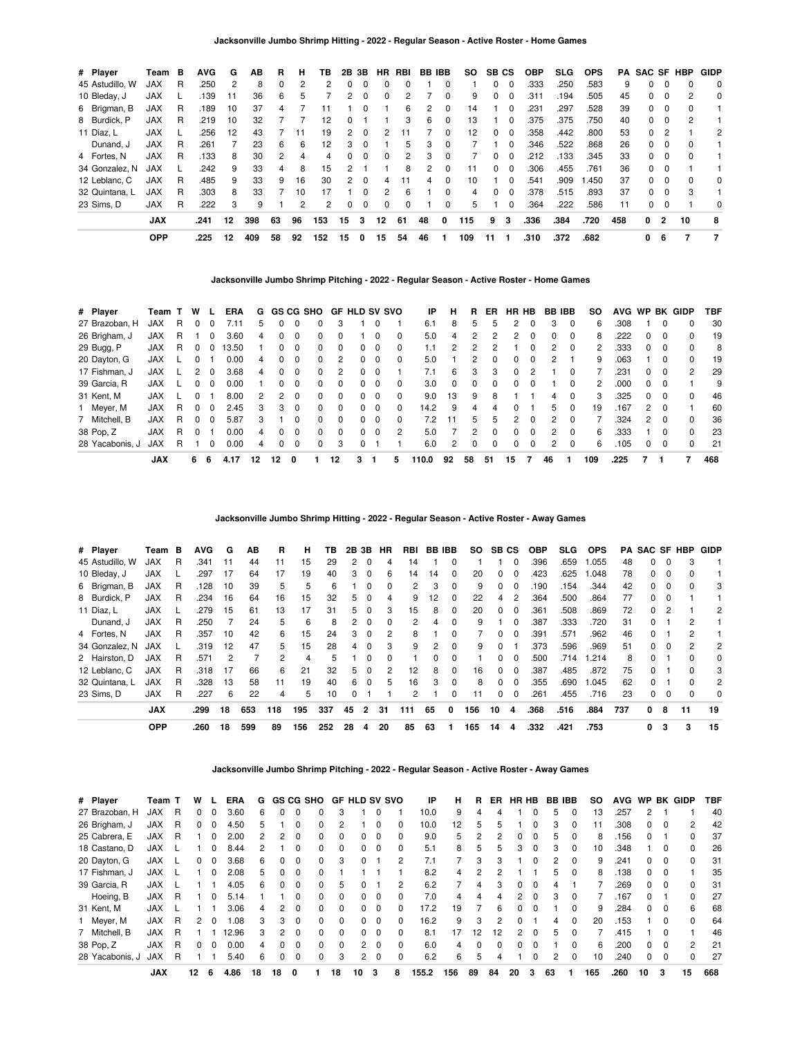### Jacksonville Jumbo Shrimp Hitting - 2022 - Regular Season - Active Roster - Home Games

| # | Player | Team | B | AVG | G | AB | R | H | TB | 2B | 3B | HR | RBI | BB | IBB | SO | SB | CS | OBP | SLG | OPS | PA | SAC | SF | HBP | GIDP |
|---|---|---|---|---|---|---|---|---|---|---|---|---|---|---|---|---|---|---|---|---|---|---|---|---|---|---|
| 45 | Astudillo, W | JAX | R | .250 | 2 | 8 | 0 | 2 | 2 | 0 | 0 | 0 | 0 | 1 | 0 | 1 | 0 | 0 | .333 | .250 | .583 | 9 | 0 | 0 | 0 | 0 |
| 10 | Bleday, J | JAX | L | .139 | 11 | 36 | 6 | 5 | 7 | 2 | 0 | 0 | 2 | 7 | 0 | 9 | 0 | 0 | .311 | .194 | .505 | 45 | 0 | 0 | 2 | 0 |
| 6 | Brigman, B | JAX | R | .189 | 10 | 37 | 4 | 7 | 11 | 1 | 0 | 1 | 6 | 2 | 0 | 14 | 1 | 0 | .231 | .297 | .528 | 39 | 0 | 0 | 0 | 1 |
| 8 | Burdick, P | JAX | R | .219 | 10 | 32 | 7 | 7 | 12 | 0 | 1 | 1 | 3 | 6 | 0 | 13 | 1 | 0 | .375 | .375 | .750 | 40 | 0 | 0 | 2 | 1 |
| 11 | Díaz, L | JAX | L | .256 | 12 | 43 | 7 | 11 | 19 | 2 | 0 | 2 | 11 | 7 | 0 | 12 | 0 | 0 | .358 | .442 | .800 | 53 | 0 | 2 | 1 | 2 |
| | Dunand, J | JAX | R | .261 | 7 | 23 | 6 | 6 | 12 | 3 | 0 | 1 | 5 | 3 | 0 | 7 | 1 | 0 | .346 | .522 | .868 | 26 | 0 | 0 | 0 | 1 |
| 4 | Fortes, N | JAX | R | .133 | 8 | 30 | 2 | 4 | 4 | 0 | 0 | 0 | 2 | 3 | 0 | 7 | 0 | 0 | .212 | .133 | .345 | 33 | 0 | 0 | 0 | 1 |
| 34 | Gonzalez, N | JAX | L | .242 | 9 | 33 | 4 | 8 | 15 | 2 | 1 | 1 | 8 | 2 | 0 | 11 | 0 | 0 | .306 | .455 | .761 | 36 | 0 | 0 | 1 | 1 |
| 12 | Leblanc, C | JAX | R | .485 | 9 | 33 | 9 | 16 | 30 | 2 | 0 | 4 | 11 | 4 | 0 | 10 | 1 | 0 | .541 | .909 | 1.450 | 37 | 0 | 0 | 0 | 0 |
| 32 | Quintana, L | JAX | R | .303 | 8 | 33 | 7 | 10 | 17 | 1 | 0 | 2 | 6 | 1 | 0 | 4 | 0 | 0 | .378 | .515 | .893 | 37 | 0 | 0 | 3 | 1 |
| 23 | Sims, D | JAX | R | .222 | 3 | 9 | 1 | 2 | 2 | 0 | 0 | 0 | 0 | 1 | 0 | 5 | 1 | 0 | .364 | .222 | .586 | 11 | 0 | 0 | 1 | 0 |
| | | **JAX** | | **.241** | **12** | **398** | **63** | **96** | **153** | **15** | **3** | **12** | **61** | **48** | **0** | **115** | **9** | **3** | **.336** | **.384** | **.720** | **458** | **0** | **2** | **10** | **8** |
| | | **OPP** | | **.225** | **12** | **409** | **58** | **92** | **152** | **15** | **0** | **15** | **54** | **46** | **1** | **109** | **11** | **1** | **.310** | **.372** | **.682** | | **0** | **6** | **7** | **7** |

### Jacksonville Jumbo Shrimp Pitching - 2022 - Regular Season - Active Roster - Home Games

| # | Player | Team | T | W | L | ERA | G | GS | CG | SHO | GF | HLD | SV | SVO | IP | H | R | ER | HR | HB | BB | IBB | SO | AVG | WP | BK | GIDP | TBF |
|---|---|---|---|---|---|---|---|---|---|---|---|---|---|---|---|---|---|---|---|---|---|---|---|---|---|---|---|---|
| 27 | Brazoban, H | JAX | R | 0 | 0 | 7.11 | 5 | 0 | 0 | 0 | 3 | 1 | 0 | 1 | 6.1 | 8 | 5 | 5 | 2 | 0 | 3 | 0 | 6 | .308 | 1 | 0 | 0 | 30 |
| 26 | Brigham, J | JAX | R | 1 | 0 | 3.60 | 4 | 0 | 0 | 0 | 0 | 1 | 0 | 0 | 5.0 | 4 | 2 | 2 | 2 | 0 | 0 | 0 | 8 | .222 | 0 | 0 | 0 | 19 |
| 29 | Bugg, P | JAX | R | 0 | 0 | 13.50 | 1 | 0 | 0 | 0 | 0 | 0 | 0 | 0 | 1.1 | 2 | 2 | 2 | 1 | 0 | 2 | 0 | 2 | .333 | 0 | 0 | 0 | 8 |
| 20 | Dayton, G | JAX | L | 0 | 1 | 0.00 | 4 | 0 | 0 | 0 | 2 | 0 | 0 | 0 | 5.0 | 1 | 2 | 0 | 0 | 0 | 2 | 1 | 9 | .063 | 1 | 0 | 0 | 19 |
| 17 | Fishman, J | JAX | L | 2 | 0 | 3.68 | 4 | 0 | 0 | 0 | 2 | 0 | 0 | 1 | 7.1 | 6 | 3 | 3 | 0 | 2 | 1 | 0 | 7 | .231 | 0 | 0 | 2 | 29 |
| 39 | Garcia, R | JAX | L | 0 | 0 | 0.00 | 1 | 0 | 0 | 0 | 0 | 0 | 0 | 0 | 3.0 | 0 | 0 | 0 | 0 | 0 | 1 | 0 | 2 | .000 | 0 | 0 | 1 | 9 |
| 31 | Kent, M | JAX | L | 0 | 1 | 8.00 | 2 | 2 | 0 | 0 | 0 | 0 | 0 | 0 | 9.0 | 13 | 9 | 8 | 1 | 1 | 4 | 0 | 3 | .325 | 0 | 0 | 0 | 46 |
| 1 | Meyer, M | JAX | R | 0 | 0 | 2.45 | 3 | 3 | 0 | 0 | 0 | 0 | 0 | 0 | 14.2 | 9 | 4 | 4 | 0 | 1 | 5 | 0 | 19 | .167 | 2 | 0 | 1 | 60 |
| 7 | Mitchell, B | JAX | R | 0 | 0 | 5.87 | 3 | 1 | 0 | 0 | 0 | 0 | 0 | 0 | 7.2 | 11 | 5 | 5 | 2 | 0 | 2 | 0 | 7 | .324 | 2 | 0 | 0 | 36 |
| 38 | Pop, Z | JAX | R | 0 | 1 | 0.00 | 4 | 0 | 0 | 0 | 0 | 0 | 0 | 2 | 5.0 | 7 | 2 | 0 | 0 | 0 | 2 | 0 | 6 | .333 | 1 | 0 | 0 | 23 |
| 28 | Yacabonis, J | JAX | R | 1 | 0 | 0.00 | 4 | 0 | 0 | 0 | 3 | 0 | 1 | 1 | 6.0 | 2 | 0 | 0 | 0 | 0 | 2 | 0 | 6 | .105 | 0 | 0 | 0 | 21 |
| | | **JAX** | | **6** | **6** | **4.17** | **12** | **12** | **0** | **1** | **12** | **3** | **1** | **5** | **110.0** | **92** | **58** | **51** | **15** | **7** | **46** | **1** | **109** | **.225** | **7** | **1** | **7** | **468** |

### Jacksonville Jumbo Shrimp Hitting - 2022 - Regular Season - Active Roster - Away Games

| # | Player | Team | B | AVG | G | AB | R | H | TB | 2B | 3B | HR | RBI | BB | IBB | SO | SB | CS | OBP | SLG | OPS | PA | SAC | SF | HBP | GIDP |
|---|---|---|---|---|---|---|---|---|---|---|---|---|---|---|---|---|---|---|---|---|---|---|---|---|---|---|
| 45 | Astudillo, W | JAX | R | .341 | 11 | 44 | 11 | 15 | 29 | 2 | 0 | 4 | 14 | 1 | 0 | 1 | 1 | 0 | .396 | .659 | 1.055 | 48 | 0 | 0 | 3 | 1 |
| 10 | Bleday, J | JAX | L | .297 | 17 | 64 | 17 | 19 | 40 | 3 | 0 | 6 | 14 | 14 | 0 | 20 | 0 | 0 | .423 | .625 | 1.048 | 78 | 0 | 0 | 0 | 1 |
| 6 | Brigman, B | JAX | R | .128 | 10 | 39 | 5 | 5 | 6 | 1 | 0 | 0 | 2 | 3 | 0 | 9 | 0 | 0 | .190 | .154 | .344 | 42 | 0 | 0 | 0 | 3 |
| 8 | Burdick, P | JAX | R | .234 | 16 | 64 | 16 | 15 | 32 | 5 | 0 | 4 | 9 | 12 | 0 | 22 | 4 | 2 | .364 | .500 | .864 | 77 | 0 | 0 | 1 | 1 |
| 11 | Díaz, L | JAX | L | .279 | 15 | 61 | 13 | 17 | 31 | 5 | 0 | 3 | 15 | 8 | 0 | 20 | 0 | 0 | .361 | .508 | .869 | 72 | 0 | 2 | 1 | 2 |
| | Dunand, J | JAX | R | .250 | 7 | 24 | 5 | 6 | 8 | 2 | 0 | 0 | 2 | 4 | 0 | 9 | 1 | 0 | .387 | .333 | .720 | 31 | 0 | 1 | 2 | 1 |
| 4 | Fortes, N | JAX | R | .357 | 10 | 42 | 6 | 15 | 24 | 3 | 0 | 2 | 8 | 1 | 0 | 7 | 0 | 0 | .391 | .571 | .962 | 46 | 0 | 1 | 2 | 1 |
| 34 | Gonzalez, N | JAX | L | .319 | 12 | 47 | 5 | 15 | 28 | 4 | 0 | 3 | 9 | 2 | 0 | 9 | 0 | 1 | .373 | .596 | .969 | 51 | 0 | 0 | 2 | 2 |
| 2 | Hairston, D | JAX | R | .571 | 2 | 7 | 2 | 4 | 5 | 1 | 0 | 0 | 1 | 0 | 0 | 1 | 0 | 0 | .500 | .714 | 1.214 | 8 | 0 | 1 | 0 | 0 |
| 12 | Leblanc, C | JAX | R | .318 | 17 | 66 | 6 | 21 | 32 | 5 | 0 | 2 | 12 | 8 | 0 | 16 | 0 | 0 | .387 | .485 | .872 | 75 | 0 | 1 | 0 | 3 |
| 32 | Quintana, L | JAX | R | .328 | 13 | 58 | 11 | 19 | 40 | 6 | 0 | 5 | 16 | 3 | 0 | 8 | 0 | 0 | .355 | .690 | 1.045 | 62 | 0 | 1 | 0 | 2 |
| 23 | Sims, D | JAX | R | .227 | 6 | 22 | 4 | 5 | 10 | 0 | 1 | 1 | 2 | 1 | 0 | 11 | 0 | 0 | .261 | .455 | .716 | 23 | 0 | 0 | 0 | 0 |
| | | **JAX** | | **.299** | **18** | **653** | **118** | **195** | **337** | **45** | **2** | **31** | **111** | **65** | **0** | **156** | **10** | **4** | **.368** | **.516** | **.884** | **737** | **0** | **8** | **11** | **19** |
| | | **OPP** | | **.260** | **18** | **599** | **89** | **156** | **252** | **28** | **4** | **20** | **85** | **63** | **1** | **165** | **14** | **4** | **.332** | **.421** | **.753** | | **0** | **3** | **3** | **15** |

### Jacksonville Jumbo Shrimp Pitching - 2022 - Regular Season - Active Roster - Away Games

| # | Player | Team | T | W | L | ERA | G | GS | CG | SHO | GF | HLD | SV | SVO | IP | H | R | ER | HR | HB | BB | IBB | SO | AVG | WP | BK | GIDP | TBF |
|---|---|---|---|---|---|---|---|---|---|---|---|---|---|---|---|---|---|---|---|---|---|---|---|---|---|---|---|---|
| 27 | Brazoban, H | JAX | R | 0 | 0 | 3.60 | 6 | 0 | 0 | 0 | 3 | 1 | 0 | 1 | 10.0 | 9 | 4 | 4 | 1 | 0 | 5 | 0 | 13 | .257 | 2 | 1 | 1 | 40 |
| 26 | Brigham, J | JAX | R | 0 | 0 | 4.50 | 5 | 1 | 0 | 0 | 2 | 1 | 0 | 0 | 10.0 | 12 | 5 | 5 | 1 | 0 | 3 | 0 | 11 | .308 | 0 | 0 | 2 | 42 |
| 25 | Cabrera, E | JAX | R | 1 | 0 | 2.00 | 2 | 2 | 0 | 0 | 0 | 0 | 0 | 0 | 9.0 | 5 | 2 | 2 | 0 | 0 | 5 | 0 | 8 | .156 | 0 | 1 | 0 | 37 |
| 18 | Castano, D | JAX | L | 1 | 0 | 8.44 | 2 | 1 | 0 | 0 | 0 | 0 | 0 | 0 | 5.1 | 8 | 5 | 5 | 3 | 0 | 3 | 0 | 10 | .348 | 1 | 0 | 0 | 26 |
| 20 | Dayton, G | JAX | L | 0 | 0 | 3.68 | 6 | 0 | 0 | 0 | 3 | 0 | 1 | 2 | 7.1 | 7 | 3 | 3 | 1 | 0 | 2 | 0 | 9 | .241 | 0 | 0 | 0 | 31 |
| 17 | Fishman, J | JAX | L | 1 | 0 | 2.08 | 5 | 0 | 0 | 0 | 1 | 1 | 1 | 1 | 8.2 | 4 | 2 | 2 | 1 | 1 | 5 | 0 | 8 | .138 | 0 | 0 | 1 | 35 |
| 39 | Garcia, R | JAX | L | 1 | 1 | 4.05 | 6 | 0 | 0 | 0 | 5 | 0 | 1 | 2 | 6.2 | 7 | 4 | 3 | 0 | 0 | 4 | 1 | 7 | .269 | 0 | 0 | 0 | 31 |
| | Hoeing, B | JAX | R | 1 | 0 | 5.14 | 1 | 1 | 0 | 0 | 0 | 0 | 0 | 0 | 7.0 | 4 | 4 | 4 | 2 | 0 | 3 | 0 | 7 | .167 | 0 | 1 | 0 | 27 |
| 31 | Kent, M | JAX | L | 1 | 1 | 3.06 | 4 | 2 | 0 | 0 | 0 | 0 | 0 | 0 | 17.2 | 19 | 7 | 6 | 0 | 0 | 1 | 0 | 9 | .284 | 0 | 0 | 6 | 68 |
| 1 | Meyer, M | JAX | R | 2 | 0 | 1.08 | 3 | 3 | 0 | 0 | 0 | 0 | 0 | 0 | 16.2 | 9 | 3 | 2 | 0 | 1 | 4 | 0 | 20 | .153 | 1 | 0 | 0 | 64 |
| 7 | Mitchell, B | JAX | R | 1 | 1 | 12.96 | 3 | 2 | 0 | 0 | 0 | 0 | 0 | 0 | 8.1 | 17 | 12 | 12 | 2 | 0 | 5 | 0 | 7 | .415 | 1 | 0 | 1 | 46 |
| 38 | Pop, Z | JAX | R | 0 | 0 | 0.00 | 4 | 0 | 0 | 0 | 0 | 2 | 0 | 0 | 6.0 | 4 | 0 | 0 | 0 | 0 | 1 | 0 | 6 | .200 | 0 | 0 | 2 | 21 |
| 28 | Yacabonis, J | JAX | R | 1 | 1 | 5.40 | 6 | 0 | 0 | 0 | 3 | 2 | 0 | 0 | 6.2 | 6 | 5 | 4 | 1 | 0 | 2 | 0 | 10 | .240 | 0 | 0 | 0 | 27 |
| | | **JAX** | | **12** | **6** | **4.86** | **18** | **18** | **0** | **1** | **18** | **10** | **3** | **8** | **155.2** | **156** | **89** | **84** | **20** | **3** | **63** | **1** | **165** | **.260** | **10** | **3** | **15** | **668** |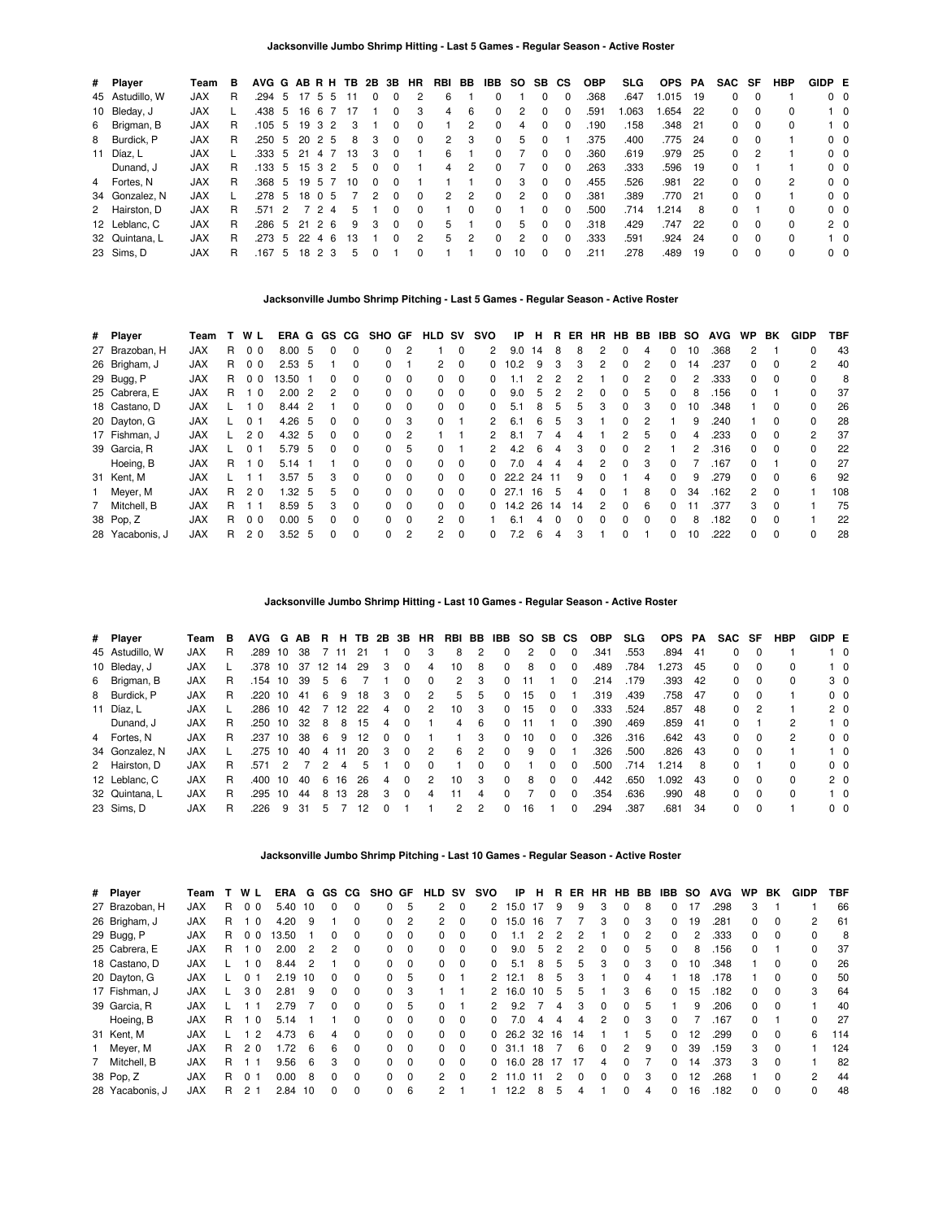### Jacksonville Jumbo Shrimp Hitting - Last 5 Games - Regular Season - Active Roster

| # | Player | Team | B | AVG | G | AB | R | H | TB | 2B | 3B | HR | RBI | BB | IBB | SO | SB | CS | OBP | SLG | OPS | PA | SAC | SF | HBP | GIDP | E |
|---|---|---|---|---|---|---|---|---|---|---|---|---|---|---|---|---|---|---|---|---|---|---|---|---|---|---|---|
| 45 | Astudillo, W | JAX | R | .294 | 5 | 17 | 5 | 5 | 11 | 0 | 0 | 2 | 6 | 1 | 0 | 1 | 0 | 0 | .368 | .647 | 1.015 | 19 | 0 | 0 | 1 | 0 | 0 |
| 10 | Bleday, J | JAX | L | .438 | 5 | 16 | 6 | 7 | 17 | 1 | 0 | 3 | 4 | 6 | 0 | 2 | 0 | 0 | .591 | 1.063 | 1.654 | 22 | 0 | 0 | 0 | 1 | 0 |
| 6 | Brigman, B | JAX | R | .105 | 5 | 19 | 3 | 2 | 3 | 1 | 0 | 0 | 1 | 2 | 0 | 4 | 0 | 0 | .190 | .158 | .348 | 21 | 0 | 0 | 0 | 1 | 0 |
| 8 | Burdick, P | JAX | R | .250 | 5 | 20 | 2 | 5 | 8 | 3 | 0 | 0 | 2 | 3 | 0 | 5 | 0 | 1 | .375 | .400 | .775 | 24 | 0 | 0 | 1 | 0 | 0 |
| 11 | Díaz, L | JAX | L | .333 | 5 | 21 | 4 | 7 | 13 | 3 | 0 | 1 | 6 | 1 | 0 | 7 | 0 | 0 | .360 | .619 | .979 | 25 | 0 | 2 | 1 | 0 | 0 |
| | Dunand, J | JAX | R | .133 | 5 | 15 | 3 | 2 | 5 | 0 | 0 | 1 | 4 | 2 | 0 | 7 | 0 | 0 | .263 | .333 | .596 | 19 | 0 | 1 | 1 | 0 | 0 |
| 4 | Fortes, N | JAX | R | .368 | 5 | 19 | 5 | 7 | 10 | 0 | 0 | 1 | 1 | 1 | 0 | 3 | 0 | 0 | .455 | .526 | .981 | 22 | 0 | 0 | 2 | 0 | 0 |
| 34 | Gonzalez, N | JAX | L | .278 | 5 | 18 | 0 | 5 | 7 | 2 | 0 | 0 | 2 | 2 | 0 | 2 | 0 | 0 | .381 | .389 | .770 | 21 | 0 | 0 | 1 | 0 | 0 |
| 2 | Hairston, D | JAX | R | .571 | 2 | 7 | 2 | 4 | 5 | 1 | 0 | 0 | 1 | 0 | 0 | 1 | 0 | 0 | .500 | .714 | 1.214 | 8 | 0 | 1 | 0 | 0 | 0 |
| 12 | Leblanc, C | JAX | R | .286 | 5 | 21 | 2 | 6 | 9 | 3 | 0 | 0 | 5 | 1 | 0 | 5 | 0 | 0 | .318 | .429 | .747 | 22 | 0 | 0 | 0 | 2 | 0 |
| 32 | Quintana, L | JAX | R | .273 | 5 | 22 | 4 | 6 | 13 | 1 | 0 | 2 | 5 | 2 | 0 | 2 | 0 | 0 | .333 | .591 | .924 | 24 | 0 | 0 | 0 | 1 | 0 |
| 23 | Sims, D | JAX | R | .167 | 5 | 18 | 2 | 3 | 5 | 0 | 1 | 0 | 1 | 1 | 0 | 10 | 0 | 0 | .211 | .278 | .489 | 19 | 0 | 0 | 0 | 0 | 0 |

### Jacksonville Jumbo Shrimp Pitching - Last 5 Games - Regular Season - Active Roster

| # | Player | Team | T | W | L | ERA | G | GS | CG | SHO | GF | HLD | SV | SVO | IP | H | R | ER | HR | HB | BB | IBB | SO | AVG | WP | BK | GIDP | TBF |
|---|---|---|---|---|---|---|---|---|---|---|---|---|---|---|---|---|---|---|---|---|---|---|---|---|---|---|---|---|
| 27 | Brazoban, H | JAX | R | 0 | 0 | 8.00 | 5 | 0 | 0 | 0 | 2 | 1 | 0 | 2 | 9.0 | 14 | 8 | 8 | 2 | 0 | 4 | 0 | 10 | .368 | 2 | 1 | 0 | 43 |
| 26 | Brigham, J | JAX | R | 0 | 0 | 2.53 | 5 | 1 | 0 | 0 | 1 | 2 | 0 | 0 | 10.2 | 9 | 3 | 3 | 2 | 0 | 2 | 0 | 14 | .237 | 0 | 0 | 2 | 40 |
| 29 | Bugg, P | JAX | R | 0 | 0 | 13.50 | 1 | 0 | 0 | 0 | 0 | 0 | 0 | 0 | 1.1 | 2 | 2 | 2 | 1 | 0 | 2 | 0 | 2 | .333 | 0 | 0 | 0 | 8 |
| 25 | Cabrera, E | JAX | R | 1 | 0 | 2.00 | 2 | 2 | 0 | 0 | 0 | 0 | 0 | 0 | 9.0 | 5 | 2 | 2 | 0 | 0 | 5 | 0 | 8 | .156 | 0 | 1 | 0 | 37 |
| 18 | Castano, D | JAX | L | 1 | 0 | 8.44 | 2 | 1 | 0 | 0 | 0 | 0 | 0 | 0 | 5.1 | 8 | 5 | 5 | 3 | 0 | 3 | 0 | 10 | .348 | 1 | 0 | 0 | 26 |
| 20 | Dayton, G | JAX | L | 0 | 1 | 4.26 | 5 | 0 | 0 | 0 | 3 | 0 | 1 | 2 | 6.1 | 6 | 5 | 3 | 1 | 0 | 2 | 1 | 9 | .240 | 1 | 0 | 0 | 28 |
| 17 | Fishman, J | JAX | L | 2 | 0 | 4.32 | 5 | 0 | 0 | 0 | 2 | 1 | 1 | 2 | 8.1 | 7 | 4 | 4 | 1 | 2 | 5 | 0 | 4 | .233 | 0 | 0 | 2 | 37 |
| 39 | Garcia, R | JAX | L | 0 | 1 | 5.79 | 5 | 0 | 0 | 0 | 5 | 0 | 1 | 2 | 4.2 | 6 | 4 | 3 | 0 | 0 | 2 | 1 | 2 | .316 | 0 | 0 | 0 | 22 |
| | Hoeing, B | JAX | R | 1 | 0 | 5.14 | 1 | 1 | 0 | 0 | 0 | 0 | 0 | 0 | 7.0 | 4 | 4 | 4 | 2 | 0 | 3 | 0 | 7 | .167 | 0 | 1 | 0 | 27 |
| 31 | Kent, M | JAX | L | 1 | 1 | 3.57 | 5 | 3 | 0 | 0 | 0 | 0 | 0 | 0 | 22.2 | 24 | 11 | 9 | 0 | 1 | 4 | 0 | 9 | .279 | 0 | 0 | 6 | 92 |
| 1 | Meyer, M | JAX | R | 2 | 0 | 1.32 | 5 | 5 | 0 | 0 | 0 | 0 | 0 | 0 | 27.1 | 16 | 5 | 4 | 0 | 1 | 8 | 0 | 34 | .162 | 2 | 0 | 1 | 108 |
| 7 | Mitchell, B | JAX | R | 1 | 1 | 8.59 | 5 | 3 | 0 | 0 | 0 | 0 | 0 | 0 | 14.2 | 26 | 14 | 14 | 2 | 0 | 6 | 0 | 11 | .377 | 3 | 0 | 1 | 75 |
| 38 | Pop, Z | JAX | R | 0 | 0 | 0.00 | 5 | 0 | 0 | 0 | 0 | 2 | 0 | 1 | 6.1 | 4 | 0 | 0 | 0 | 0 | 0 | 0 | 8 | .182 | 0 | 0 | 0 | 22 |
| 28 | Yacabonis, J | JAX | R | 2 | 0 | 3.52 | 5 | 0 | 0 | 0 | 2 | 2 | 0 | 0 | 7.2 | 6 | 4 | 3 | 1 | 0 | 1 | 0 | 10 | .222 | 0 | 0 | 0 | 28 |

### Jacksonville Jumbo Shrimp Hitting - Last 10 Games - Regular Season - Active Roster

| # | Player | Team | B | AVG | G | AB | R | H | TB | 2B | 3B | HR | RBI | BB | IBB | SO | SB | CS | OBP | SLG | OPS | PA | SAC | SF | HBP | GIDP | E |
|---|---|---|---|---|---|---|---|---|---|---|---|---|---|---|---|---|---|---|---|---|---|---|---|---|---|---|---|
| 45 | Astudillo, W | JAX | R | .289 | 10 | 38 | 7 | 11 | 21 | 1 | 0 | 3 | 8 | 2 | 0 | 2 | 0 | 0 | .341 | .553 | .894 | 41 | 0 | 0 | 1 | 1 | 0 |
| 10 | Bleday, J | JAX | L | .378 | 10 | 37 | 12 | 14 | 29 | 3 | 0 | 4 | 10 | 8 | 0 | 8 | 0 | 0 | .489 | .784 | 1.273 | 45 | 0 | 0 | 0 | 1 | 0 |
| 6 | Brigman, B | JAX | R | .154 | 10 | 39 | 5 | 6 | 7 | 1 | 0 | 0 | 2 | 3 | 0 | 11 | 1 | 0 | .214 | .179 | .393 | 42 | 0 | 0 | 0 | 3 | 0 |
| 8 | Burdick, P | JAX | R | .220 | 10 | 41 | 6 | 9 | 18 | 3 | 0 | 2 | 5 | 5 | 0 | 15 | 0 | 1 | .319 | .439 | .758 | 47 | 0 | 0 | 1 | 0 | 0 |
| 11 | Díaz, L | JAX | L | .286 | 10 | 42 | 7 | 12 | 22 | 4 | 0 | 2 | 10 | 3 | 0 | 15 | 0 | 0 | .333 | .524 | .857 | 48 | 0 | 2 | 1 | 2 | 0 |
| | Dunand, J | JAX | R | .250 | 10 | 32 | 8 | 8 | 15 | 4 | 0 | 1 | 4 | 6 | 0 | 11 | 1 | 0 | .390 | .469 | .859 | 41 | 0 | 1 | 2 | 1 | 0 |
| 4 | Fortes, N | JAX | R | .237 | 10 | 38 | 6 | 9 | 12 | 0 | 0 | 1 | 1 | 3 | 0 | 10 | 0 | 0 | .326 | .316 | .642 | 43 | 0 | 0 | 2 | 0 | 0 |
| 34 | Gonzalez, N | JAX | L | .275 | 10 | 40 | 4 | 11 | 20 | 3 | 0 | 2 | 6 | 2 | 0 | 9 | 0 | 1 | .326 | .500 | .826 | 43 | 0 | 0 | 1 | 1 | 0 |
| 2 | Hairston, D | JAX | R | .571 | 2 | 7 | 2 | 4 | 5 | 1 | 0 | 0 | 1 | 0 | 0 | 1 | 0 | 0 | .500 | .714 | 1.214 | 8 | 0 | 1 | 0 | 0 | 0 |
| 12 | Leblanc, C | JAX | R | .400 | 10 | 40 | 6 | 16 | 26 | 4 | 0 | 2 | 10 | 3 | 0 | 8 | 0 | 0 | .442 | .650 | 1.092 | 43 | 0 | 0 | 0 | 2 | 0 |
| 32 | Quintana, L | JAX | R | .295 | 10 | 44 | 8 | 13 | 28 | 3 | 0 | 4 | 11 | 4 | 0 | 7 | 0 | 0 | .354 | .636 | .990 | 48 | 0 | 0 | 0 | 1 | 0 |
| 23 | Sims, D | JAX | R | .226 | 9 | 31 | 5 | 7 | 12 | 0 | 1 | 1 | 2 | 2 | 0 | 16 | 1 | 0 | .294 | .387 | .681 | 34 | 0 | 0 | 1 | 0 | 0 |

### Jacksonville Jumbo Shrimp Pitching - Last 10 Games - Regular Season - Active Roster

| # | Player | Team | T | W | L | ERA | G | GS | CG | SHO | GF | HLD | SV | SVO | IP | H | R | ER | HR | HB | BB | IBB | SO | AVG | WP | BK | GIDP | TBF |
|---|---|---|---|---|---|---|---|---|---|---|---|---|---|---|---|---|---|---|---|---|---|---|---|---|---|---|---|---|
| 27 | Brazoban, H | JAX | R | 0 | 0 | 5.40 | 10 | 0 | 0 | 0 | 5 | 2 | 0 | 2 | 15.0 | 17 | 9 | 9 | 3 | 0 | 8 | 0 | 17 | .298 | 3 | 1 | 1 | 66 |
| 26 | Brigham, J | JAX | R | 1 | 0 | 4.20 | 9 | 1 | 0 | 0 | 2 | 2 | 0 | 0 | 15.0 | 16 | 7 | 7 | 3 | 0 | 3 | 0 | 19 | .281 | 0 | 0 | 2 | 61 |
| 29 | Bugg, P | JAX | R | 0 | 0 | 13.50 | 1 | 0 | 0 | 0 | 0 | 0 | 0 | 0 | 1.1 | 2 | 2 | 2 | 1 | 0 | 2 | 0 | 2 | .333 | 0 | 0 | 0 | 8 |
| 25 | Cabrera, E | JAX | R | 1 | 0 | 2.00 | 2 | 2 | 0 | 0 | 0 | 0 | 0 | 0 | 9.0 | 5 | 2 | 2 | 0 | 0 | 5 | 0 | 8 | .156 | 0 | 1 | 0 | 37 |
| 18 | Castano, D | JAX | L | 1 | 0 | 8.44 | 2 | 1 | 0 | 0 | 0 | 0 | 0 | 0 | 5.1 | 8 | 5 | 5 | 3 | 0 | 3 | 0 | 10 | .348 | 1 | 0 | 0 | 26 |
| 20 | Dayton, G | JAX | L | 0 | 1 | 2.19 | 10 | 0 | 0 | 0 | 5 | 0 | 1 | 2 | 12.1 | 8 | 5 | 3 | 1 | 0 | 4 | 1 | 18 | .178 | 1 | 0 | 0 | 50 |
| 17 | Fishman, J | JAX | L | 3 | 0 | 2.81 | 9 | 0 | 0 | 0 | 3 | 1 | 1 | 2 | 16.0 | 10 | 5 | 5 | 1 | 3 | 6 | 0 | 15 | .182 | 0 | 0 | 3 | 64 |
| 39 | Garcia, R | JAX | L | 1 | 1 | 2.79 | 7 | 0 | 0 | 0 | 5 | 0 | 1 | 2 | 9.2 | 7 | 4 | 3 | 0 | 0 | 5 | 1 | 9 | .206 | 0 | 0 | 1 | 40 |
| | Hoeing, B | JAX | R | 1 | 0 | 5.14 | 1 | 1 | 0 | 0 | 0 | 0 | 0 | 0 | 7.0 | 4 | 4 | 4 | 2 | 0 | 3 | 0 | 7 | .167 | 0 | 1 | 0 | 27 |
| 31 | Kent, M | JAX | L | 1 | 2 | 4.73 | 6 | 4 | 0 | 0 | 0 | 0 | 0 | 0 | 26.2 | 32 | 16 | 14 | 1 | 1 | 5 | 0 | 12 | .299 | 0 | 0 | 6 | 114 |
| 1 | Meyer, M | JAX | R | 2 | 0 | 1.72 | 6 | 6 | 0 | 0 | 0 | 0 | 0 | 0 | 31.1 | 18 | 7 | 6 | 0 | 2 | 9 | 0 | 39 | .159 | 3 | 0 | 1 | 124 |
| 7 | Mitchell, B | JAX | R | 1 | 1 | 9.56 | 6 | 3 | 0 | 0 | 0 | 0 | 0 | 0 | 16.0 | 28 | 17 | 17 | 4 | 0 | 7 | 0 | 14 | .373 | 3 | 0 | 1 | 82 |
| 38 | Pop, Z | JAX | R | 0 | 1 | 0.00 | 8 | 0 | 0 | 0 | 0 | 2 | 0 | 2 | 11.0 | 11 | 2 | 0 | 0 | 0 | 3 | 0 | 12 | .268 | 1 | 0 | 2 | 44 |
| 28 | Yacabonis, J | JAX | R | 2 | 1 | 2.84 | 10 | 0 | 0 | 0 | 6 | 2 | 1 | 1 | 12.2 | 8 | 5 | 4 | 1 | 0 | 4 | 0 | 16 | .182 | 0 | 0 | 0 | 48 |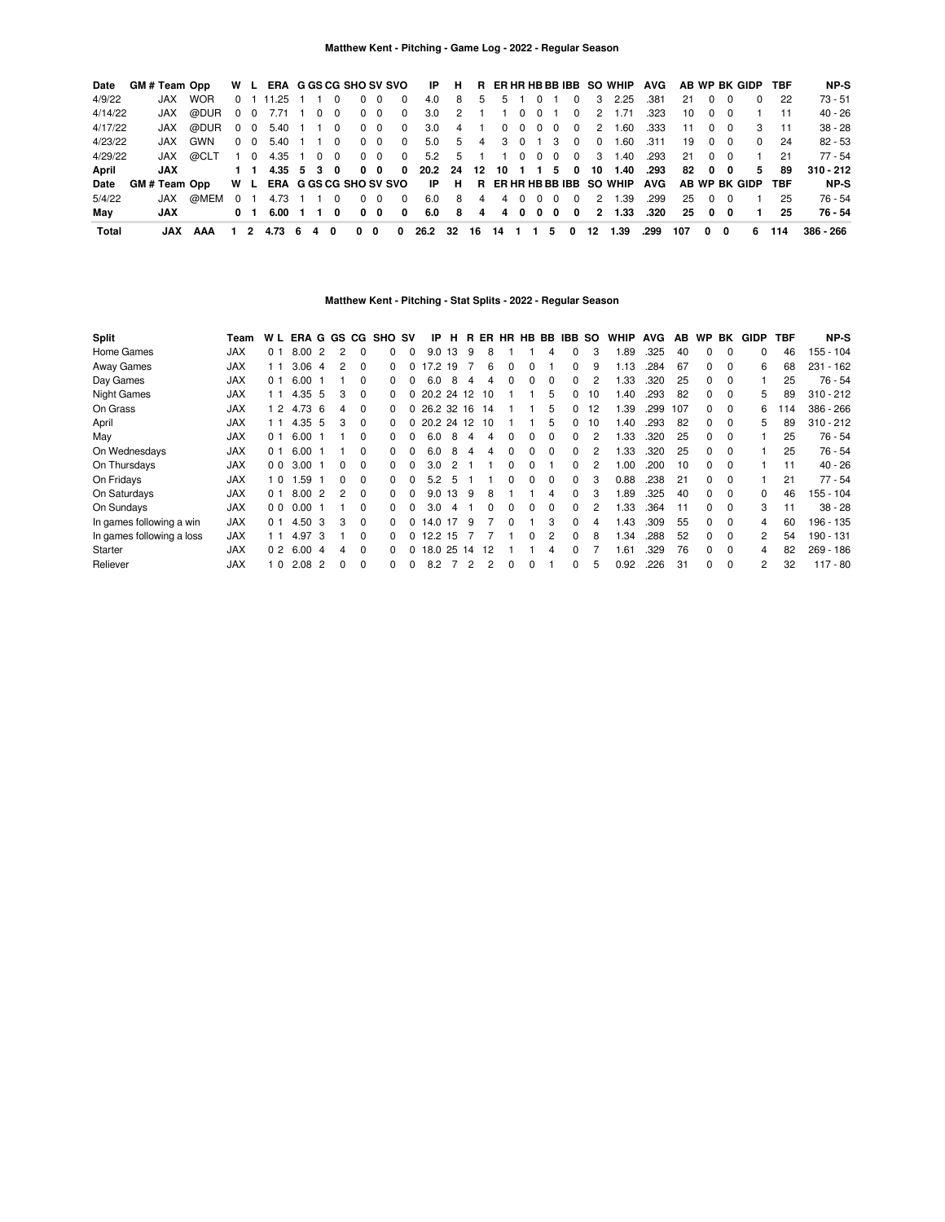## Matthew Kent - Pitching - Game Log - 2022 - Regular Season

| Date | GM # | Team | Opp | W | L | ERA | G | GS | CG | SHO | SV | SVO | IP | H | R | ER | HR | HB | BB | IBB | SO | WHIP | AVG | AB | WP | BK | GIDP | TBF | NP-S |
|---|---|---|---|---|---|---|---|---|---|---|---|---|---|---|---|---|---|---|---|---|---|---|---|---|---|---|---|---|---|
| 4/9/22 | | JAX | WOR | 0 | 1 | 11.25 | 1 | 1 | 0 | 0 | 0 | 0 | 4.0 | 8 | 5 | 5 | 1 | 0 | 1 | 0 | 3 | 2.25 | .381 | 21 | 0 | 0 | 0 | 22 | 73 - 51 |
| 4/14/22 | | JAX | @DUR | 0 | 0 | 7.71 | 1 | 0 | 0 | 0 | 0 | 0 | 3.0 | 2 | 1 | 1 | 0 | 0 | 1 | 0 | 2 | 1.71 | .323 | 10 | 0 | 0 | 1 | 11 | 40 - 26 |
| 4/17/22 | | JAX | @DUR | 0 | 0 | 5.40 | 1 | 1 | 0 | 0 | 0 | 0 | 3.0 | 4 | 1 | 0 | 0 | 0 | 0 | 0 | 2 | 1.60 | .333 | 11 | 0 | 0 | 3 | 11 | 38 - 28 |
| 4/23/22 | | JAX | GWN | 0 | 0 | 5.40 | 1 | 1 | 0 | 0 | 0 | 0 | 5.0 | 5 | 4 | 3 | 0 | 1 | 3 | 0 | 0 | 1.60 | .311 | 19 | 0 | 0 | 0 | 24 | 82 - 53 |
| 4/29/22 | | JAX | @CLT | 1 | 0 | 4.35 | 1 | 0 | 0 | 0 | 0 | 0 | 5.2 | 5 | 1 | 1 | 0 | 0 | 0 | 0 | 3 | 1.40 | .293 | 21 | 0 | 0 | 1 | 21 | 77 - 54 |
| **April** | | **JAX** | | **1** | **1** | **4.35** | **5** | **3** | **0** | **0** | **0** | **0** | **20.2** | **24** | **12** | **10** | **1** | **1** | **5** | **0** | **10** | **1.40** | **.293** | **82** | **0** | **0** | **5** | **89** | **310 - 212** |
| **Date** | **GM #** | **Team** | **Opp** | **W** | **L** | **ERA** | **G** | **GS** | **CG** | **SHO** | **SV** | **SVO** | **IP** | **H** | **R** | **ER** | **HR** | **HB** | **BB** | **IBB** | **SO** | **WHIP** | **AVG** | **AB** | **WP** | **BK** | **GIDP** | **TBF** | **NP-S** |
| 5/4/22 | | JAX | @MEM | 0 | 1 | 4.73 | 1 | 1 | 0 | 0 | 0 | 0 | 6.0 | 8 | 4 | 4 | 0 | 0 | 0 | 0 | 2 | 1.39 | .299 | 25 | 0 | 0 | 1 | 25 | 76 - 54 |
| **May** | | **JAX** | | **0** | **1** | **6.00** | **1** | **1** | **0** | **0** | **0** | **0** | **6.0** | **8** | **4** | **4** | **0** | **0** | **0** | **0** | **2** | **1.33** | **.320** | **25** | **0** | **0** | **1** | **25** | **76 - 54** |
| **Total** | | **JAX** | **AAA** | **1** | **2** | **4.73** | **6** | **4** | **0** | **0** | **0** | **0** | **26.2** | **32** | **16** | **14** | **1** | **1** | **5** | **0** | **12** | **1.39** | **.299** | **107** | **0** | **0** | **6** | **114** | **386 - 266** |

## Matthew Kent - Pitching - Stat Splits - 2022 - Regular Season

| Split | Team | W | L | ERA | G | GS | CG | SHO | SV | IP | H | R | ER | HR | HB | BB | IBB | SO | WHIP | AVG | AB | WP | BK | GIDP | TBF | NP-S |
|---|---|---|---|---|---|---|---|---|---|---|---|---|---|---|---|---|---|---|---|---|---|---|---|---|---|---|
| Home Games | JAX | 0 | 1 | 8.00 | 2 | 2 | 0 | 0 | 0 | 9.0 | 13 | 9 | 8 | 1 | 1 | 4 | 0 | 3 | 1.89 | .325 | 40 | 0 | 0 | 0 | 46 | 155 - 104 |
| Away Games | JAX | 1 | 1 | 3.06 | 4 | 2 | 0 | 0 | 0 | 17.2 | 19 | 7 | 6 | 0 | 0 | 1 | 0 | 9 | 1.13 | .284 | 67 | 0 | 0 | 6 | 68 | 231 - 162 |
| Day Games | JAX | 0 | 1 | 6.00 | 1 | 1 | 0 | 0 | 0 | 6.0 | 8 | 4 | 4 | 0 | 0 | 0 | 0 | 2 | 1.33 | .320 | 25 | 0 | 0 | 1 | 25 | 76 - 54 |
| Night Games | JAX | 1 | 1 | 4.35 | 5 | 3 | 0 | 0 | 0 | 20.2 | 24 | 12 | 10 | 1 | 1 | 5 | 0 | 10 | 1.40 | .293 | 82 | 0 | 0 | 5 | 89 | 310 - 212 |
| On Grass | JAX | 1 | 2 | 4.73 | 6 | 4 | 0 | 0 | 0 | 26.2 | 32 | 16 | 14 | 1 | 1 | 5 | 0 | 12 | 1.39 | .299 | 107 | 0 | 0 | 6 | 114 | 386 - 266 |
| April | JAX | 1 | 1 | 4.35 | 5 | 3 | 0 | 0 | 0 | 20.2 | 24 | 12 | 10 | 1 | 1 | 5 | 0 | 10 | 1.40 | .293 | 82 | 0 | 0 | 5 | 89 | 310 - 212 |
| May | JAX | 0 | 1 | 6.00 | 1 | 1 | 0 | 0 | 0 | 6.0 | 8 | 4 | 4 | 0 | 0 | 0 | 0 | 2 | 1.33 | .320 | 25 | 0 | 0 | 1 | 25 | 76 - 54 |
| On Wednesdays | JAX | 0 | 1 | 6.00 | 1 | 1 | 0 | 0 | 0 | 6.0 | 8 | 4 | 4 | 0 | 0 | 0 | 0 | 2 | 1.33 | .320 | 25 | 0 | 0 | 1 | 25 | 76 - 54 |
| On Thursdays | JAX | 0 | 0 | 3.00 | 1 | 0 | 0 | 0 | 0 | 3.0 | 2 | 1 | 1 | 0 | 0 | 1 | 0 | 2 | 1.00 | .200 | 10 | 0 | 0 | 1 | 11 | 40 - 26 |
| On Fridays | JAX | 1 | 0 | 1.59 | 1 | 0 | 0 | 0 | 0 | 5.2 | 5 | 1 | 1 | 0 | 0 | 0 | 0 | 3 | 0.88 | .238 | 21 | 0 | 0 | 1 | 21 | 77 - 54 |
| On Saturdays | JAX | 0 | 1 | 8.00 | 2 | 2 | 0 | 0 | 0 | 9.0 | 13 | 9 | 8 | 1 | 1 | 4 | 0 | 3 | 1.89 | .325 | 40 | 0 | 0 | 0 | 46 | 155 - 104 |
| On Sundays | JAX | 0 | 0 | 0.00 | 1 | 1 | 0 | 0 | 0 | 3.0 | 4 | 1 | 0 | 0 | 0 | 0 | 0 | 2 | 1.33 | .364 | 11 | 0 | 0 | 3 | 11 | 38 - 28 |
| In games following a win | JAX | 0 | 1 | 4.50 | 3 | 3 | 0 | 0 | 0 | 14.0 | 17 | 9 | 7 | 0 | 1 | 3 | 0 | 4 | 1.43 | .309 | 55 | 0 | 0 | 4 | 60 | 196 - 135 |
| In games following a loss | JAX | 1 | 1 | 4.97 | 3 | 1 | 0 | 0 | 0 | 12.2 | 15 | 7 | 7 | 1 | 0 | 2 | 0 | 8 | 1.34 | .288 | 52 | 0 | 0 | 2 | 54 | 190 - 131 |
| Starter | JAX | 0 | 2 | 6.00 | 4 | 4 | 0 | 0 | 0 | 18.0 | 25 | 14 | 12 | 1 | 1 | 4 | 0 | 7 | 1.61 | .329 | 76 | 0 | 0 | 4 | 82 | 269 - 186 |
| Reliever | JAX | 1 | 0 | 2.08 | 2 | 0 | 0 | 0 | 0 | 8.2 | 7 | 2 | 2 | 0 | 0 | 1 | 0 | 5 | 0.92 | .226 | 31 | 0 | 0 | 2 | 32 | 117 - 80 |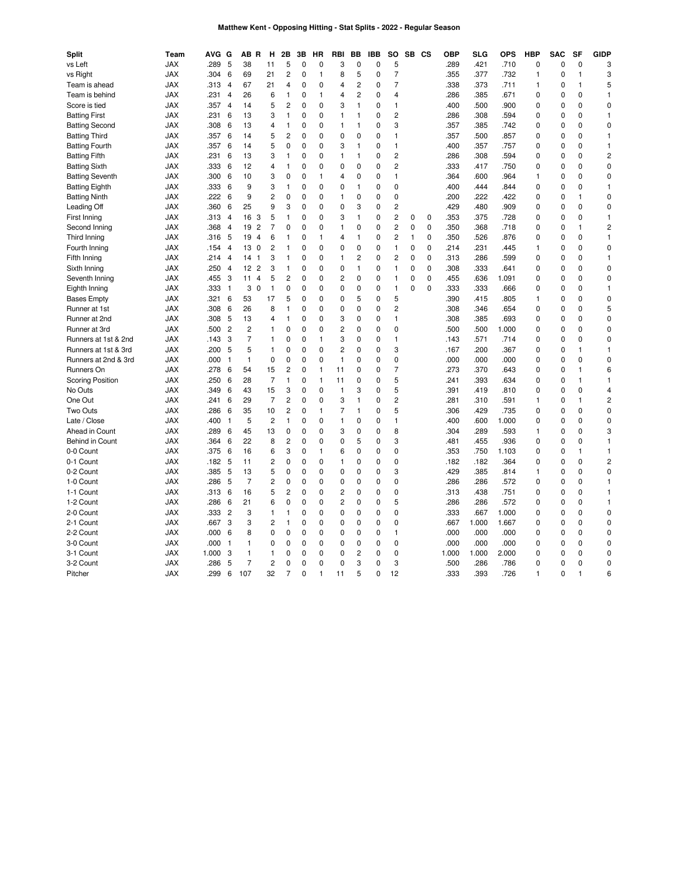# Matthew Kent - Opposing Hitting - Stat Splits - 2022 - Regular Season

| Split | Team | AVG | G | AB | R | H | 2B | 3B | HR | RBI | BB | IBB | SO | SB | CS | OBP | SLG | OPS | HBP | SAC | SF | GIDP |
|---|---|---|---|---|---|---|---|---|---|---|---|---|---|---|---|---|---|---|---|---|---|---|
| vs Left | JAX | .289 | 5 | 38 | | 11 | 5 | 0 | 0 | 3 | 0 | 0 | 5 | | | .289 | .421 | .710 | 0 | 0 | 0 | 3 |
| vs Right | JAX | .304 | 6 | 69 | | 21 | 2 | 0 | 1 | 8 | 5 | 0 | 7 | | | .355 | .377 | .732 | 1 | 0 | 1 | 3 |
| Team is ahead | JAX | .313 | 4 | 67 | | 21 | 4 | 0 | 0 | 4 | 2 | 0 | 7 | | | .338 | .373 | .711 | 1 | 0 | 1 | 5 |
| Team is behind | JAX | .231 | 4 | 26 | | 6 | 1 | 0 | 1 | 4 | 2 | 0 | 4 | | | .286 | .385 | .671 | 0 | 0 | 0 | 1 |
| Score is tied | JAX | .357 | 4 | 14 | | 5 | 2 | 0 | 0 | 3 | 1 | 0 | 1 | | | .400 | .500 | .900 | 0 | 0 | 0 | 0 |
| Batting First | JAX | .231 | 6 | 13 | | 3 | 1 | 0 | 0 | 1 | 1 | 0 | 2 | | | .286 | .308 | .594 | 0 | 0 | 0 | 1 |
| Batting Second | JAX | .308 | 6 | 13 | | 4 | 1 | 0 | 0 | 1 | 1 | 0 | 3 | | | .357 | .385 | .742 | 0 | 0 | 0 | 0 |
| Batting Third | JAX | .357 | 6 | 14 | | 5 | 2 | 0 | 0 | 0 | 0 | 0 | 1 | | | .357 | .500 | .857 | 0 | 0 | 0 | 1 |
| Batting Fourth | JAX | .357 | 6 | 14 | | 5 | 0 | 0 | 0 | 3 | 1 | 0 | 1 | | | .400 | .357 | .757 | 0 | 0 | 0 | 1 |
| Batting Fifth | JAX | .231 | 6 | 13 | | 3 | 1 | 0 | 0 | 1 | 1 | 0 | 2 | | | .286 | .308 | .594 | 0 | 0 | 0 | 2 |
| Batting Sixth | JAX | .333 | 6 | 12 | | 4 | 1 | 0 | 0 | 0 | 0 | 0 | 2 | | | .333 | .417 | .750 | 0 | 0 | 0 | 0 |
| Batting Seventh | JAX | .300 | 6 | 10 | | 3 | 0 | 0 | 1 | 4 | 0 | 0 | 1 | | | .364 | .600 | .964 | 1 | 0 | 0 | 0 |
| Batting Eighth | JAX | .333 | 6 | 9 | | 3 | 1 | 0 | 0 | 0 | 1 | 0 | 0 | | | .400 | .444 | .844 | 0 | 0 | 0 | 1 |
| Batting Ninth | JAX | .222 | 6 | 9 | | 2 | 0 | 0 | 0 | 1 | 0 | 0 | 0 | | | .200 | .222 | .422 | 0 | 0 | 1 | 0 |
| Leading Off | JAX | .360 | 6 | 25 | | 9 | 3 | 0 | 0 | 0 | 3 | 0 | 2 | | | .429 | .480 | .909 | 0 | 0 | 0 | 0 |
| First Inning | JAX | .313 | 4 | 16 | 3 | 5 | 1 | 0 | 0 | 3 | 1 | 0 | 2 | 0 | 0 | .353 | .375 | .728 | 0 | 0 | 0 | 1 |
| Second Inning | JAX | .368 | 4 | 19 | 2 | 7 | 0 | 0 | 0 | 1 | 0 | 0 | 2 | 0 | 0 | .350 | .368 | .718 | 0 | 0 | 1 | 2 |
| Third Inning | JAX | .316 | 5 | 19 | 4 | 6 | 1 | 0 | 1 | 4 | 1 | 0 | 2 | 1 | 0 | .350 | .526 | .876 | 0 | 0 | 0 | 1 |
| Fourth Inning | JAX | .154 | 4 | 13 | 0 | 2 | 1 | 0 | 0 | 0 | 0 | 0 | 1 | 0 | 0 | .214 | .231 | .445 | 1 | 0 | 0 | 0 |
| Fifth Inning | JAX | .214 | 4 | 14 | 1 | 3 | 1 | 0 | 0 | 1 | 2 | 0 | 2 | 0 | 0 | .313 | .286 | .599 | 0 | 0 | 0 | 1 |
| Sixth Inning | JAX | .250 | 4 | 12 | 2 | 3 | 1 | 0 | 0 | 0 | 1 | 0 | 1 | 0 | 0 | .308 | .333 | .641 | 0 | 0 | 0 | 0 |
| Seventh Inning | JAX | .455 | 3 | 11 | 4 | 5 | 2 | 0 | 0 | 2 | 0 | 0 | 1 | 0 | 0 | .455 | .636 | 1.091 | 0 | 0 | 0 | 0 |
| Eighth Inning | JAX | .333 | 1 | 3 | 0 | 1 | 0 | 0 | 0 | 0 | 0 | 0 | 1 | 0 | 0 | .333 | .333 | .666 | 0 | 0 | 0 | 1 |
| Bases Empty | JAX | .321 | 6 | 53 | | 17 | 5 | 0 | 0 | 0 | 5 | 0 | 5 | | | .390 | .415 | .805 | 1 | 0 | 0 | 0 |
| Runner at 1st | JAX | .308 | 6 | 26 | | 8 | 1 | 0 | 0 | 0 | 0 | 0 | 2 | | | .308 | .346 | .654 | 0 | 0 | 0 | 5 |
| Runner at 2nd | JAX | .308 | 5 | 13 | | 4 | 1 | 0 | 0 | 3 | 0 | 0 | 1 | | | .308 | .385 | .693 | 0 | 0 | 0 | 0 |
| Runner at 3rd | JAX | .500 | 2 | 2 | | 1 | 0 | 0 | 0 | 2 | 0 | 0 | 0 | | | .500 | .500 | 1.000 | 0 | 0 | 0 | 0 |
| Runners at 1st & 2nd | JAX | .143 | 3 | 7 | | 1 | 0 | 0 | 1 | 3 | 0 | 0 | 1 | | | .143 | .571 | .714 | 0 | 0 | 0 | 0 |
| Runners at 1st & 3rd | JAX | .200 | 5 | 5 | | 1 | 0 | 0 | 0 | 2 | 0 | 0 | 3 | | | .167 | .200 | .367 | 0 | 0 | 1 | 1 |
| Runners at 2nd & 3rd | JAX | .000 | 1 | 1 | | 0 | 0 | 0 | 0 | 1 | 0 | 0 | 0 | | | .000 | .000 | .000 | 0 | 0 | 0 | 0 |
| Runners On | JAX | .278 | 6 | 54 | | 15 | 2 | 0 | 1 | 11 | 0 | 0 | 7 | | | .273 | .370 | .643 | 0 | 0 | 1 | 6 |
| Scoring Position | JAX | .250 | 6 | 28 | | 7 | 1 | 0 | 1 | 11 | 0 | 0 | 5 | | | .241 | .393 | .634 | 0 | 0 | 1 | 1 |
| No Outs | JAX | .349 | 6 | 43 | | 15 | 3 | 0 | 0 | 1 | 3 | 0 | 5 | | | .391 | .419 | .810 | 0 | 0 | 0 | 4 |
| One Out | JAX | .241 | 6 | 29 | | 7 | 2 | 0 | 0 | 3 | 1 | 0 | 2 | | | .281 | .310 | .591 | 1 | 0 | 1 | 2 |
| Two Outs | JAX | .286 | 6 | 35 | | 10 | 2 | 0 | 1 | 7 | 1 | 0 | 5 | | | .306 | .429 | .735 | 0 | 0 | 0 | 0 |
| Late / Close | JAX | .400 | 1 | 5 | | 2 | 1 | 0 | 0 | 1 | 0 | 0 | 1 | | | .400 | .600 | 1.000 | 0 | 0 | 0 | 0 |
| Ahead in Count | JAX | .289 | 6 | 45 | | 13 | 0 | 0 | 0 | 3 | 0 | 0 | 8 | | | .304 | .289 | .593 | 1 | 0 | 0 | 3 |
| Behind in Count | JAX | .364 | 6 | 22 | | 8 | 2 | 0 | 0 | 0 | 5 | 0 | 3 | | | .481 | .455 | .936 | 0 | 0 | 0 | 1 |
| 0-0 Count | JAX | .375 | 6 | 16 | | 6 | 3 | 0 | 1 | 6 | 0 | 0 | 0 | | | .353 | .750 | 1.103 | 0 | 0 | 1 | 1 |
| 0-1 Count | JAX | .182 | 5 | 11 | | 2 | 0 | 0 | 0 | 1 | 0 | 0 | 0 | | | .182 | .182 | .364 | 0 | 0 | 0 | 2 |
| 0-2 Count | JAX | .385 | 5 | 13 | | 5 | 0 | 0 | 0 | 0 | 0 | 0 | 3 | | | .429 | .385 | .814 | 1 | 0 | 0 | 0 |
| 1-0 Count | JAX | .286 | 5 | 7 | | 2 | 0 | 0 | 0 | 0 | 0 | 0 | 0 | | | .286 | .286 | .572 | 0 | 0 | 0 | 1 |
| 1-1 Count | JAX | .313 | 6 | 16 | | 5 | 2 | 0 | 0 | 2 | 0 | 0 | 0 | | | .313 | .438 | .751 | 0 | 0 | 0 | 1 |
| 1-2 Count | JAX | .286 | 6 | 21 | | 6 | 0 | 0 | 0 | 2 | 0 | 0 | 5 | | | .286 | .286 | .572 | 0 | 0 | 0 | 1 |
| 2-0 Count | JAX | .333 | 2 | 3 | | 1 | 1 | 0 | 0 | 0 | 0 | 0 | 0 | | | .333 | .667 | 1.000 | 0 | 0 | 0 | 0 |
| 2-1 Count | JAX | .667 | 3 | 3 | | 2 | 1 | 0 | 0 | 0 | 0 | 0 | 0 | | | .667 | 1.000 | 1.667 | 0 | 0 | 0 | 0 |
| 2-2 Count | JAX | .000 | 6 | 8 | | 0 | 0 | 0 | 0 | 0 | 0 | 0 | 1 | | | .000 | .000 | .000 | 0 | 0 | 0 | 0 |
| 3-0 Count | JAX | .000 | 1 | 1 | | 0 | 0 | 0 | 0 | 0 | 0 | 0 | 0 | | | .000 | .000 | .000 | 0 | 0 | 0 | 0 |
| 3-1 Count | JAX | 1.000 | 3 | 1 | | 1 | 0 | 0 | 0 | 0 | 2 | 0 | 0 | | | 1.000 | 1.000 | 2.000 | 0 | 0 | 0 | 0 |
| 3-2 Count | JAX | .286 | 5 | 7 | | 2 | 0 | 0 | 0 | 0 | 3 | 0 | 3 | | | .500 | .286 | .786 | 0 | 0 | 0 | 0 |
| Pitcher | JAX | .299 | 6 | 107 | | 32 | 7 | 0 | 1 | 11 | 5 | 0 | 12 | | | .333 | .393 | .726 | 1 | 0 | 1 | 6 |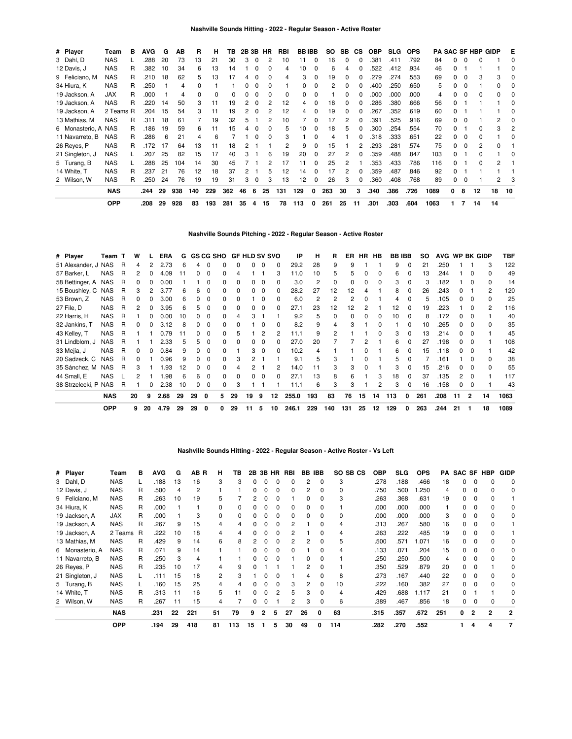### Nashville Sounds Hitting - 2022 - Regular Season - Active Roster

| # | Player | Team | B | AVG | G | AB | R | H | TB | 2B | 3B | HR | RBI | BB | IBB | SO | SB | CS | OBP | SLG | OPS | PA | SAC | SF | HBP | GIDP | E |
|---|---|---|---|---|---|---|---|---|---|---|---|---|---|---|---|---|---|---|---|---|---|---|---|---|---|---|---|
| 3 | Dahl, D | NAS | L | .288 | 20 | 73 | 13 | 21 | 30 | 3 | 0 | 2 | 10 | 11 | 0 | 16 | 0 | 0 | .381 | .411 | .792 | 84 | 0 | 0 | 0 | 1 | 0 |
| 12 | Davis, J | NAS | R | .382 | 10 | 34 | 6 | 13 | 14 | 1 | 0 | 0 | 4 | 10 | 0 | 6 | 4 | 0 | .522 | .412 | .934 | 46 | 0 | 1 | 1 | 1 | 0 |
| 9 | Feliciano, M | NAS | R | .210 | 18 | 62 | 5 | 13 | 17 | 4 | 0 | 0 | 4 | 3 | 0 | 19 | 0 | 0 | .279 | .274 | .553 | 69 | 0 | 0 | 3 | 3 | 0 |
| 34 | Hiura, K | NAS | R | .250 | 1 | 4 | 0 | 1 | 1 | 0 | 0 | 0 | 1 | 0 | 0 | 2 | 0 | 0 | .400 | .250 | .650 | 5 | 0 | 0 | 1 | 0 | 0 |
| 19 | Jackson, A | JAX | R | .000 | 1 | 4 | 0 | 0 | 0 | 0 | 0 | 0 | 0 | 0 | 0 | 1 | 0 | 0 | .000 | .000 | .000 | 4 | 0 | 0 | 0 | 0 | 0 |
| 19 | Jackson, A | NAS | R | .220 | 14 | 50 | 3 | 11 | 19 | 2 | 0 | 2 | 12 | 4 | 0 | 18 | 0 | 0 | .286 | .380 | .666 | 56 | 0 | 1 | 1 | 1 | 0 |
| 19 | Jackson, A | 2 Teams | R | .204 | 15 | 54 | 3 | 11 | 19 | 2 | 0 | 2 | 12 | 4 | 0 | 19 | 0 | 0 | .267 | .352 | .619 | 60 | 0 | 1 | 1 | 1 | 0 |
| 13 | Mathias, M | NAS | R | .311 | 18 | 61 | 7 | 19 | 32 | 5 | 1 | 2 | 10 | 7 | 0 | 17 | 2 | 0 | .391 | .525 | .916 | 69 | 0 | 0 | 1 | 2 | 0 |
| 6 | Monasterio, A | NAS | R | .186 | 19 | 59 | 6 | 11 | 15 | 4 | 0 | 0 | 5 | 10 | 0 | 18 | 5 | 0 | .300 | .254 | .554 | 70 | 0 | 1 | 0 | 3 | 2 |
| 11 | Navarreto, B | NAS | R | .286 | 6 | 21 | 4 | 6 | 7 | 1 | 0 | 0 | 3 | 1 | 0 | 4 | 1 | 0 | .318 | .333 | .651 | 22 | 0 | 0 | 0 | 1 | 0 |
| 26 | Reyes, P | NAS | R | .172 | 17 | 64 | 13 | 11 | 18 | 2 | 1 | 1 | 2 | 9 | 0 | 15 | 1 | 2 | .293 | .281 | .574 | 75 | 0 | 0 | 2 | 0 | 1 |
| 21 | Singleton, J | NAS | L | .207 | 25 | 82 | 15 | 17 | 40 | 3 | 1 | 6 | 19 | 20 | 0 | 27 | 2 | 0 | .359 | .488 | .847 | 103 | 0 | 1 | 0 | 1 | 0 |
| 5 | Turang, B | NAS | L | .288 | 25 | 104 | 14 | 30 | 45 | 7 | 1 | 2 | 17 | 11 | 0 | 25 | 2 | 1 | .353 | .433 | .786 | 116 | 0 | 1 | 0 | 2 | 1 |
| 14 | White, T | NAS | R | .237 | 21 | 76 | 12 | 18 | 37 | 2 | 1 | 5 | 12 | 14 | 0 | 17 | 2 | 0 | .359 | .487 | .846 | 92 | 0 | 1 | 1 | 1 | 1 |
| 2 | Wilson, W | NAS | R | .250 | 24 | 76 | 19 | 19 | 31 | 3 | 0 | 3 | 13 | 12 | 0 | 26 | 3 | 0 | .360 | .408 | .768 | 89 | 0 | 0 | 1 | 2 | 3 |
| | | **NAS** | | **.244** | **29** | **938** | **140** | **229** | **362** | **46** | **6** | **25** | **131** | **129** | **0** | **263** | **30** | **3** | **.340** | **.386** | **.726** | **1089** | **0** | **8** | **12** | **18** | **10** |
| | | **OPP** | | **.208** | **29** | **928** | **83** | **193** | **281** | **35** | **4** | **15** | **78** | **113** | **0** | **261** | **25** | **11** | **.301** | **.303** | **.604** | **1063** | **1** | **7** | **14** | **14** | |

### Nashville Sounds Pitching - 2022 - Regular Season - Active Roster

| # | Player | Team | T | W | L | ERA | G | GS | CG | SHO | GF | HLD | SV | SVO | IP | H | R | ER | HR | HB | BB | IBB | SO | AVG | WP | BK | GIDP | TBF |
|---|---|---|---|---|---|---|---|---|---|---|---|---|---|---|---|---|---|---|---|---|---|---|---|---|---|---|---|---|
| 51 | Alexander, J | NAS | R | 4 | 2 | 2.73 | 6 | 4 | 0 | 0 | 0 | 0 | 0 | 0 | 29.2 | 28 | 9 | 9 | 1 | 1 | 9 | 0 | 21 | .250 | 1 | 1 | 3 | 122 |
| 57 | Barker, L | NAS | R | 2 | 0 | 4.09 | 11 | 0 | 0 | 0 | 4 | 1 | 1 | 3 | 11.0 | 10 | 5 | 5 | 0 | 0 | 6 | 0 | 13 | .244 | 1 | 0 | 0 | 49 |
| 58 | Bettinger, A | NAS | R | 0 | 0 | 0.00 | 1 | 1 | 0 | 0 | 0 | 0 | 0 | 0 | 3.0 | 2 | 0 | 0 | 0 | 0 | 3 | 0 | 3 | .182 | 1 | 0 | 0 | 14 |
| 15 | Boushley, C | NAS | R | 3 | 2 | 3.77 | 6 | 6 | 0 | 0 | 0 | 0 | 0 | 0 | 28.2 | 27 | 12 | 12 | 4 | 1 | 8 | 0 | 26 | .243 | 0 | 1 | 2 | 120 |
| 53 | Brown, Z | NAS | R | 0 | 0 | 3.00 | 6 | 0 | 0 | 0 | 0 | 1 | 0 | 0 | 6.0 | 2 | 2 | 2 | 0 | 1 | 4 | 0 | 5 | .105 | 0 | 0 | 0 | 25 |
| 27 | File, D | NAS | R | 2 | 0 | 3.95 | 6 | 5 | 0 | 0 | 0 | 0 | 0 | 0 | 27.1 | 23 | 12 | 12 | 2 | 1 | 12 | 0 | 19 | .223 | 1 | 0 | 2 | 116 |
| 22 | Harris, H | NAS | R | 1 | 0 | 0.00 | 10 | 0 | 0 | 0 | 4 | 3 | 1 | 1 | 9.2 | 5 | 0 | 0 | 0 | 0 | 10 | 0 | 8 | .172 | 0 | 0 | 1 | 40 |
| 32 | Jankins, T | NAS | R | 0 | 0 | 3.12 | 8 | 0 | 0 | 0 | 0 | 1 | 0 | 0 | 8.2 | 9 | 4 | 3 | 1 | 0 | 1 | 0 | 10 | .265 | 0 | 0 | 0 | 35 |
| 43 | Kelley, T | NAS | R | 1 | 1 | 0.79 | 11 | 0 | 0 | 0 | 5 | 1 | 2 | 2 | 11.1 | 9 | 2 | 1 | 1 | 0 | 3 | 0 | 13 | .214 | 0 | 0 | 1 | 45 |
| 31 | Lindblom, J | NAS | R | 1 | 1 | 2.33 | 5 | 5 | 0 | 0 | 0 | 0 | 0 | 0 | 27.0 | 20 | 7 | 7 | 2 | 1 | 6 | 0 | 27 | .198 | 0 | 0 | 1 | 108 |
| 33 | Mejía, J | NAS | R | 0 | 0 | 0.84 | 9 | 0 | 0 | 0 | 1 | 3 | 0 | 0 | 10.2 | 4 | 1 | 1 | 0 | 1 | 6 | 0 | 15 | .118 | 0 | 0 | 1 | 42 |
| 20 | Sadzeck, C | NAS | R | 0 | 1 | 0.96 | 9 | 0 | 0 | 0 | 3 | 2 | 1 | 1 | 9.1 | 5 | 3 | 1 | 0 | 1 | 5 | 0 | 7 | .161 | 1 | 0 | 0 | 38 |
| 35 | Sánchez, M | NAS | R | 3 | 1 | 1.93 | 12 | 0 | 0 | 0 | 4 | 2 | 1 | 2 | 14.0 | 11 | 3 | 3 | 0 | 1 | 3 | 0 | 15 | .216 | 0 | 0 | 0 | 55 |
| 44 | Small, E | NAS | L | 2 | 1 | 1.98 | 6 | 6 | 0 | 0 | 0 | 0 | 0 | 0 | 27.1 | 13 | 8 | 6 | 1 | 3 | 18 | 0 | 37 | .135 | 2 | 0 | 1 | 117 |
| 38 | Strzelecki, P | NAS | R | 1 | 0 | 2.38 | 10 | 0 | 0 | 0 | 3 | 1 | 1 | 1 | 11.1 | 6 | 3 | 3 | 1 | 2 | 3 | 0 | 16 | .158 | 0 | 0 | 1 | 43 |
| | | **NAS** | | **20** | **9** | **2.68** | **29** | **29** | **0** | **5** | **29** | **19** | **9** | **12** | **255.0** | **193** | **83** | **76** | **15** | **14** | **113** | **0** | **261** | **.208** | **11** | **2** | **14** | **1063** |
| | | **OPP** | | **9** | **20** | **4.79** | **29** | **29** | **0** | **0** | **29** | **11** | **5** | **10** | **246.1** | **229** | **140** | **131** | **25** | **12** | **129** | **0** | **263** | **.244** | **21** | **1** | **18** | **1089** |

### Nashville Sounds Hitting - 2022 - Regular Season - Active Roster - Vs Left

| # | Player | Team | B | AVG | G | AB | R | H | TB | 2B | 3B | HR | RBI | BB | IBB | SO | SB | CS | OBP | SLG | OPS | PA | SAC | SF | HBP | GIDP |
|---|---|---|---|---|---|---|---|---|---|---|---|---|---|---|---|---|---|---|---|---|---|---|---|---|---|---|
| 3 | Dahl, D | NAS | L | .188 | 13 | 16 | | 3 | 3 | 0 | 0 | 0 | 0 | 2 | 0 | 3 | | | .278 | .188 | .466 | 18 | 0 | 0 | 0 | 0 |
| 12 | Davis, J | NAS | R | .500 | 4 | 2 | | 1 | 1 | 0 | 0 | 0 | 0 | 2 | 0 | 0 | | | .750 | .500 | 1.250 | 4 | 0 | 0 | 0 | 0 |
| 9 | Feliciano, M | NAS | R | .263 | 10 | 19 | | 5 | 7 | 2 | 0 | 0 | 1 | 0 | 0 | 3 | | | .263 | .368 | .631 | 19 | 0 | 0 | 0 | 1 |
| 34 | Hiura, K | NAS | R | .000 | 1 | 1 | | 0 | 0 | 0 | 0 | 0 | 0 | 0 | 0 | 1 | | | .000 | .000 | .000 | 1 | 0 | 0 | 0 | 0 |
| 19 | Jackson, A | JAX | R | .000 | 1 | 3 | | 0 | 0 | 0 | 0 | 0 | 0 | 0 | 0 | 0 | | | .000 | .000 | .000 | 3 | 0 | 0 | 0 | 0 |
| 19 | Jackson, A | NAS | R | .267 | 9 | 15 | | 4 | 4 | 0 | 0 | 0 | 2 | 1 | 0 | 4 | | | .313 | .267 | .580 | 16 | 0 | 0 | 0 | 1 |
| 19 | Jackson, A | 2 Teams | R | .222 | 10 | 18 | | 4 | 4 | 0 | 0 | 0 | 2 | 1 | 0 | 4 | | | .263 | .222 | .485 | 19 | 0 | 0 | 0 | 1 |
| 13 | Mathias, M | NAS | R | .429 | 9 | 14 | | 6 | 8 | 2 | 0 | 0 | 2 | 2 | 0 | 5 | | | .500 | .571 | 1.071 | 16 | 0 | 0 | 0 | 0 |
| 6 | Monasterio, A | NAS | R | .071 | 9 | 14 | | 1 | 1 | 0 | 0 | 0 | 0 | 1 | 0 | 4 | | | .133 | .071 | .204 | 15 | 0 | 0 | 0 | 0 |
| 11 | Navarreto, B | NAS | R | .250 | 3 | 4 | | 1 | 1 | 0 | 0 | 0 | 1 | 0 | 0 | 1 | | | .250 | .250 | .500 | 4 | 0 | 0 | 0 | 0 |
| 26 | Reyes, P | NAS | R | .235 | 10 | 17 | | 4 | 9 | 0 | 1 | 1 | 1 | 2 | 0 | 1 | | | .350 | .529 | .879 | 20 | 0 | 0 | 1 | 0 |
| 21 | Singleton, J | NAS | L | .111 | 15 | 18 | | 2 | 3 | 1 | 0 | 0 | 1 | 4 | 0 | 8 | | | .273 | .167 | .440 | 22 | 0 | 0 | 0 | 0 |
| 5 | Turang, B | NAS | L | .160 | 15 | 25 | | 4 | 4 | 0 | 0 | 0 | 3 | 2 | 0 | 10 | | | .222 | .160 | .382 | 27 | 0 | 0 | 0 | 0 |
| 14 | White, T | NAS | R | .313 | 11 | 16 | | 5 | 11 | 0 | 0 | 2 | 5 | 3 | 0 | 4 | | | .429 | .688 | 1.117 | 21 | 0 | 1 | 1 | 0 |
| 2 | Wilson, W | NAS | R | .267 | 11 | 15 | | 4 | 7 | 0 | 0 | 1 | 2 | 3 | 0 | 6 | | | .389 | .467 | .856 | 18 | 0 | 0 | 0 | 0 |
| | | **NAS** | | **.231** | **22** | **221** | | **51** | **79** | **9** | **2** | **5** | **27** | **26** | **0** | **63** | | | **.315** | **.357** | **.672** | **251** | **0** | **2** | **2** | **2** |
| | | **OPP** | | **.194** | **29** | **418** | | **81** | **113** | **15** | **1** | **5** | **30** | **49** | **0** | **114** | | | **.282** | **.270** | **.552** | | **1** | **4** | **4** | **7** |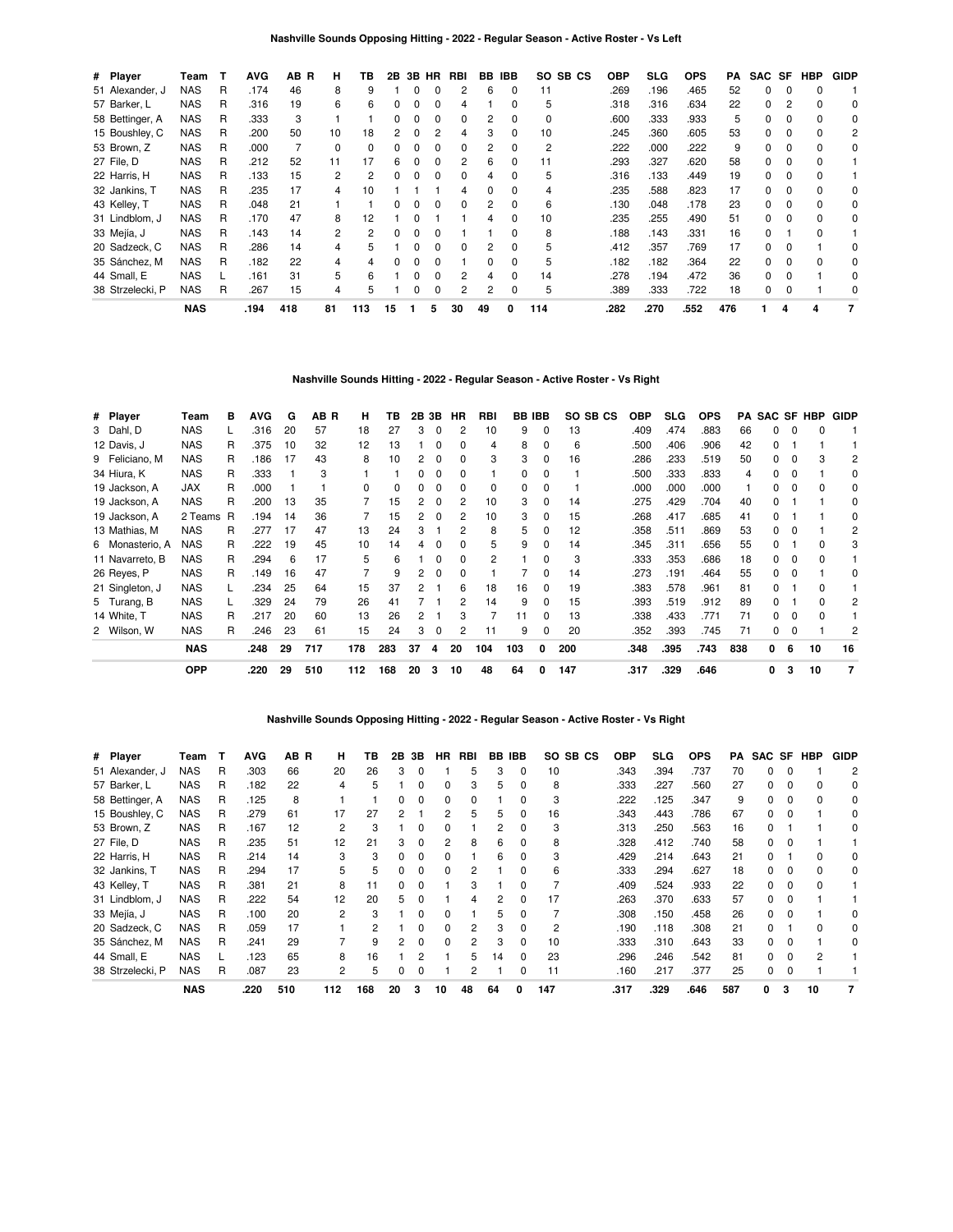### Nashville Sounds Opposing Hitting - 2022 - Regular Season - Active Roster - Vs Left

| # | Player | Team | T | AVG | AB | R | H | TB | 2B | 3B | HR | RBI | BB | IBB | SO | SB | CS | OBP | SLG | OPS | PA | SAC | SF | HBP | GIDP |
|---|---|---|---|---|---|---|---|---|---|---|---|---|---|---|---|---|---|---|---|---|---|---|---|---|---|
| 51 | Alexander, J | NAS | R | .174 | 46 | | 8 | 9 | 1 | 0 | 0 | 2 | 6 | 0 | 11 | | | .269 | .196 | .465 | 52 | 0 | 0 | 0 | 1 |
| 57 | Barker, L | NAS | R | .316 | 19 | | 6 | 6 | 0 | 0 | 0 | 4 | 1 | 0 | 5 | | | .318 | .316 | .634 | 22 | 0 | 2 | 0 | 0 |
| 58 | Bettinger, A | NAS | R | .333 | 3 | | 1 | 1 | 0 | 0 | 0 | 0 | 2 | 0 | 0 | | | .600 | .333 | .933 | 5 | 0 | 0 | 0 | 0 |
| 15 | Boushley, C | NAS | R | .200 | 50 | | 10 | 18 | 2 | 0 | 2 | 4 | 3 | 0 | 10 | | | .245 | .360 | .605 | 53 | 0 | 0 | 0 | 2 |
| 53 | Brown, Z | NAS | R | .000 | 7 | | 0 | 0 | 0 | 0 | 0 | 0 | 2 | 0 | 2 | | | .222 | .000 | .222 | 9 | 0 | 0 | 0 | 0 |
| 27 | File, D | NAS | R | .212 | 52 | | 11 | 17 | 6 | 0 | 0 | 2 | 6 | 0 | 11 | | | .293 | .327 | .620 | 58 | 0 | 0 | 0 | 1 |
| 22 | Harris, H | NAS | R | .133 | 15 | | 2 | 2 | 0 | 0 | 0 | 0 | 4 | 0 | 5 | | | .316 | .133 | .449 | 19 | 0 | 0 | 0 | 1 |
| 32 | Jankins, T | NAS | R | .235 | 17 | | 4 | 10 | 1 | 1 | 1 | 4 | 0 | 0 | 4 | | | .235 | .588 | .823 | 17 | 0 | 0 | 0 | 0 |
| 43 | Kelley, T | NAS | R | .048 | 21 | | 1 | 1 | 0 | 0 | 0 | 0 | 2 | 0 | 6 | | | .130 | .048 | .178 | 23 | 0 | 0 | 0 | 0 |
| 31 | Lindblom, J | NAS | R | .170 | 47 | | 8 | 12 | 1 | 0 | 1 | 1 | 4 | 0 | 10 | | | .235 | .255 | .490 | 51 | 0 | 0 | 0 | 0 |
| 33 | Mejía, J | NAS | R | .143 | 14 | | 2 | 2 | 0 | 0 | 0 | 1 | 1 | 0 | 8 | | | .188 | .143 | .331 | 16 | 0 | 1 | 0 | 1 |
| 20 | Sadzeck, C | NAS | R | .286 | 14 | | 4 | 5 | 1 | 0 | 0 | 0 | 2 | 0 | 5 | | | .412 | .357 | .769 | 17 | 0 | 0 | 1 | 0 |
| 35 | Sánchez, M | NAS | R | .182 | 22 | | 4 | 4 | 0 | 0 | 0 | 1 | 0 | 0 | 5 | | | .182 | .182 | .364 | 22 | 0 | 0 | 0 | 0 |
| 44 | Small, E | NAS | L | .161 | 31 | | 5 | 6 | 1 | 0 | 0 | 2 | 4 | 0 | 14 | | | .278 | .194 | .472 | 36 | 0 | 0 | 1 | 0 |
| 38 | Strzelecki, P | NAS | R | .267 | 15 | | 4 | 5 | 1 | 0 | 0 | 2 | 2 | 0 | 5 | | | .389 | .333 | .722 | 18 | 0 | 0 | 1 | 0 |
| | | **NAS** | | **.194** | **418** | | **81** | **113** | **15** | **1** | **5** | **30** | **49** | **0** | **114** | | | **.282** | **.270** | **.552** | **476** | **1** | **4** | **4** | **7** |

### Nashville Sounds Hitting - 2022 - Regular Season - Active Roster - Vs Right

| # | Player | Team | B | AVG | G | AB | R | H | TB | 2B | 3B | HR | RBI | BB | IBB | SO | SB | CS | OBP | SLG | OPS | PA | SAC | SF | HBP | GIDP |
|---|---|---|---|---|---|---|---|---|---|---|---|---|---|---|---|---|---|---|---|---|---|---|---|---|---|---|
| 3 | Dahl, D | NAS | L | .316 | 20 | 57 | | 18 | 27 | 3 | 0 | 2 | 10 | 9 | 0 | 13 | | | .409 | .474 | .883 | 66 | 0 | 0 | 0 | 1 |
| 12 | Davis, J | NAS | R | .375 | 10 | 32 | | 12 | 13 | 1 | 0 | 0 | 4 | 8 | 0 | 6 | | | .500 | .406 | .906 | 42 | 0 | 1 | 1 | 1 |
| 9 | Feliciano, M | NAS | R | .186 | 17 | 43 | | 8 | 10 | 2 | 0 | 0 | 3 | 3 | 0 | 16 | | | .286 | .233 | .519 | 50 | 0 | 0 | 3 | 2 |
| 34 | Hiura, K | NAS | R | .333 | 1 | 3 | | 1 | 1 | 0 | 0 | 0 | 1 | 0 | 0 | 1 | | | .500 | .333 | .833 | 4 | 0 | 0 | 1 | 0 |
| 19 | Jackson, A | JAX | R | .000 | 1 | 1 | | 0 | 0 | 0 | 0 | 0 | 0 | 0 | 0 | 1 | | | .000 | .000 | .000 | 1 | 0 | 0 | 0 | 0 |
| 19 | Jackson, A | NAS | R | .200 | 13 | 35 | | 7 | 15 | 2 | 0 | 2 | 10 | 3 | 0 | 14 | | | .275 | .429 | .704 | 40 | 0 | 1 | 1 | 0 |
| 19 | Jackson, A | 2 Teams | R | .194 | 14 | 36 | | 7 | 15 | 2 | 0 | 2 | 10 | 3 | 0 | 15 | | | .268 | .417 | .685 | 41 | 0 | 1 | 1 | 0 |
| 13 | Mathias, M | NAS | R | .277 | 17 | 47 | | 13 | 24 | 3 | 1 | 2 | 8 | 5 | 0 | 12 | | | .358 | .511 | .869 | 53 | 0 | 0 | 1 | 2 |
| 6 | Monasterio, A | NAS | R | .222 | 19 | 45 | | 10 | 14 | 4 | 0 | 0 | 5 | 9 | 0 | 14 | | | .345 | .311 | .656 | 55 | 0 | 1 | 0 | 3 |
| 11 | Navarreto, B | NAS | R | .294 | 6 | 17 | | 5 | 6 | 1 | 0 | 0 | 2 | 1 | 0 | 3 | | | .333 | .353 | .686 | 18 | 0 | 0 | 0 | 1 |
| 26 | Reyes, P | NAS | R | .149 | 16 | 47 | | 7 | 9 | 2 | 0 | 0 | 1 | 7 | 0 | 14 | | | .273 | .191 | .464 | 55 | 0 | 0 | 1 | 0 |
| 21 | Singleton, J | NAS | L | .234 | 25 | 64 | | 15 | 37 | 2 | 1 | 6 | 18 | 16 | 0 | 19 | | | .383 | .578 | .961 | 81 | 0 | 1 | 0 | 1 |
| 5 | Turang, B | NAS | L | .329 | 24 | 79 | | 26 | 41 | 7 | 1 | 2 | 14 | 9 | 0 | 15 | | | .393 | .519 | .912 | 89 | 0 | 1 | 0 | 2 |
| 14 | White, T | NAS | R | .217 | 20 | 60 | | 13 | 26 | 2 | 1 | 3 | 7 | 11 | 0 | 13 | | | .338 | .433 | .771 | 71 | 0 | 0 | 0 | 1 |
| 2 | Wilson, W | NAS | R | .246 | 23 | 61 | | 15 | 24 | 3 | 0 | 2 | 11 | 9 | 0 | 20 | | | .352 | .393 | .745 | 71 | 0 | 0 | 1 | 2 |
| | | **NAS** | | **.248** | **29** | **717** | | **178** | **283** | **37** | **4** | **20** | **104** | **103** | **0** | **200** | | | **.348** | **.395** | **.743** | **838** | **0** | **6** | **10** | **16** |
| | | **OPP** | | **.220** | **29** | **510** | | **112** | **168** | **20** | **3** | **10** | **48** | **64** | **0** | **147** | | | **.317** | **.329** | **.646** | | **0** | **3** | **10** | **7** |

### Nashville Sounds Opposing Hitting - 2022 - Regular Season - Active Roster - Vs Right

| # | Player | Team | T | AVG | AB | R | H | TB | 2B | 3B | HR | RBI | BB | IBB | SO | SB | CS | OBP | SLG | OPS | PA | SAC | SF | HBP | GIDP |
|---|---|---|---|---|---|---|---|---|---|---|---|---|---|---|---|---|---|---|---|---|---|---|---|---|---|
| 51 | Alexander, J | NAS | R | .303 | 66 | | 20 | 26 | 3 | 0 | 1 | 5 | 3 | 0 | 10 | | | .343 | .394 | .737 | 70 | 0 | 0 | 1 | 2 |
| 57 | Barker, L | NAS | R | .182 | 22 | | 4 | 5 | 1 | 0 | 0 | 3 | 5 | 0 | 8 | | | .333 | .227 | .560 | 27 | 0 | 0 | 0 | 0 |
| 58 | Bettinger, A | NAS | R | .125 | 8 | | 1 | 1 | 0 | 0 | 0 | 0 | 1 | 0 | 3 | | | .222 | .125 | .347 | 9 | 0 | 0 | 0 | 0 |
| 15 | Boushley, C | NAS | R | .279 | 61 | | 17 | 27 | 2 | 1 | 2 | 5 | 5 | 0 | 16 | | | .343 | .443 | .786 | 67 | 0 | 0 | 1 | 0 |
| 53 | Brown, Z | NAS | R | .167 | 12 | | 2 | 3 | 1 | 0 | 0 | 1 | 2 | 0 | 3 | | | .313 | .250 | .563 | 16 | 0 | 1 | 1 | 0 |
| 27 | File, D | NAS | R | .235 | 51 | | 12 | 21 | 3 | 0 | 2 | 8 | 6 | 0 | 8 | | | .328 | .412 | .740 | 58 | 0 | 0 | 1 | 1 |
| 22 | Harris, H | NAS | R | .214 | 14 | | 3 | 3 | 0 | 0 | 0 | 1 | 6 | 0 | 3 | | | .429 | .214 | .643 | 21 | 0 | 1 | 0 | 0 |
| 32 | Jankins, T | NAS | R | .294 | 17 | | 5 | 5 | 0 | 0 | 0 | 2 | 1 | 0 | 6 | | | .333 | .294 | .627 | 18 | 0 | 0 | 0 | 0 |
| 43 | Kelley, T | NAS | R | .381 | 21 | | 8 | 11 | 0 | 0 | 1 | 3 | 1 | 0 | 7 | | | .409 | .524 | .933 | 22 | 0 | 0 | 0 | 1 |
| 31 | Lindblom, J | NAS | R | .222 | 54 | | 12 | 20 | 5 | 0 | 1 | 4 | 2 | 0 | 17 | | | .263 | .370 | .633 | 57 | 0 | 0 | 1 | 1 |
| 33 | Mejía, J | NAS | R | .100 | 20 | | 2 | 3 | 1 | 0 | 0 | 1 | 5 | 0 | 7 | | | .308 | .150 | .458 | 26 | 0 | 0 | 1 | 0 |
| 20 | Sadzeck, C | NAS | R | .059 | 17 | | 1 | 2 | 1 | 0 | 0 | 2 | 3 | 0 | 2 | | | .190 | .118 | .308 | 21 | 0 | 1 | 0 | 0 |
| 35 | Sánchez, M | NAS | R | .241 | 29 | | 7 | 9 | 2 | 0 | 0 | 2 | 3 | 0 | 10 | | | .333 | .310 | .643 | 33 | 0 | 0 | 1 | 0 |
| 44 | Small, E | NAS | L | .123 | 65 | | 8 | 16 | 1 | 2 | 1 | 5 | 14 | 0 | 23 | | | .296 | .246 | .542 | 81 | 0 | 0 | 2 | 1 |
| 38 | Strzelecki, P | NAS | R | .087 | 23 | | 2 | 5 | 0 | 0 | 1 | 2 | 1 | 0 | 11 | | | .160 | .217 | .377 | 25 | 0 | 0 | 1 | 1 |
| | | **NAS** | | **.220** | **510** | | **112** | **168** | **20** | **3** | **10** | **48** | **64** | **0** | **147** | | | **.317** | **.329** | **.646** | **587** | **0** | **3** | **10** | **7** |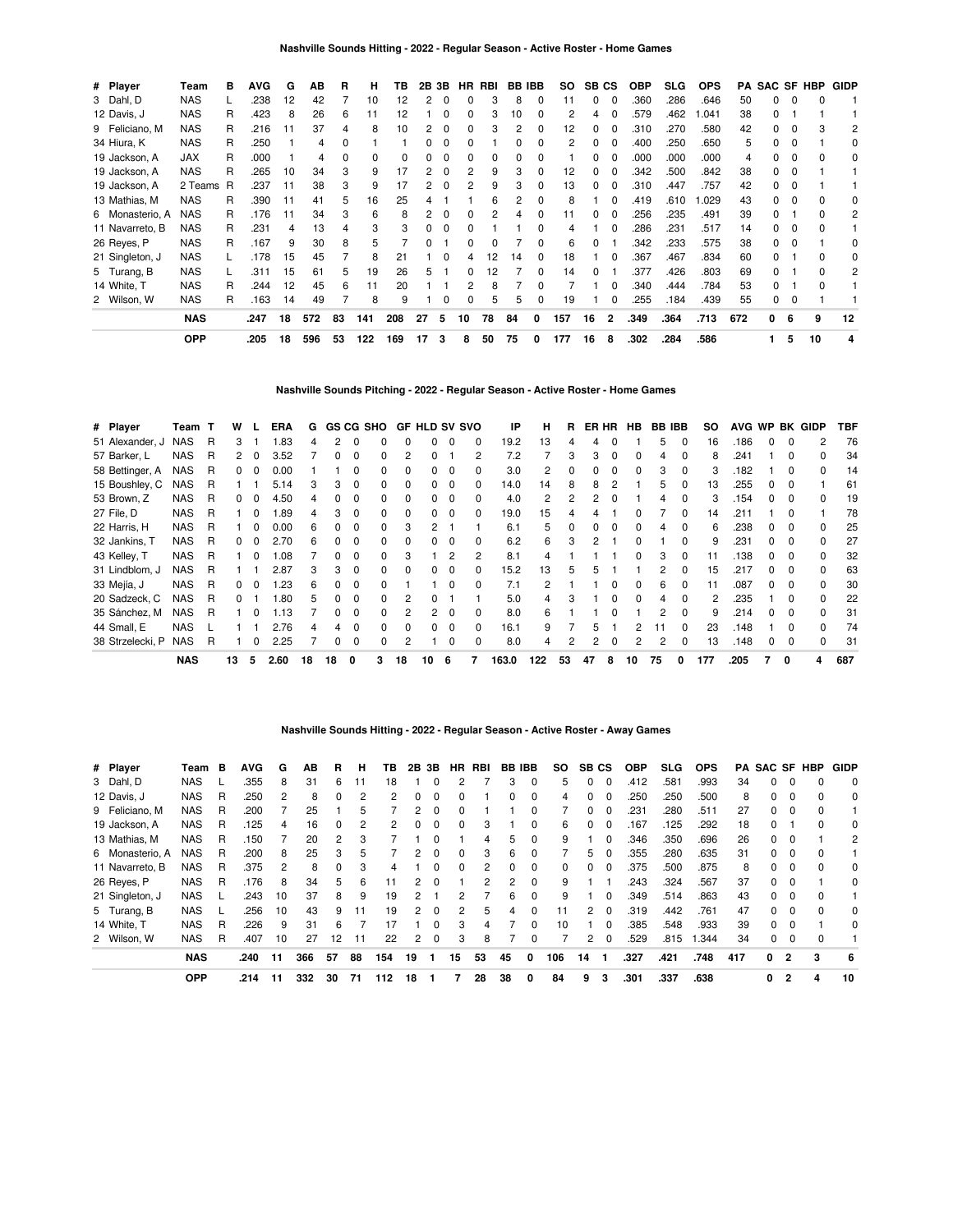### Nashville Sounds Hitting - 2022 - Regular Season - Active Roster - Home Games

| # | Player | Team | B | AVG | G | AB | R | H | TB | 2B | 3B | HR | RBI | BB | IBB | SO | SB | CS | OBP | SLG | OPS | PA | SAC | SF | HBP | GIDP |
|---|---|---|---|---|---|---|---|---|---|---|---|---|---|---|---|---|---|---|---|---|---|---|---|---|---|---|
| 3 | Dahl, D | NAS | L | .238 | 12 | 42 | 7 | 10 | 12 | 2 | 0 | 0 | 3 | 8 | 0 | 11 | 0 | 0 | .360 | .286 | .646 | 50 | 0 | 0 | 0 | 1 |
| 12 | Davis, J | NAS | R | .423 | 8 | 26 | 6 | 11 | 12 | 1 | 0 | 0 | 3 | 10 | 0 | 2 | 4 | 0 | .579 | .462 | 1.041 | 38 | 0 | 1 | 1 | 1 |
| 9 | Feliciano, M | NAS | R | .216 | 11 | 37 | 4 | 8 | 10 | 2 | 0 | 0 | 3 | 2 | 0 | 12 | 0 | 0 | .310 | .270 | .580 | 42 | 0 | 0 | 3 | 2 |
| 34 | Hiura, K | NAS | R | .250 | 1 | 4 | 0 | 1 | 1 | 0 | 0 | 0 | 1 | 0 | 0 | 2 | 0 | 0 | .400 | .250 | .650 | 5 | 0 | 0 | 1 | 0 |
| 19 | Jackson, A | JAX | R | .000 | 1 | 4 | 0 | 0 | 0 | 0 | 0 | 0 | 0 | 0 | 0 | 1 | 0 | 0 | .000 | .000 | .000 | 4 | 0 | 0 | 0 | 0 |
| 19 | Jackson, A | NAS | R | .265 | 10 | 34 | 3 | 9 | 17 | 2 | 0 | 2 | 9 | 3 | 0 | 12 | 0 | 0 | .342 | .500 | .842 | 38 | 0 | 0 | 1 | 1 |
| 19 | Jackson, A | 2 Teams | R | .237 | 11 | 38 | 3 | 9 | 17 | 2 | 0 | 2 | 9 | 3 | 0 | 13 | 0 | 0 | .310 | .447 | .757 | 42 | 0 | 0 | 1 | 1 |
| 13 | Mathias, M | NAS | R | .390 | 11 | 41 | 5 | 16 | 25 | 4 | 1 | 1 | 6 | 2 | 0 | 8 | 1 | 0 | .419 | .610 | 1.029 | 43 | 0 | 0 | 0 | 0 |
| 6 | Monasterio, A | NAS | R | .176 | 11 | 34 | 3 | 6 | 8 | 2 | 0 | 0 | 2 | 4 | 0 | 11 | 0 | 0 | .256 | .235 | .491 | 39 | 0 | 1 | 0 | 2 |
| 11 | Navarreto, B | NAS | R | .231 | 4 | 13 | 4 | 3 | 3 | 0 | 0 | 0 | 1 | 1 | 0 | 4 | 1 | 0 | .286 | .231 | .517 | 14 | 0 | 0 | 0 | 1 |
| 26 | Reyes, P | NAS | R | .167 | 9 | 30 | 8 | 5 | 7 | 0 | 1 | 0 | 0 | 7 | 0 | 6 | 0 | 1 | .342 | .233 | .575 | 38 | 0 | 0 | 1 | 0 |
| 21 | Singleton, J | NAS | L | .178 | 15 | 45 | 7 | 8 | 21 | 1 | 0 | 4 | 12 | 14 | 0 | 18 | 1 | 0 | .367 | .467 | .834 | 60 | 0 | 1 | 0 | 0 |
| 5 | Turang, B | NAS | L | .311 | 15 | 61 | 5 | 19 | 26 | 5 | 1 | 0 | 12 | 7 | 0 | 14 | 0 | 1 | .377 | .426 | .803 | 69 | 0 | 1 | 0 | 2 |
| 14 | White, T | NAS | R | .244 | 12 | 45 | 6 | 11 | 20 | 1 | 1 | 2 | 8 | 7 | 0 | 7 | 1 | 0 | .340 | .444 | .784 | 53 | 0 | 1 | 0 | 1 |
| 2 | Wilson, W | NAS | R | .163 | 14 | 49 | 7 | 8 | 9 | 1 | 0 | 0 | 5 | 5 | 0 | 19 | 1 | 0 | .255 | .184 | .439 | 55 | 0 | 0 | 1 | 1 |
| | | **NAS** | | **.247** | **18** | **572** | **83** | **141** | **208** | **27** | **5** | **10** | **78** | **84** | **0** | **157** | **16** | **2** | **.349** | **.364** | **.713** | **672** | **0** | **6** | **9** | **12** |
| | | **OPP** | | **.205** | **18** | **596** | **53** | **122** | **169** | **17** | **3** | **8** | **50** | **75** | **0** | **177** | **16** | **8** | **.302** | **.284** | **.586** | | **1** | **5** | **10** | **4** |

### Nashville Sounds Pitching - 2022 - Regular Season - Active Roster - Home Games

| # | Player | Team | T | W | L | ERA | G | GS | CG | SHO | GF | HLD | SV | SVO | IP | H | R | ER | HR | HB | BB | IBB | SO | AVG | WP | BK | GIDP | TBF |
|---|---|---|---|---|---|---|---|---|---|---|---|---|---|---|---|---|---|---|---|---|---|---|---|---|---|---|---|---|
| 51 | Alexander, J | NAS | R | 3 | 1 | 1.83 | 4 | 2 | 0 | 0 | 0 | 0 | 0 | 0 | 19.2 | 13 | 4 | 4 | 0 | 1 | 5 | 0 | 16 | .186 | 0 | 0 | 2 | 76 |
| 57 | Barker, L | NAS | R | 2 | 0 | 3.52 | 7 | 0 | 0 | 0 | 2 | 0 | 1 | 2 | 7.2 | 7 | 3 | 3 | 0 | 0 | 4 | 0 | 8 | .241 | 1 | 0 | 0 | 34 |
| 58 | Bettinger, A | NAS | R | 0 | 0 | 0.00 | 1 | 1 | 0 | 0 | 0 | 0 | 0 | 0 | 3.0 | 2 | 0 | 0 | 0 | 0 | 3 | 0 | 3 | .182 | 1 | 0 | 0 | 14 |
| 15 | Boushley, C | NAS | R | 1 | 1 | 5.14 | 3 | 3 | 0 | 0 | 0 | 0 | 0 | 0 | 14.0 | 14 | 8 | 8 | 2 | 1 | 5 | 0 | 13 | .255 | 0 | 0 | 1 | 61 |
| 53 | Brown, Z | NAS | R | 0 | 0 | 4.50 | 4 | 0 | 0 | 0 | 0 | 0 | 0 | 0 | 4.0 | 2 | 2 | 2 | 0 | 1 | 4 | 0 | 3 | .154 | 0 | 0 | 0 | 19 |
| 27 | File, D | NAS | R | 1 | 0 | 1.89 | 4 | 3 | 0 | 0 | 0 | 0 | 0 | 0 | 19.0 | 15 | 4 | 4 | 1 | 0 | 7 | 0 | 14 | .211 | 1 | 0 | 1 | 78 |
| 22 | Harris, H | NAS | R | 1 | 0 | 0.00 | 6 | 0 | 0 | 0 | 3 | 2 | 1 | 1 | 6.1 | 5 | 0 | 0 | 0 | 0 | 4 | 0 | 6 | .238 | 0 | 0 | 0 | 25 |
| 32 | Jankins, T | NAS | R | 0 | 0 | 2.70 | 6 | 0 | 0 | 0 | 0 | 0 | 0 | 0 | 6.2 | 6 | 3 | 2 | 1 | 0 | 1 | 0 | 9 | .231 | 0 | 0 | 0 | 27 |
| 43 | Kelley, T | NAS | R | 1 | 0 | 1.08 | 7 | 0 | 0 | 0 | 3 | 1 | 2 | 2 | 8.1 | 4 | 1 | 1 | 1 | 0 | 3 | 0 | 11 | .138 | 0 | 0 | 0 | 32 |
| 31 | Lindblom, J | NAS | R | 1 | 1 | 2.87 | 3 | 3 | 0 | 0 | 0 | 0 | 0 | 0 | 15.2 | 13 | 5 | 5 | 1 | 1 | 2 | 0 | 15 | .217 | 0 | 0 | 0 | 63 |
| 33 | Mejía, J | NAS | R | 1 | 0 | 1.23 | 6 | 0 | 0 | 0 | 1 | 1 | 0 | 0 | 7.1 | 2 | 1 | 1 | 0 | 0 | 6 | 0 | 11 | .087 | 0 | 0 | 0 | 30 |
| 20 | Sadzeck, C | NAS | R | 0 | 1 | 1.80 | 5 | 0 | 0 | 0 | 2 | 0 | 1 | 1 | 5.0 | 4 | 3 | 1 | 0 | 0 | 4 | 0 | 2 | .235 | 1 | 0 | 0 | 22 |
| 35 | Sánchez, M | NAS | R | 1 | 0 | 1.13 | 7 | 0 | 0 | 0 | 2 | 2 | 0 | 0 | 8.0 | 6 | 1 | 1 | 0 | 1 | 2 | 0 | 9 | .214 | 0 | 0 | 0 | 31 |
| 44 | Small, E | NAS | L | 1 | 1 | 2.76 | 4 | 4 | 0 | 0 | 0 | 0 | 0 | 0 | 16.1 | 9 | 7 | 5 | 1 | 2 | 11 | 0 | 23 | .148 | 1 | 0 | 0 | 74 |
| 38 | Strzelecki, P | NAS | R | 1 | 0 | 2.25 | 7 | 0 | 0 | 0 | 2 | 1 | 0 | 0 | 8.0 | 4 | 2 | 2 | 0 | 2 | 2 | 0 | 13 | .148 | 0 | 0 | 0 | 31 |
| | | **NAS** | | **13** | **5** | **2.60** | **18** | **18** | **0** | **3** | **18** | **10** | **6** | **7** | **163.0** | **122** | **53** | **47** | **8** | **10** | **75** | **0** | **177** | **.205** | **7** | **0** | **4** | **687** |

### Nashville Sounds Hitting - 2022 - Regular Season - Active Roster - Away Games

| # | Player | Team | B | AVG | G | AB | R | H | TB | 2B | 3B | HR | RBI | BB | IBB | SO | SB | CS | OBP | SLG | OPS | PA | SAC | SF | HBP | GIDP |
|---|---|---|---|---|---|---|---|---|---|---|---|---|---|---|---|---|---|---|---|---|---|---|---|---|---|---|
| 3 | Dahl, D | NAS | L | .355 | 8 | 31 | 6 | 11 | 18 | 1 | 0 | 2 | 7 | 3 | 0 | 5 | 0 | 0 | .412 | .581 | .993 | 34 | 0 | 0 | 0 | 0 |
| 12 | Davis, J | NAS | R | .250 | 2 | 8 | 0 | 2 | 2 | 0 | 0 | 0 | 1 | 0 | 0 | 4 | 0 | 0 | .250 | .250 | .500 | 8 | 0 | 0 | 0 | 0 |
| 9 | Feliciano, M | NAS | R | .200 | 7 | 25 | 1 | 5 | 7 | 2 | 0 | 0 | 1 | 1 | 0 | 7 | 0 | 0 | .231 | .280 | .511 | 27 | 0 | 0 | 0 | 1 |
| 19 | Jackson, A | NAS | R | .125 | 4 | 16 | 0 | 2 | 2 | 0 | 0 | 0 | 3 | 1 | 0 | 6 | 0 | 0 | .167 | .125 | .292 | 18 | 0 | 1 | 0 | 0 |
| 13 | Mathias, M | NAS | R | .150 | 7 | 20 | 2 | 3 | 7 | 1 | 0 | 1 | 4 | 5 | 0 | 9 | 1 | 0 | .346 | .350 | .696 | 26 | 0 | 0 | 1 | 2 |
| 6 | Monasterio, A | NAS | R | .200 | 8 | 25 | 3 | 5 | 7 | 2 | 0 | 0 | 3 | 6 | 0 | 7 | 5 | 0 | .355 | .280 | .635 | 31 | 0 | 0 | 0 | 1 |
| 11 | Navarreto, B | NAS | R | .375 | 2 | 8 | 0 | 3 | 4 | 1 | 0 | 0 | 2 | 0 | 0 | 0 | 0 | 0 | .375 | .500 | .875 | 8 | 0 | 0 | 0 | 0 |
| 26 | Reyes, P | NAS | R | .176 | 8 | 34 | 5 | 6 | 11 | 2 | 0 | 1 | 2 | 2 | 0 | 9 | 1 | 1 | .243 | .324 | .567 | 37 | 0 | 0 | 1 | 0 |
| 21 | Singleton, J | NAS | L | .243 | 10 | 37 | 8 | 9 | 19 | 2 | 1 | 2 | 7 | 6 | 0 | 9 | 1 | 0 | .349 | .514 | .863 | 43 | 0 | 0 | 0 | 1 |
| 5 | Turang, B | NAS | L | .256 | 10 | 43 | 9 | 11 | 19 | 2 | 0 | 2 | 5 | 4 | 0 | 11 | 2 | 0 | .319 | .442 | .761 | 47 | 0 | 0 | 0 | 0 |
| 14 | White, T | NAS | R | .226 | 9 | 31 | 6 | 7 | 17 | 1 | 0 | 3 | 4 | 7 | 0 | 10 | 1 | 0 | .385 | .548 | .933 | 39 | 0 | 0 | 1 | 0 |
| 2 | Wilson, W | NAS | R | .407 | 10 | 27 | 12 | 11 | 22 | 2 | 0 | 3 | 8 | 7 | 0 | 7 | 2 | 0 | .529 | .815 | 1.344 | 34 | 0 | 0 | 0 | 1 |
| | | **NAS** | | **.240** | **11** | **366** | **57** | **88** | **154** | **19** | **1** | **15** | **53** | **45** | **0** | **106** | **14** | **1** | **.327** | **.421** | **.748** | **417** | **0** | **2** | **3** | **6** |
| | | **OPP** | | **.214** | **11** | **332** | **30** | **71** | **112** | **18** | **1** | **7** | **28** | **38** | **0** | **84** | **9** | **3** | **.301** | **.337** | **.638** | | **0** | **2** | **4** | **10** |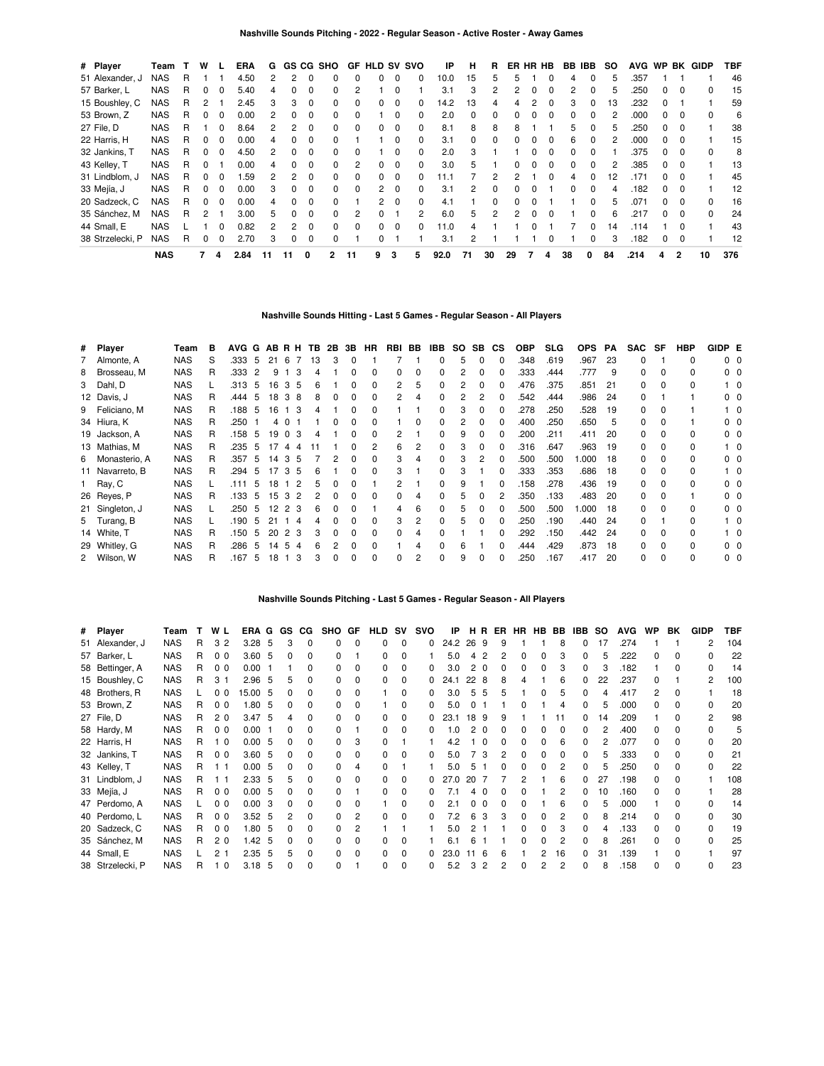## Nashville Sounds Pitching - 2022 - Regular Season - Active Roster - Away Games

| # | Player | Team | T | W | L | ERA | G | GS | CG | SHO | GF | HLD | SV | SVO | IP | H | R | ER | HR | HB | BB | IBB | SO | AVG | WP | BK | GIDP | TBF |
|---|---|---|---|---|---|---|---|---|---|---|---|---|---|---|---|---|---|---|---|---|---|---|---|---|---|---|---|---|
| 51 | Alexander, J | NAS | R | 1 | 1 | 4.50 | 2 | 2 | 0 | 0 | 0 | 0 | 0 | 0 | 10.0 | 15 | 5 | 5 | 1 | 0 | 4 | 0 | 5 | .357 | 1 | 1 | 1 | 46 |
| 57 | Barker, L | NAS | R | 0 | 0 | 5.40 | 4 | 0 | 0 | 0 | 2 | 1 | 0 | 1 | 3.1 | 3 | 2 | 2 | 0 | 0 | 2 | 0 | 5 | .250 | 0 | 0 | 0 | 15 |
| 15 | Boushley, C | NAS | R | 2 | 1 | 2.45 | 3 | 3 | 0 | 0 | 0 | 0 | 0 | 0 | 14.2 | 13 | 4 | 4 | 2 | 0 | 3 | 0 | 13 | .232 | 0 | 1 | 1 | 59 |
| 53 | Brown, Z | NAS | R | 0 | 0 | 0.00 | 2 | 0 | 0 | 0 | 0 | 1 | 0 | 0 | 2.0 | 0 | 0 | 0 | 0 | 0 | 0 | 0 | 2 | .000 | 0 | 0 | 0 | 6 |
| 27 | File, D | NAS | R | 1 | 0 | 8.64 | 2 | 2 | 0 | 0 | 0 | 0 | 0 | 0 | 8.1 | 8 | 8 | 8 | 1 | 1 | 5 | 0 | 5 | .250 | 0 | 0 | 1 | 38 |
| 22 | Harris, H | NAS | R | 0 | 0 | 0.00 | 4 | 0 | 0 | 0 | 1 | 1 | 0 | 0 | 3.1 | 0 | 0 | 0 | 0 | 0 | 6 | 0 | 2 | .000 | 0 | 0 | 1 | 15 |
| 32 | Jankins, T | NAS | R | 0 | 0 | 4.50 | 2 | 0 | 0 | 0 | 0 | 1 | 0 | 0 | 2.0 | 3 | 1 | 1 | 0 | 0 | 0 | 0 | 1 | .375 | 0 | 0 | 0 | 8 |
| 43 | Kelley, T | NAS | R | 0 | 1 | 0.00 | 4 | 0 | 0 | 0 | 2 | 0 | 0 | 0 | 3.0 | 5 | 1 | 0 | 0 | 0 | 0 | 0 | 2 | .385 | 0 | 0 | 1 | 13 |
| 31 | Lindblom, J | NAS | R | 0 | 0 | 1.59 | 2 | 2 | 0 | 0 | 0 | 0 | 0 | 0 | 11.1 | 7 | 2 | 2 | 1 | 0 | 4 | 0 | 12 | .171 | 0 | 0 | 1 | 45 |
| 33 | Mejía, J | NAS | R | 0 | 0 | 0.00 | 3 | 0 | 0 | 0 | 0 | 2 | 0 | 0 | 3.1 | 2 | 0 | 0 | 0 | 1 | 0 | 0 | 4 | .182 | 0 | 0 | 1 | 12 |
| 20 | Sadzeck, C | NAS | R | 0 | 0 | 0.00 | 4 | 0 | 0 | 0 | 1 | 2 | 0 | 0 | 4.1 | 1 | 0 | 0 | 0 | 1 | 1 | 0 | 5 | .071 | 0 | 0 | 0 | 16 |
| 35 | Sánchez, M | NAS | R | 2 | 1 | 3.00 | 5 | 0 | 0 | 0 | 2 | 0 | 1 | 2 | 6.0 | 5 | 2 | 2 | 0 | 0 | 1 | 0 | 6 | .217 | 0 | 0 | 0 | 24 |
| 44 | Small, E | NAS | L | 1 | 0 | 0.82 | 2 | 2 | 0 | 0 | 0 | 0 | 0 | 0 | 11.0 | 4 | 1 | 1 | 0 | 1 | 7 | 0 | 14 | .114 | 1 | 0 | 1 | 43 |
| 38 | Strzelecki, P | NAS | R | 0 | 0 | 2.70 | 3 | 0 | 0 | 0 | 1 | 0 | 1 | 1 | 3.1 | 2 | 1 | 1 | 1 | 0 | 1 | 0 | 3 | .182 | 0 | 0 | 1 | 12 |
| | | **NAS** | | **7** | **4** | **2.84** | **11** | **11** | **0** | **2** | **11** | **9** | **3** | **5** | **92.0** | **71** | **30** | **29** | **7** | **4** | **38** | **0** | **84** | **.214** | **4** | **2** | **10** | **376** |

## Nashville Sounds Hitting - Last 5 Games - Regular Season - All Players

| # | Player | Team | B | AVG | G | AB | R | H | TB | 2B | 3B | HR | RBI | BB | IBB | SO | SB | CS | OBP | SLG | OPS | PA | SAC | SF | HBP | GIDP | E |
|---|---|---|---|---|---|---|---|---|---|---|---|---|---|---|---|---|---|---|---|---|---|---|---|---|---|---|---|
| 7 | Almonte, A | NAS | S | .333 | 5 | 21 | 6 | 7 | 13 | 3 | 0 | 1 | 7 | 1 | 0 | 5 | 0 | 0 | .348 | .619 | .967 | 23 | 0 | 1 | 0 | 0 | 0 |
| 8 | Brosseau, M | NAS | R | .333 | 2 | 9 | 1 | 3 | 4 | 1 | 0 | 0 | 0 | 0 | 0 | 2 | 0 | 0 | .333 | .444 | .777 | 9 | 0 | 0 | 0 | 0 | 0 |
| 3 | Dahl, D | NAS | L | .313 | 5 | 16 | 3 | 5 | 6 | 1 | 0 | 0 | 2 | 5 | 0 | 2 | 0 | 0 | .476 | .375 | .851 | 21 | 0 | 0 | 0 | 1 | 0 |
| 12 | Davis, J | NAS | R | .444 | 5 | 18 | 3 | 8 | 8 | 0 | 0 | 0 | 2 | 4 | 0 | 2 | 2 | 0 | .542 | .444 | .986 | 24 | 0 | 1 | 1 | 0 | 0 |
| 9 | Feliciano, M | NAS | R | .188 | 5 | 16 | 1 | 3 | 4 | 1 | 0 | 0 | 1 | 1 | 0 | 3 | 0 | 0 | .278 | .250 | .528 | 19 | 0 | 0 | 1 | 1 | 0 |
| 34 | Hiura, K | NAS | R | .250 | 1 | 4 | 0 | 1 | 1 | 0 | 0 | 0 | 1 | 0 | 0 | 2 | 0 | 0 | .400 | .250 | .650 | 5 | 0 | 0 | 1 | 0 | 0 |
| 19 | Jackson, A | NAS | R | .158 | 5 | 19 | 0 | 3 | 4 | 1 | 0 | 0 | 2 | 1 | 0 | 9 | 0 | 0 | .200 | .211 | .411 | 20 | 0 | 0 | 0 | 0 | 0 |
| 13 | Mathias, M | NAS | R | .235 | 5 | 17 | 4 | 4 | 11 | 1 | 0 | 2 | 6 | 2 | 0 | 3 | 0 | 0 | .316 | .647 | .963 | 19 | 0 | 0 | 0 | 1 | 0 |
| 6 | Monasterio, A | NAS | R | .357 | 5 | 14 | 3 | 5 | 7 | 2 | 0 | 0 | 3 | 4 | 0 | 3 | 2 | 0 | .500 | .500 | 1.000 | 18 | 0 | 0 | 0 | 0 | 0 |
| 11 | Navarreto, B | NAS | R | .294 | 5 | 17 | 3 | 5 | 6 | 1 | 0 | 0 | 3 | 1 | 0 | 3 | 1 | 0 | .333 | .353 | .686 | 18 | 0 | 0 | 0 | 1 | 0 |
| 1 | Ray, C | NAS | L | .111 | 5 | 18 | 1 | 2 | 5 | 0 | 0 | 1 | 2 | 1 | 0 | 9 | 1 | 0 | .158 | .278 | .436 | 19 | 0 | 0 | 0 | 0 | 0 |
| 26 | Reyes, P | NAS | R | .133 | 5 | 15 | 3 | 2 | 2 | 0 | 0 | 0 | 0 | 4 | 0 | 5 | 0 | 2 | .350 | .133 | .483 | 20 | 0 | 0 | 1 | 0 | 0 |
| 21 | Singleton, J | NAS | L | .250 | 5 | 12 | 2 | 3 | 6 | 0 | 0 | 1 | 4 | 6 | 0 | 5 | 0 | 0 | .500 | .500 | 1.000 | 18 | 0 | 0 | 0 | 0 | 0 |
| 5 | Turang, B | NAS | L | .190 | 5 | 21 | 1 | 4 | 4 | 0 | 0 | 0 | 3 | 2 | 0 | 5 | 0 | 0 | .250 | .190 | .440 | 24 | 0 | 1 | 0 | 1 | 0 |
| 14 | White, T | NAS | R | .150 | 5 | 20 | 2 | 3 | 3 | 0 | 0 | 0 | 0 | 4 | 0 | 1 | 1 | 0 | .292 | .150 | .442 | 24 | 0 | 0 | 0 | 1 | 0 |
| 29 | Whitley, G | NAS | R | .286 | 5 | 14 | 5 | 4 | 6 | 2 | 0 | 0 | 1 | 4 | 0 | 6 | 1 | 0 | .444 | .429 | .873 | 18 | 0 | 0 | 0 | 0 | 0 |
| 2 | Wilson, W | NAS | R | .167 | 5 | 18 | 1 | 3 | 3 | 0 | 0 | 0 | 0 | 2 | 0 | 9 | 0 | 0 | .250 | .167 | .417 | 20 | 0 | 0 | 0 | 0 | 0 |

## Nashville Sounds Pitching - Last 5 Games - Regular Season - All Players

| # | Player | Team | T | W | L | ERA | G | GS | CG | SHO | GF | HLD | SV | SVO | IP | H | R | ER | HR | HB | BB | IBB | SO | AVG | WP | BK | GIDP | TBF |
|---|---|---|---|---|---|---|---|---|---|---|---|---|---|---|---|---|---|---|---|---|---|---|---|---|---|---|---|---|
| 51 | Alexander, J | NAS | R | 3 | 2 | 3.28 | 5 | 3 | 0 | 0 | 0 | 0 | 0 | 0 | 24.2 | 26 | 9 | 9 | 1 | 1 | 8 | 0 | 17 | .274 | 1 | 1 | 2 | 104 |
| 57 | Barker, L | NAS | R | 0 | 0 | 3.60 | 5 | 0 | 0 | 0 | 1 | 0 | 0 | 1 | 5.0 | 4 | 2 | 2 | 0 | 0 | 3 | 0 | 5 | .222 | 0 | 0 | 0 | 22 |
| 58 | Bettinger, A | NAS | R | 0 | 0 | 0.00 | 1 | 1 | 0 | 0 | 0 | 0 | 0 | 0 | 3.0 | 2 | 0 | 0 | 0 | 0 | 3 | 0 | 3 | .182 | 1 | 0 | 0 | 14 |
| 15 | Boushley, C | NAS | R | 3 | 1 | 2.96 | 5 | 5 | 0 | 0 | 0 | 0 | 0 | 0 | 24.1 | 22 | 8 | 8 | 4 | 1 | 6 | 0 | 22 | .237 | 0 | 1 | 2 | 100 |
| 48 | Brothers, R | NAS | L | 0 | 0 | 15.00 | 5 | 0 | 0 | 0 | 0 | 1 | 0 | 0 | 3.0 | 5 | 5 | 5 | 1 | 0 | 5 | 0 | 4 | .417 | 2 | 0 | 1 | 18 |
| 53 | Brown, Z | NAS | R | 0 | 0 | 1.80 | 5 | 0 | 0 | 0 | 0 | 1 | 0 | 0 | 5.0 | 0 | 1 | 1 | 0 | 1 | 4 | 0 | 5 | .000 | 0 | 0 | 0 | 20 |
| 27 | File, D | NAS | R | 2 | 0 | 3.47 | 5 | 4 | 0 | 0 | 0 | 0 | 0 | 0 | 23.1 | 18 | 9 | 9 | 1 | 1 | 11 | 0 | 14 | .209 | 1 | 0 | 2 | 98 |
| 58 | Hardy, M | NAS | R | 0 | 0 | 0.00 | 1 | 0 | 0 | 0 | 1 | 0 | 0 | 0 | 1.0 | 2 | 0 | 0 | 0 | 0 | 0 | 0 | 2 | .400 | 0 | 0 | 0 | 5 |
| 22 | Harris, H | NAS | R | 1 | 0 | 0.00 | 5 | 0 | 0 | 0 | 3 | 0 | 1 | 1 | 4.2 | 1 | 0 | 0 | 0 | 0 | 6 | 0 | 2 | .077 | 0 | 0 | 0 | 20 |
| 32 | Jankins, T | NAS | R | 0 | 0 | 3.60 | 5 | 0 | 0 | 0 | 0 | 0 | 0 | 0 | 5.0 | 7 | 3 | 2 | 0 | 0 | 0 | 0 | 5 | .333 | 0 | 0 | 0 | 21 |
| 43 | Kelley, T | NAS | R | 1 | 1 | 0.00 | 5 | 0 | 0 | 0 | 4 | 0 | 1 | 1 | 5.0 | 5 | 1 | 0 | 0 | 0 | 2 | 0 | 5 | .250 | 0 | 0 | 0 | 22 |
| 31 | Lindblom, J | NAS | R | 1 | 1 | 2.33 | 5 | 5 | 0 | 0 | 0 | 0 | 0 | 0 | 27.0 | 20 | 7 | 7 | 2 | 1 | 6 | 0 | 27 | .198 | 0 | 0 | 1 | 108 |
| 33 | Mejía, J | NAS | R | 0 | 0 | 0.00 | 5 | 0 | 0 | 0 | 1 | 0 | 0 | 0 | 7.1 | 4 | 0 | 0 | 0 | 1 | 2 | 0 | 10 | .160 | 0 | 0 | 1 | 28 |
| 47 | Perdomo, A | NAS | L | 0 | 0 | 0.00 | 3 | 0 | 0 | 0 | 0 | 1 | 0 | 0 | 2.1 | 0 | 0 | 0 | 0 | 1 | 6 | 0 | 5 | .000 | 1 | 0 | 0 | 14 |
| 40 | Perdomo, L | NAS | R | 0 | 0 | 3.52 | 5 | 2 | 0 | 0 | 2 | 0 | 0 | 0 | 7.2 | 6 | 3 | 3 | 0 | 0 | 2 | 0 | 8 | .214 | 0 | 0 | 0 | 30 |
| 20 | Sadzeck, C | NAS | R | 0 | 0 | 1.80 | 5 | 0 | 0 | 0 | 2 | 1 | 1 | 1 | 5.0 | 2 | 1 | 1 | 0 | 0 | 3 | 0 | 4 | .133 | 0 | 0 | 0 | 19 |
| 35 | Sánchez, M | NAS | R | 2 | 0 | 1.42 | 5 | 0 | 0 | 0 | 0 | 0 | 0 | 1 | 6.1 | 11 | 6 | 1 | 0 | 0 | 2 | 0 | 8 | .261 | 0 | 0 | 0 | 25 |
| 44 | Small, E | NAS | L | 2 | 1 | 2.35 | 5 | 5 | 0 | 0 | 0 | 0 | 0 | 0 | 23.0 | 11 | 6 | 6 | 1 | 2 | 16 | 0 | 31 | .139 | 1 | 0 | 1 | 97 |
| 38 | Strzelecki, P | NAS | R | 1 | 0 | 3.18 | 5 | 0 | 0 | 0 | 1 | 0 | 0 | 0 | 5.2 | 3 | 2 | 2 | 0 | 2 | 2 | 0 | 8 | .158 | 0 | 0 | 0 | 23 |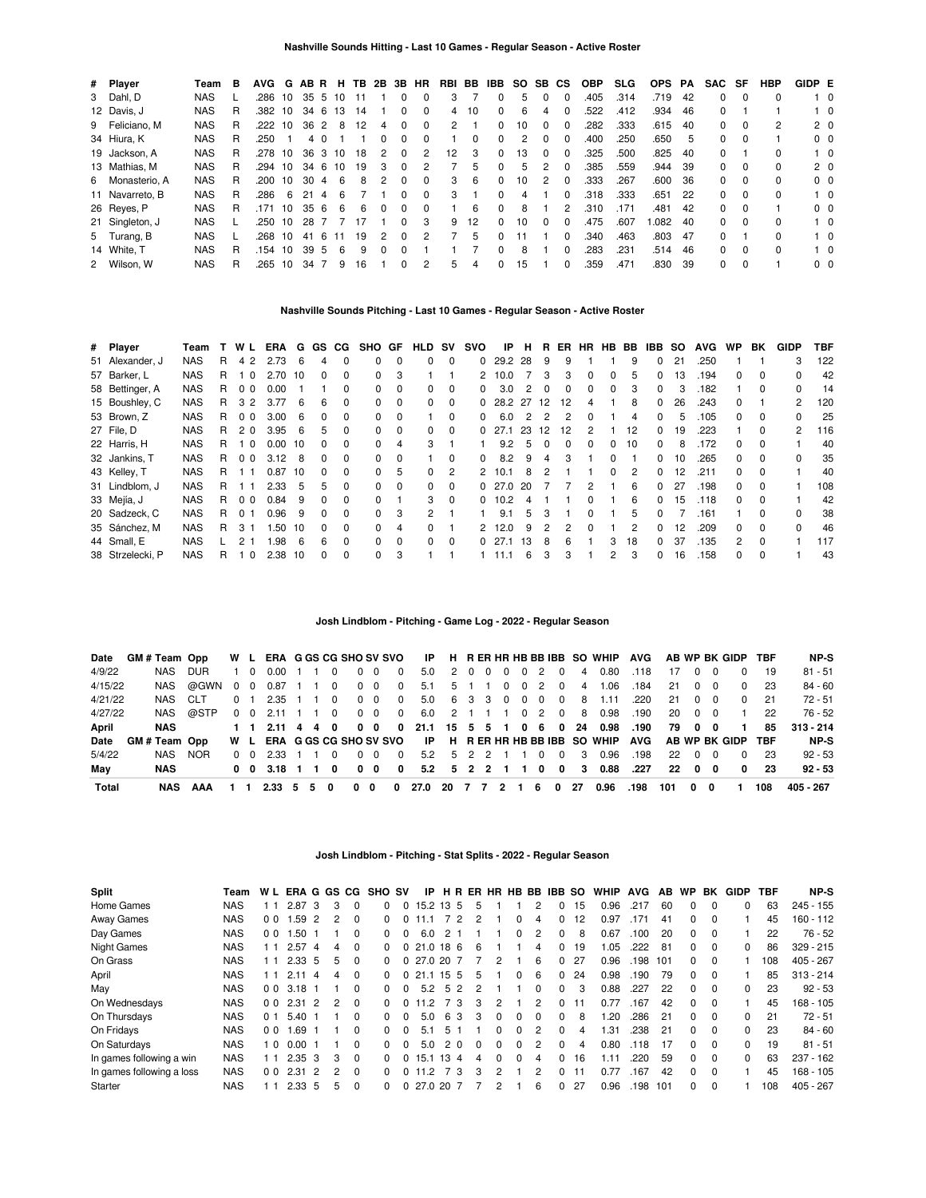## Nashville Sounds Hitting - Last 10 Games - Regular Season - Active Roster

| # | Player | Team | B | AVG | G | AB | R | H | TB | 2B | 3B | HR | RBI | BB | IBB | SO | SB | CS | OBP | SLG | OPS | PA | SAC | SF | HBP | GIDP | E |
|---|---|---|---|---|---|---|---|---|---|---|---|---|---|---|---|---|---|---|---|---|---|---|---|---|---|---|---|
| 3 | Dahl, D | NAS | L | .286 | 10 | 35 | 5 | 10 | 11 | 1 | 0 | 0 | 3 | 7 | 0 | 5 | 0 | 0 | .405 | .314 | .719 | 42 | 0 | 0 | 0 | 1 | 0 |
| 12 | Davis, J | NAS | R | .382 | 10 | 34 | 6 | 13 | 14 | 1 | 0 | 0 | 4 | 10 | 0 | 6 | 4 | 0 | .522 | .412 | .934 | 46 | 0 | 1 | 1 | 1 | 0 |
| 9 | Feliciano, M | NAS | R | .222 | 10 | 36 | 2 | 8 | 12 | 4 | 0 | 0 | 2 | 1 | 0 | 10 | 0 | 0 | .282 | .333 | .615 | 40 | 0 | 0 | 2 | 2 | 0 |
| 34 | Hiura, K | NAS | R | .250 | 1 | 4 | 0 | 1 | 1 | 0 | 0 | 0 | 1 | 0 | 0 | 2 | 0 | 0 | .400 | .250 | .650 | 5 | 0 | 0 | 1 | 0 | 0 |
| 19 | Jackson, A | NAS | R | .278 | 10 | 36 | 3 | 10 | 18 | 2 | 0 | 2 | 12 | 3 | 0 | 13 | 0 | 0 | .325 | .500 | .825 | 40 | 0 | 1 | 0 | 1 | 0 |
| 13 | Mathias, M | NAS | R | .294 | 10 | 34 | 6 | 10 | 19 | 3 | 0 | 2 | 7 | 5 | 0 | 5 | 2 | 0 | .385 | .559 | .944 | 39 | 0 | 0 | 0 | 2 | 0 |
| 6 | Monasterio, A | NAS | R | .200 | 10 | 30 | 4 | 6 | 8 | 2 | 0 | 0 | 3 | 6 | 0 | 10 | 2 | 0 | .333 | .267 | .600 | 36 | 0 | 0 | 0 | 0 | 0 |
| 11 | Navarreto, B | NAS | R | .286 | 6 | 21 | 4 | 6 | 7 | 1 | 0 | 0 | 3 | 1 | 0 | 4 | 1 | 0 | .318 | .333 | .651 | 22 | 0 | 0 | 0 | 1 | 0 |
| 26 | Reyes, P | NAS | R | .171 | 10 | 35 | 6 | 6 | 6 | 0 | 0 | 0 | 1 | 6 | 0 | 8 | 1 | 2 | .310 | .171 | .481 | 42 | 0 | 0 | 1 | 0 | 0 |
| 21 | Singleton, J | NAS | L | .250 | 10 | 28 | 7 | 7 | 17 | 1 | 0 | 3 | 9 | 12 | 0 | 10 | 0 | 0 | .475 | .607 | 1.082 | 40 | 0 | 0 | 0 | 1 | 0 |
| 5 | Turang, B | NAS | L | .268 | 10 | 41 | 6 | 11 | 19 | 2 | 0 | 2 | 7 | 5 | 0 | 11 | 1 | 0 | .340 | .463 | .803 | 47 | 0 | 1 | 0 | 1 | 0 |
| 14 | White, T | NAS | R | .154 | 10 | 39 | 5 | 6 | 9 | 0 | 0 | 1 | 1 | 7 | 0 | 8 | 1 | 0 | .283 | .231 | .514 | 46 | 0 | 0 | 0 | 1 | 0 |
| 2 | Wilson, W | NAS | R | .265 | 10 | 34 | 7 | 9 | 16 | 1 | 0 | 2 | 5 | 4 | 0 | 15 | 1 | 0 | .359 | .471 | .830 | 39 | 0 | 0 | 1 | 0 | 0 |

## Nashville Sounds Pitching - Last 10 Games - Regular Season - Active Roster

| # | Player | Team | T | W | L | ERA | G | GS | CG | SHO | GF | HLD | SV | SVO | IP | H | R | ER | HR | HB | BB | IBB | SO | AVG | WP | BK | GIDP | TBF |
|---|---|---|---|---|---|---|---|---|---|---|---|---|---|---|---|---|---|---|---|---|---|---|---|---|---|---|---|---|
| 51 | Alexander, J | NAS | R | 4 | 2 | 2.73 | 6 | 4 | 0 | 0 | 0 | 0 | 0 | 0 | 29.2 | 28 | 9 | 9 | 1 | 1 | 9 | 0 | 21 | .250 | 1 | 1 | 3 | 122 |
| 57 | Barker, L | NAS | R | 1 | 0 | 2.70 | 10 | 0 | 0 | 0 | 3 | 1 | 1 | 2 | 10.0 | 7 | 3 | 3 | 0 | 0 | 5 | 0 | 13 | .194 | 0 | 0 | 0 | 42 |
| 58 | Bettinger, A | NAS | R | 0 | 0 | 0.00 | 1 | 1 | 0 | 0 | 0 | 0 | 0 | 0 | 3.0 | 2 | 0 | 0 | 0 | 0 | 0 | 0 | 3 | .182 | 1 | 0 | 0 | 14 |
| 15 | Boushley, C | NAS | R | 3 | 2 | 3.77 | 6 | 6 | 0 | 0 | 0 | 0 | 0 | 0 | 28.2 | 27 | 12 | 12 | 4 | 1 | 8 | 0 | 26 | .243 | 0 | 1 | 2 | 120 |
| 53 | Brown, Z | NAS | R | 0 | 0 | 3.00 | 6 | 0 | 0 | 0 | 0 | 1 | 0 | 0 | 6.0 | 2 | 2 | 2 | 0 | 1 | 4 | 0 | 5 | .105 | 0 | 0 | 0 | 25 |
| 27 | File, D | NAS | R | 2 | 0 | 3.95 | 6 | 5 | 0 | 0 | 0 | 0 | 0 | 0 | 27.1 | 23 | 12 | 12 | 2 | 1 | 12 | 0 | 19 | .223 | 1 | 0 | 2 | 116 |
| 22 | Harris, H | NAS | R | 1 | 0 | 0.00 | 10 | 0 | 0 | 0 | 4 | 3 | 1 | 1 | 9.2 | 5 | 0 | 0 | 0 | 0 | 10 | 0 | 8 | .172 | 0 | 0 | 1 | 40 |
| 32 | Jankins, T | NAS | R | 0 | 0 | 3.12 | 8 | 0 | 0 | 0 | 0 | 1 | 0 | 0 | 8.2 | 9 | 4 | 3 | 1 | 0 | 1 | 0 | 10 | .265 | 0 | 0 | 0 | 35 |
| 43 | Kelley, T | NAS | R | 1 | 1 | 0.87 | 10 | 0 | 0 | 0 | 5 | 0 | 2 | 2 | 10.1 | 8 | 2 | 1 | 1 | 0 | 2 | 0 | 12 | .211 | 0 | 0 | 1 | 40 |
| 31 | Lindblom, J | NAS | R | 1 | 1 | 2.33 | 5 | 5 | 0 | 0 | 0 | 0 | 0 | 0 | 27.0 | 20 | 7 | 7 | 2 | 1 | 6 | 0 | 27 | .198 | 0 | 0 | 1 | 108 |
| 33 | Mejía, J | NAS | R | 0 | 0 | 0.84 | 9 | 0 | 0 | 0 | 1 | 3 | 0 | 0 | 10.2 | 4 | 1 | 1 | 0 | 1 | 6 | 0 | 15 | .118 | 0 | 0 | 1 | 42 |
| 20 | Sadzeck, C | NAS | R | 0 | 1 | 0.96 | 9 | 0 | 0 | 0 | 3 | 2 | 1 | 1 | 9.1 | 5 | 3 | 1 | 0 | 1 | 5 | 0 | 7 | .161 | 1 | 0 | 0 | 38 |
| 35 | Sánchez, M | NAS | R | 3 | 1 | 1.50 | 10 | 0 | 0 | 0 | 4 | 0 | 1 | 2 | 12.0 | 9 | 2 | 2 | 0 | 1 | 2 | 0 | 12 | .209 | 0 | 0 | 0 | 46 |
| 44 | Small, E | NAS | L | 2 | 1 | 1.98 | 6 | 6 | 0 | 0 | 0 | 0 | 0 | 0 | 27.1 | 13 | 8 | 6 | 1 | 3 | 18 | 0 | 37 | .135 | 2 | 0 | 1 | 117 |
| 38 | Strzelecki, P | NAS | R | 1 | 0 | 2.38 | 10 | 0 | 0 | 0 | 3 | 1 | 1 | 1 | 11.1 | 6 | 3 | 3 | 1 | 2 | 3 | 0 | 16 | .158 | 0 | 0 | 1 | 43 |

## Josh Lindblom - Pitching - Game Log - 2022 - Regular Season

| Date | GM # | Team | Opp | W | L | ERA | G | GS | CG | SHO | SV | SVO | IP | H | R | ER | HR | HB | BB | IBB | SO | WHIP | AVG | AB | WP | BK | GIDP | TBF | NP-S |
|---|---|---|---|---|---|---|---|---|---|---|---|---|---|---|---|---|---|---|---|---|---|---|---|---|---|---|---|---|---|
| 4/9/22 | | NAS | DUR | 1 | 0 | 0.00 | 1 | 1 | 0 | 0 | 0 | 0 | 5.0 | 2 | 0 | 0 | 0 | 0 | 2 | 0 | 4 | 0.80 | .118 | 17 | 0 | 0 | 0 | 19 | 81 - 51 |
| 4/15/22 | | NAS | @GWN | 0 | 0 | 0.87 | 1 | 1 | 0 | 0 | 0 | 0 | 5.1 | 5 | 1 | 1 | 0 | 0 | 2 | 0 | 4 | 1.06 | .184 | 21 | 0 | 0 | 0 | 23 | 84 - 60 |
| 4/21/22 | | NAS | CLT | 0 | 1 | 2.35 | 1 | 1 | 0 | 0 | 0 | 0 | 5.0 | 6 | 3 | 3 | 0 | 0 | 0 | 0 | 8 | 1.11 | .220 | 21 | 0 | 0 | 0 | 21 | 72 - 51 |
| 4/27/22 | | NAS | @STP | 0 | 0 | 2.11 | 1 | 1 | 0 | 0 | 0 | 0 | 6.0 | 2 | 1 | 1 | 1 | 0 | 2 | 0 | 8 | 0.98 | .190 | 20 | 0 | 0 | 1 | 22 | 76 - 52 |
| **April** | | **NAS** | | **1** | **1** | **2.11** | **4** | **4** | **0** | **0** | **0** | **0** | **21.1** | **15** | **5** | **5** | **1** | **0** | **6** | **0** | **24** | **0.98** | **.190** | **79** | **0** | **0** | **1** | **85** | **313 - 214** |
| **Date** | **GM #** | **Team** | **Opp** | **W** | **L** | **ERA** | **G** | **GS** | **CG** | **SHO** | **SV** | **SVO** | **IP** | **H** | **R** | **ER** | **HR** | **HB** | **BB** | **IBB** | **SO** | **WHIP** | **AVG** | **AB** | **WP** | **BK** | **GIDP** | **TBF** | **NP-S** |
| 5/4/22 | | NAS | NOR | 0 | 0 | 2.33 | 1 | 1 | 0 | 0 | 0 | 0 | 5.2 | 5 | 2 | 2 | 1 | 1 | 0 | 0 | 3 | 0.96 | .198 | 22 | 0 | 0 | 0 | 23 | 92 - 53 |
| **May** | | **NAS** | | **0** | **0** | **3.18** | **1** | **1** | **0** | **0** | **0** | **0** | **5.2** | **5** | **2** | **2** | **1** | **1** | **0** | **0** | **3** | **0.88** | **.227** | **22** | **0** | **0** | **0** | **23** | **92 - 53** |
| **Total** | | **NAS** | **AAA** | **1** | **1** | **2.33** | **5** | **5** | **0** | **0** | **0** | **0** | **27.0** | **20** | **7** | **7** | **2** | **1** | **6** | **0** | **27** | **0.96** | **.198** | **101** | **0** | **0** | **1** | **108** | **405 - 267** |

## Josh Lindblom - Pitching - Stat Splits - 2022 - Regular Season

| Split | Team | W | L | ERA | G | GS | CG | SHO | SV | IP | H | R | ER | HR | HB | BB | IBB | SO | WHIP | AVG | AB | WP | BK | GIDP | TBF | NP-S |
|---|---|---|---|---|---|---|---|---|---|---|---|---|---|---|---|---|---|---|---|---|---|---|---|---|---|---|
| Home Games | NAS | 1 | 1 | 2.87 | 3 | 3 | 0 | 0 | 0 | 15.2 | 13 | 5 | 5 | 1 | 1 | 2 | 0 | 15 | 0.96 | .217 | 60 | 0 | 0 | 0 | 63 | 245 - 155 |
| Away Games | NAS | 0 | 0 | 1.59 | 2 | 2 | 0 | 0 | 0 | 11.1 | 7 | 2 | 2 | 1 | 0 | 4 | 0 | 12 | 0.97 | .171 | 41 | 0 | 0 | 1 | 45 | 160 - 112 |
| Day Games | NAS | 0 | 0 | 1.50 | 1 | 1 | 0 | 0 | 0 | 6.0 | 2 | 1 | 1 | 1 | 0 | 2 | 0 | 8 | 0.67 | .100 | 20 | 0 | 0 | 1 | 22 | 76 - 52 |
| Night Games | NAS | 1 | 1 | 2.57 | 4 | 4 | 0 | 0 | 0 | 21.0 | 18 | 6 | 6 | 1 | 1 | 4 | 0 | 19 | 1.05 | .222 | 81 | 0 | 0 | 0 | 86 | 329 - 215 |
| On Grass | NAS | 1 | 1 | 2.33 | 5 | 5 | 0 | 0 | 0 | 27.0 | 20 | 7 | 7 | 2 | 1 | 6 | 0 | 27 | 0.96 | .198 | 101 | 0 | 0 | 1 | 108 | 405 - 267 |
| April | NAS | 1 | 1 | 2.11 | 4 | 4 | 0 | 0 | 0 | 21.1 | 15 | 5 | 5 | 1 | 0 | 6 | 0 | 24 | 0.98 | .190 | 79 | 0 | 0 | 1 | 85 | 313 - 214 |
| May | NAS | 0 | 0 | 3.18 | 1 | 1 | 0 | 0 | 0 | 5.2 | 5 | 2 | 2 | 1 | 1 | 0 | 0 | 3 | 0.88 | .227 | 22 | 0 | 0 | 0 | 23 | 92 - 53 |
| On Wednesdays | NAS | 0 | 0 | 2.31 | 2 | 2 | 0 | 0 | 0 | 11.2 | 7 | 3 | 3 | 2 | 1 | 2 | 0 | 11 | 0.77 | .167 | 42 | 0 | 0 | 1 | 45 | 168 - 105 |
| On Thursdays | NAS | 0 | 1 | 5.40 | 1 | 1 | 0 | 0 | 0 | 5.0 | 6 | 3 | 3 | 0 | 0 | 0 | 0 | 8 | 1.20 | .286 | 21 | 0 | 0 | 0 | 21 | 72 - 51 |
| On Fridays | NAS | 0 | 0 | 1.69 | 1 | 1 | 0 | 0 | 0 | 5.1 | 5 | 1 | 1 | 0 | 0 | 2 | 0 | 4 | 1.31 | .238 | 21 | 0 | 0 | 0 | 23 | 84 - 60 |
| On Saturdays | NAS | 1 | 0 | 0.00 | 1 | 1 | 0 | 0 | 0 | 5.0 | 2 | 0 | 0 | 0 | 0 | 2 | 0 | 4 | 0.80 | .118 | 17 | 0 | 0 | 0 | 19 | 81 - 51 |
| In games following a win | NAS | 1 | 1 | 2.35 | 3 | 3 | 0 | 0 | 0 | 15.1 | 13 | 4 | 4 | 0 | 0 | 4 | 0 | 16 | 1.11 | .220 | 59 | 0 | 0 | 0 | 63 | 237 - 162 |
| In games following a loss | NAS | 0 | 0 | 2.31 | 2 | 2 | 0 | 0 | 0 | 11.2 | 7 | 3 | 3 | 2 | 1 | 2 | 0 | 11 | 0.77 | .167 | 42 | 0 | 0 | 1 | 45 | 168 - 105 |
| Starter | NAS | 1 | 1 | 2.33 | 5 | 5 | 0 | 0 | 0 | 27.0 | 20 | 7 | 7 | 2 | 1 | 6 | 0 | 27 | 0.96 | .198 | 101 | 0 | 0 | 1 | 108 | 405 - 267 |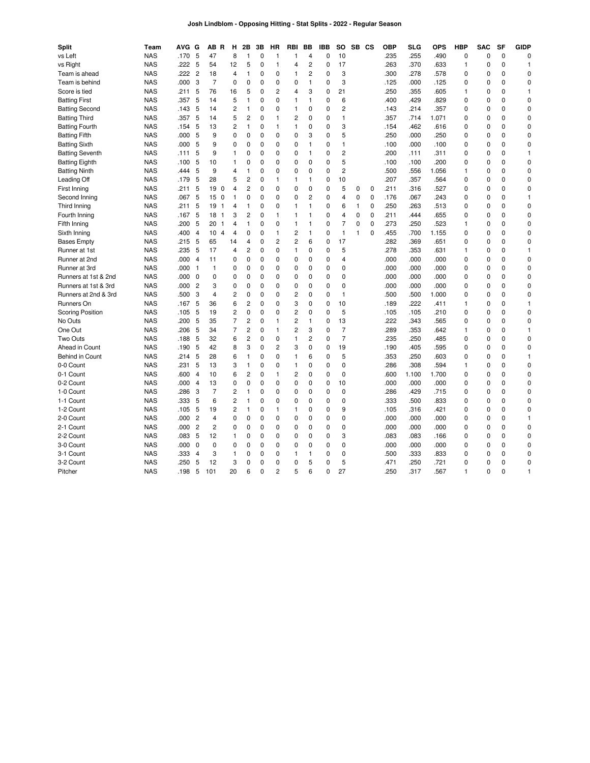**Josh Lindblom - Opposing Hitting - Stat Splits - 2022 - Regular Season**

| Split | Team | AVG | G | AB | R | H | 2B | 3B | HR | RBI | BB | IBB | SO | SB | CS | OBP | SLG | OPS | HBP | SAC | SF | GIDP |
|---|---|---|---|---|---|---|---|---|---|---|---|---|---|---|---|---|---|---|---|---|---|---|
| vs Left | NAS | .170 | 5 | 47 | | 8 | 1 | 0 | 1 | 1 | 4 | 0 | 10 | | | .235 | .255 | .490 | 0 | 0 | 0 | 0 |
| vs Right | NAS | .222 | 5 | 54 | | 12 | 5 | 0 | 1 | 4 | 2 | 0 | 17 | | | .263 | .370 | .633 | 1 | 0 | 0 | 1 |
| Team is ahead | NAS | .222 | 2 | 18 | | 4 | 1 | 0 | 0 | 1 | 2 | 0 | 3 | | | .300 | .278 | .578 | 0 | 0 | 0 | 0 |
| Team is behind | NAS | .000 | 3 | 7 | | 0 | 0 | 0 | 0 | 0 | 1 | 0 | 3 | | | .125 | .000 | .125 | 0 | 0 | 0 | 0 |
| Score is tied | NAS | .211 | 5 | 76 | | 16 | 5 | 0 | 2 | 4 | 3 | 0 | 21 | | | .250 | .355 | .605 | 1 | 0 | 0 | 1 |
| Batting First | NAS | .357 | 5 | 14 | | 5 | 1 | 0 | 0 | 1 | 1 | 0 | 6 | | | .400 | .429 | .829 | 0 | 0 | 0 | 0 |
| Batting Second | NAS | .143 | 5 | 14 | | 2 | 1 | 0 | 0 | 1 | 0 | 0 | 2 | | | .143 | .214 | .357 | 0 | 0 | 0 | 0 |
| Batting Third | NAS | .357 | 5 | 14 | | 5 | 2 | 0 | 1 | 2 | 0 | 0 | 1 | | | .357 | .714 | 1.071 | 0 | 0 | 0 | 0 |
| Batting Fourth | NAS | .154 | 5 | 13 | | 2 | 1 | 0 | 1 | 1 | 0 | 0 | 3 | | | .154 | .462 | .616 | 0 | 0 | 0 | 0 |
| Batting Fifth | NAS | .000 | 5 | 9 | | 0 | 0 | 0 | 0 | 0 | 3 | 0 | 5 | | | .250 | .000 | .250 | 0 | 0 | 0 | 0 |
| Batting Sixth | NAS | .000 | 5 | 9 | | 0 | 0 | 0 | 0 | 0 | 1 | 0 | 1 | | | .100 | .000 | .100 | 0 | 0 | 0 | 0 |
| Batting Seventh | NAS | .111 | 5 | 9 | | 1 | 0 | 0 | 0 | 0 | 1 | 0 | 2 | | | .200 | .111 | .311 | 0 | 0 | 0 | 1 |
| Batting Eighth | NAS | .100 | 5 | 10 | | 1 | 0 | 0 | 0 | 0 | 0 | 0 | 5 | | | .100 | .100 | .200 | 0 | 0 | 0 | 0 |
| Batting Ninth | NAS | .444 | 5 | 9 | | 4 | 1 | 0 | 0 | 0 | 0 | 0 | 2 | | | .500 | .556 | 1.056 | 1 | 0 | 0 | 0 |
| Leading Off | NAS | .179 | 5 | 28 | | 5 | 2 | 0 | 1 | 1 | 1 | 0 | 10 | | | .207 | .357 | .564 | 0 | 0 | 0 | 0 |
| First Inning | NAS | .211 | 5 | 19 | 0 | 4 | 2 | 0 | 0 | 0 | 0 | 0 | 5 | 0 | 0 | .211 | .316 | .527 | 0 | 0 | 0 | 0 |
| Second Inning | NAS | .067 | 5 | 15 | 0 | 1 | 0 | 0 | 0 | 0 | 2 | 0 | 4 | 0 | 0 | .176 | .067 | .243 | 0 | 0 | 0 | 1 |
| Third Inning | NAS | .211 | 5 | 19 | 1 | 4 | 1 | 0 | 0 | 1 | 1 | 0 | 6 | 1 | 0 | .250 | .263 | .513 | 0 | 0 | 0 | 0 |
| Fourth Inning | NAS | .167 | 5 | 18 | 1 | 3 | 2 | 0 | 1 | 1 | 1 | 0 | 4 | 0 | 0 | .211 | .444 | .655 | 0 | 0 | 0 | 0 |
| Fifth Inning | NAS | .200 | 5 | 20 | 1 | 4 | 1 | 0 | 0 | 1 | 1 | 0 | 7 | 0 | 0 | .273 | .250 | .523 | 1 | 0 | 0 | 0 |
| Sixth Inning | NAS | .400 | 4 | 10 | 4 | 4 | 0 | 0 | 1 | 2 | 1 | 0 | 1 | 1 | 0 | .455 | .700 | 1.155 | 0 | 0 | 0 | 0 |
| Bases Empty | NAS | .215 | 5 | 65 | | 14 | 4 | 0 | 2 | 2 | 6 | 0 | 17 | | | .282 | .369 | .651 | 0 | 0 | 0 | 0 |
| Runner at 1st | NAS | .235 | 5 | 17 | | 4 | 2 | 0 | 0 | 1 | 0 | 0 | 5 | | | .278 | .353 | .631 | 1 | 0 | 0 | 1 |
| Runner at 2nd | NAS | .000 | 4 | 11 | | 0 | 0 | 0 | 0 | 0 | 0 | 0 | 4 | | | .000 | .000 | .000 | 0 | 0 | 0 | 0 |
| Runner at 3rd | NAS | .000 | 1 | 1 | | 0 | 0 | 0 | 0 | 0 | 0 | 0 | 0 | | | .000 | .000 | .000 | 0 | 0 | 0 | 0 |
| Runners at 1st & 2nd | NAS | .000 | 0 | 0 | | 0 | 0 | 0 | 0 | 0 | 0 | 0 | 0 | | | .000 | .000 | .000 | 0 | 0 | 0 | 0 |
| Runners at 1st & 3rd | NAS | .000 | 2 | 3 | | 0 | 0 | 0 | 0 | 0 | 0 | 0 | 0 | | | .000 | .000 | .000 | 0 | 0 | 0 | 0 |
| Runners at 2nd & 3rd | NAS | .500 | 3 | 4 | | 2 | 0 | 0 | 0 | 2 | 0 | 0 | 1 | | | .500 | .500 | 1.000 | 0 | 0 | 0 | 0 |
| Runners On | NAS | .167 | 5 | 36 | | 6 | 2 | 0 | 0 | 3 | 0 | 0 | 10 | | | .189 | .222 | .411 | 1 | 0 | 0 | 1 |
| Scoring Position | NAS | .105 | 5 | 19 | | 2 | 0 | 0 | 0 | 2 | 0 | 0 | 5 | | | .105 | .105 | .210 | 0 | 0 | 0 | 0 |
| No Outs | NAS | .200 | 5 | 35 | | 7 | 2 | 0 | 1 | 2 | 1 | 0 | 13 | | | .222 | .343 | .565 | 0 | 0 | 0 | 0 |
| One Out | NAS | .206 | 5 | 34 | | 7 | 2 | 0 | 1 | 2 | 3 | 0 | 7 | | | .289 | .353 | .642 | 1 | 0 | 0 | 1 |
| Two Outs | NAS | .188 | 5 | 32 | | 6 | 2 | 0 | 0 | 1 | 2 | 0 | 7 | | | .235 | .250 | .485 | 0 | 0 | 0 | 0 |
| Ahead in Count | NAS | .190 | 5 | 42 | | 8 | 3 | 0 | 2 | 3 | 0 | 0 | 19 | | | .190 | .405 | .595 | 0 | 0 | 0 | 0 |
| Behind in Count | NAS | .214 | 5 | 28 | | 6 | 1 | 0 | 0 | 1 | 6 | 0 | 5 | | | .353 | .250 | .603 | 0 | 0 | 0 | 1 |
| 0-0 Count | NAS | .231 | 5 | 13 | | 3 | 1 | 0 | 0 | 1 | 0 | 0 | 0 | | | .286 | .308 | .594 | 1 | 0 | 0 | 0 |
| 0-1 Count | NAS | .600 | 4 | 10 | | 6 | 2 | 0 | 1 | 2 | 0 | 0 | 0 | | | .600 | 1.100 | 1.700 | 0 | 0 | 0 | 0 |
| 0-2 Count | NAS | .000 | 4 | 13 | | 0 | 0 | 0 | 0 | 0 | 0 | 0 | 10 | | | .000 | .000 | .000 | 0 | 0 | 0 | 0 |
| 1-0 Count | NAS | .286 | 3 | 7 | | 2 | 1 | 0 | 0 | 0 | 0 | 0 | 0 | | | .286 | .429 | .715 | 0 | 0 | 0 | 0 |
| 1-1 Count | NAS | .333 | 5 | 6 | | 2 | 1 | 0 | 0 | 0 | 0 | 0 | 0 | | | .333 | .500 | .833 | 0 | 0 | 0 | 0 |
| 1-2 Count | NAS | .105 | 5 | 19 | | 2 | 1 | 0 | 1 | 1 | 0 | 0 | 9 | | | .105 | .316 | .421 | 0 | 0 | 0 | 0 |
| 2-0 Count | NAS | .000 | 2 | 4 | | 0 | 0 | 0 | 0 | 0 | 0 | 0 | 0 | | | .000 | .000 | .000 | 0 | 0 | 0 | 1 |
| 2-1 Count | NAS | .000 | 2 | 2 | | 0 | 0 | 0 | 0 | 0 | 0 | 0 | 0 | | | .000 | .000 | .000 | 0 | 0 | 0 | 0 |
| 2-2 Count | NAS | .083 | 5 | 12 | | 1 | 0 | 0 | 0 | 0 | 0 | 0 | 3 | | | .083 | .083 | .166 | 0 | 0 | 0 | 0 |
| 3-0 Count | NAS | .000 | 0 | 0 | | 0 | 0 | 0 | 0 | 0 | 0 | 0 | 0 | | | .000 | .000 | .000 | 0 | 0 | 0 | 0 |
| 3-1 Count | NAS | .333 | 4 | 3 | | 1 | 0 | 0 | 0 | 1 | 1 | 0 | 0 | | | .500 | .333 | .833 | 0 | 0 | 0 | 0 |
| 3-2 Count | NAS | .250 | 5 | 12 | | 3 | 0 | 0 | 0 | 0 | 5 | 0 | 5 | | | .471 | .250 | .721 | 0 | 0 | 0 | 0 |
| Pitcher | NAS | .198 | 5 | 101 | | 20 | 6 | 0 | 2 | 5 | 6 | 0 | 27 | | | .250 | .317 | .567 | 1 | 0 | 0 | 1 |